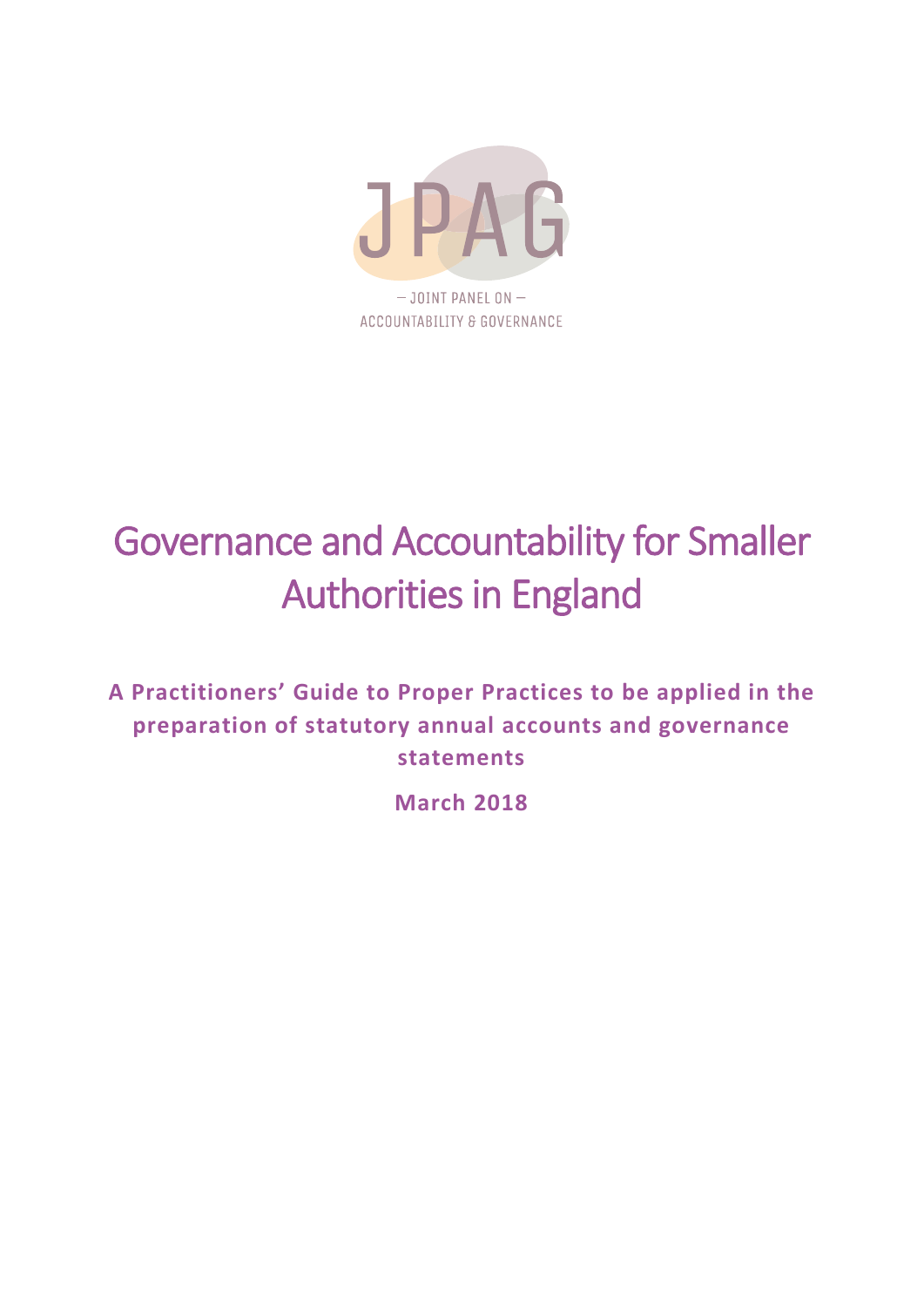JPAG

— JOINT PANEL ON —

ACCOUNTABILITY & GOVERNANCE

# Governance and Accountability for Smaller Authorities in England

**A Practitioners' Guide to Proper Practices to be applied in the preparation of statutory annual accounts and governance statements**

**March 2018**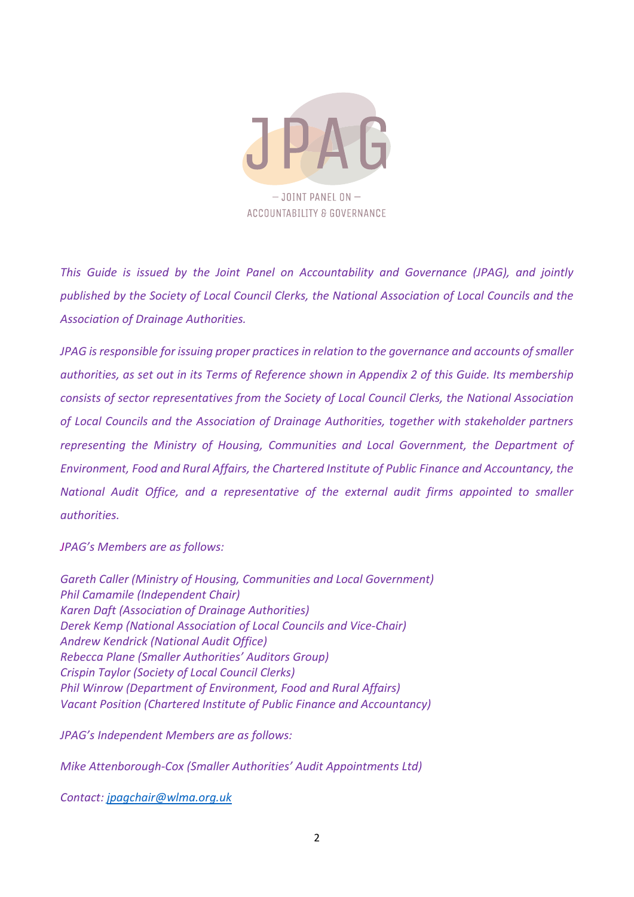JPAG

— JOINT PANEL ON —
ACCOUNTABILITY & GOVERNANCE

*This Guide is issued by the Joint Panel on Accountability and Governance (JPAG), and jointly published by the Society of Local Council Clerks, the National Association of Local Councils and the Association of Drainage Authorities.*

*JPAG is responsible for issuing proper practices in relation to the governance and accounts of smaller authorities, as set out in its Terms of Reference shown in Appendix 2 of this Guide. Its membership consists of sector representatives from the Society of Local Council Clerks, the National Association of Local Councils and the Association of Drainage Authorities, together with stakeholder partners representing the Ministry of Housing, Communities and Local Government, the Department of Environment, Food and Rural Affairs, the Chartered Institute of Public Finance and Accountancy, the National Audit Office, and a representative of the external audit firms appointed to smaller authorities.*

*JPAG's Members are as follows:*

*Gareth Caller (Ministry of Housing, Communities and Local Government)*
*Phil Camamile (Independent Chair)*
*Karen Daft (Association of Drainage Authorities)*
*Derek Kemp (National Association of Local Councils and Vice-Chair)*
*Andrew Kendrick (National Audit Office)*
*Rebecca Plane (Smaller Authorities' Auditors Group)*
*Crispin Taylor (Society of Local Council Clerks)*
*Phil Winrow (Department of Environment, Food and Rural Affairs)*
*Vacant Position (Chartered Institute of Public Finance and Accountancy)*

*JPAG's Independent Members are as follows:*

*Mike Attenborough-Cox (Smaller Authorities' Audit Appointments Ltd)*

*Contact: [jpagchair@wlma.org.uk](mailto:jpagchair@wlma.org.uk)*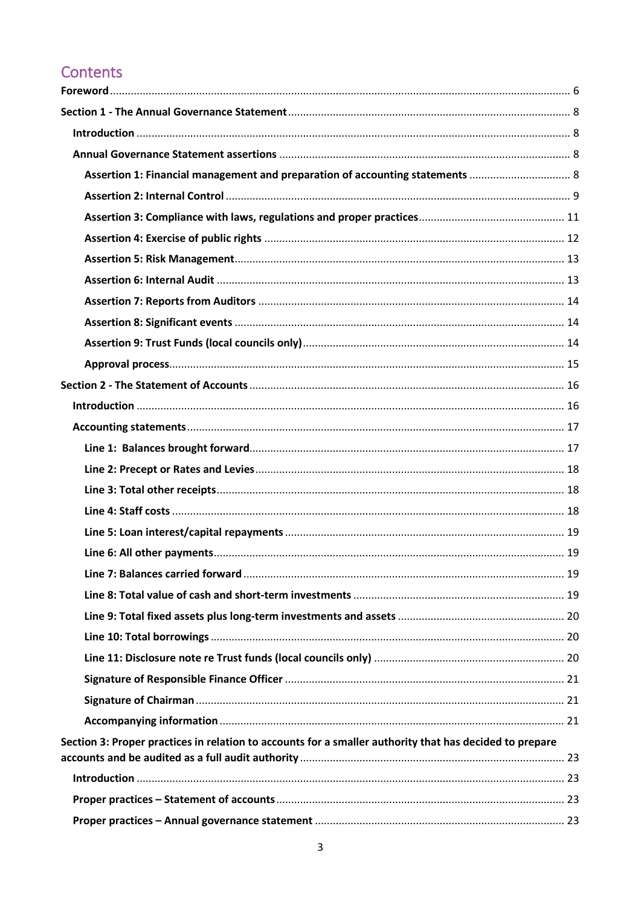## Contents

- **Foreword** ... 6
- **Section 1 - The Annual Governance Statement** ... 8
  - **Introduction** ... 8
  - **Annual Governance Statement assertions** ... 8
    - **Assertion 1: Financial management and preparation of accounting statements** ... 8
    - **Assertion 2: Internal Control** ... 9
    - **Assertion 3: Compliance with laws, regulations and proper practices** ... 11
    - **Assertion 4: Exercise of public rights** ... 12
    - **Assertion 5: Risk Management** ... 13
    - **Assertion 6: Internal Audit** ... 13
    - **Assertion 7: Reports from Auditors** ... 14
    - **Assertion 8: Significant events** ... 14
    - **Assertion 9: Trust Funds (local councils only)** ... 14
    - **Approval process** ... 15
- **Section 2 - The Statement of Accounts** ... 16
  - **Introduction** ... 16
  - **Accounting statements** ... 17
    - **Line 1: Balances brought forward** ... 17
    - **Line 2: Precept or Rates and Levies** ... 18
    - **Line 3: Total other receipts** ... 18
    - **Line 4: Staff costs** ... 18
    - **Line 5: Loan interest/capital repayments** ... 19
    - **Line 6: All other payments** ... 19
    - **Line 7: Balances carried forward** ... 19
    - **Line 8: Total value of cash and short-term investments** ... 19
    - **Line 9: Total fixed assets plus long-term investments and assets** ... 20
    - **Line 10: Total borrowings** ... 20
    - **Line 11: Disclosure note re Trust funds (local councils only)** ... 20
    - **Signature of Responsible Finance Officer** ... 21
    - **Signature of Chairman** ... 21
    - **Accompanying information** ... 21
- **Section 3: Proper practices in relation to accounts for a smaller authority that has decided to prepare accounts and be audited as a full audit authority** ... 23
  - **Introduction** ... 23
  - **Proper practices – Statement of accounts** ... 23
  - **Proper practices – Annual governance statement** ... 23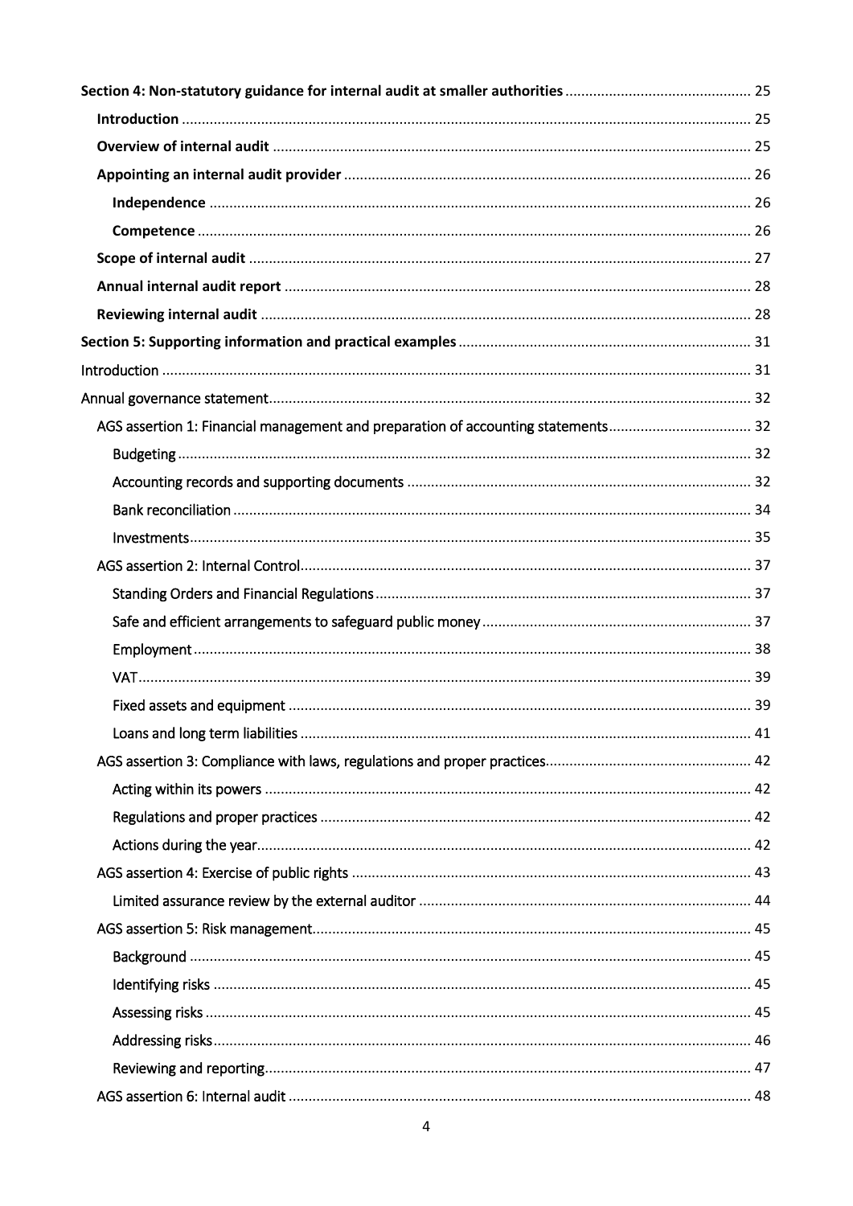**Section 4: Non-statutory guidance for internal audit at smaller authorities** .............................................. 25

- **Introduction** .............................................................................................................................. 25
- **Overview of internal audit** ....................................................................................................... 25
- **Appointing an internal audit provider** ..................................................................................... 26
  - **Independence** ...................................................................................................................... 26
  - **Competence** ......................................................................................................................... 26
- **Scope of internal audit** ............................................................................................................. 27
- **Annual internal audit report** .................................................................................................... 28
- **Reviewing internal audit** .......................................................................................................... 28

**Section 5: Supporting information and practical examples** .......................................................................... 31

Introduction ................................................................................................................................................... 31

Annual governance statement......................................................................................................................... 32

- AGS assertion 1: Financial management and preparation of accounting statements.................................... 32
  - Budgeting ............................................................................................................................................ 32
  - Accounting records and supporting documents ..................................................................................... 32
  - Bank reconciliation ............................................................................................................................... 34
  - Investments.......................................................................................................................................... 35
- AGS assertion 2: Internal Control................................................................................................................. 37
  - Standing Orders and Financial Regulations............................................................................................. 37
  - Safe and efficient arrangements to safeguard public money................................................................... 37
  - Employment......................................................................................................................................... 38
  - VAT...................................................................................................................................................... 39
  - Fixed assets and equipment ................................................................................................................. 39
  - Loans and long term liabilities .............................................................................................................. 41
- AGS assertion 3: Compliance with laws, regulations and proper practices.................................................... 42
  - Acting within its powers ....................................................................................................................... 42
  - Regulations and proper practices .......................................................................................................... 42
  - Actions during the year......................................................................................................................... 42
- AGS assertion 4: Exercise of public rights .................................................................................................... 43
  - Limited assurance review by the external auditor .................................................................................. 44
- AGS assertion 5: Risk management.............................................................................................................. 45
  - Background ......................................................................................................................................... 45
  - Identifying risks .................................................................................................................................... 45
  - Assessing risks ..................................................................................................................................... 45
  - Addressing risks.................................................................................................................................... 46
  - Reviewing and reporting....................................................................................................................... 47
- AGS assertion 6: Internal audit ................................................................................................................... 48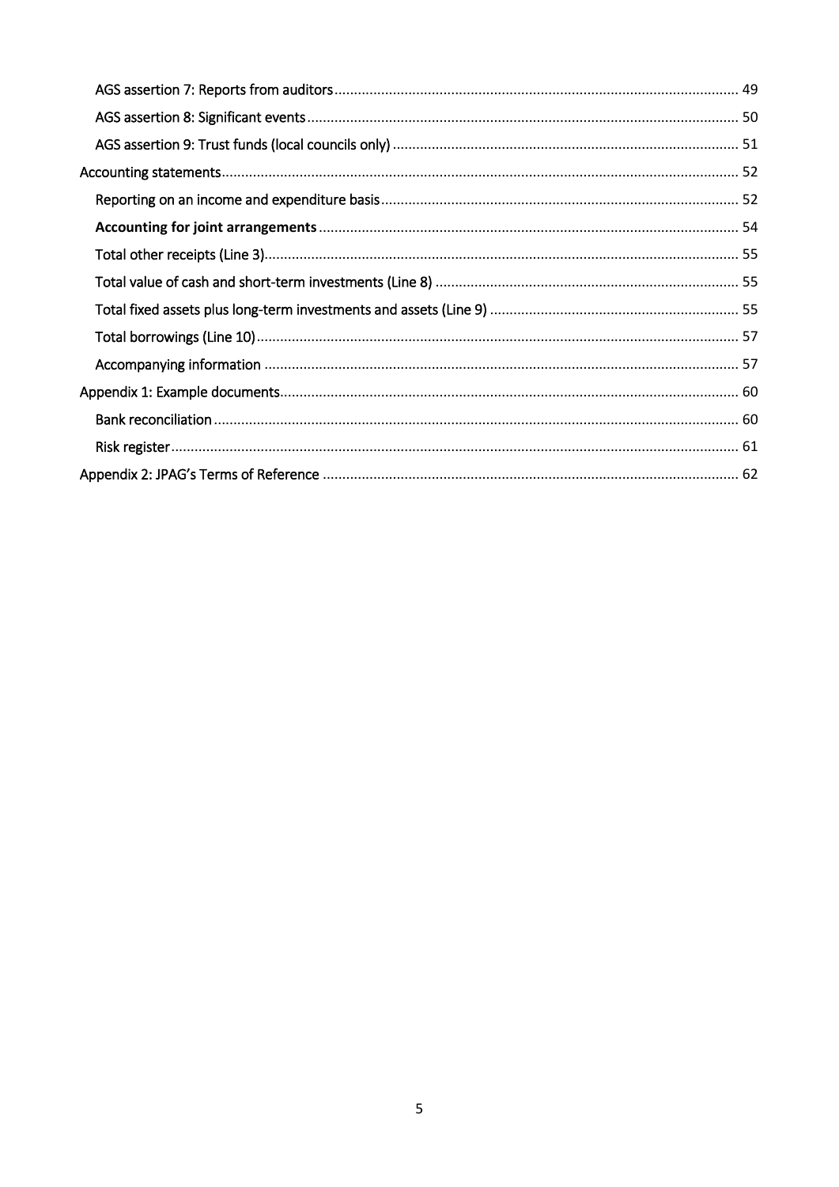AGS assertion 7: Reports from auditors ... 49

AGS assertion 8: Significant events ... 50

AGS assertion 9: Trust funds (local councils only) ... 51

Accounting statements ... 52

Reporting on an income and expenditure basis ... 52

**Accounting for joint arrangements** ... 54

Total other receipts (Line 3) ... 55

Total value of cash and short-term investments (Line 8) ... 55

Total fixed assets plus long-term investments and assets (Line 9) ... 55

Total borrowings (Line 10) ... 57

Accompanying information ... 57

Appendix 1: Example documents ... 60

Bank reconciliation ... 60

Risk register ... 61

Appendix 2: JPAG's Terms of Reference ... 62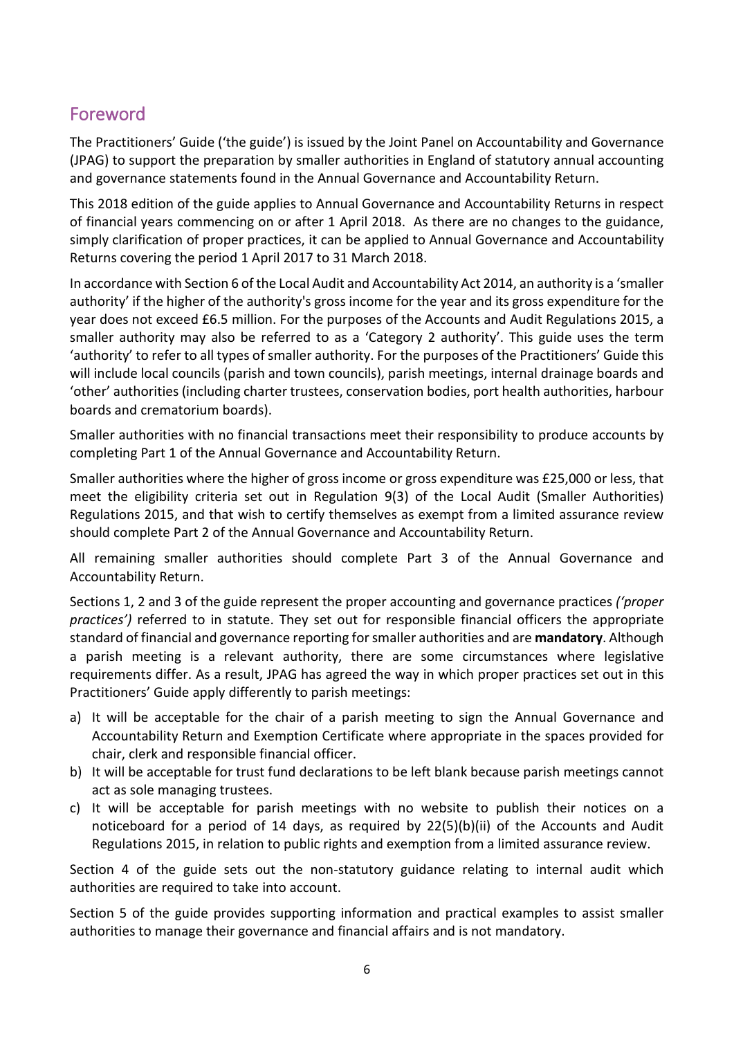## Foreword

The Practitioners' Guide ('the guide') is issued by the Joint Panel on Accountability and Governance (JPAG) to support the preparation by smaller authorities in England of statutory annual accounting and governance statements found in the Annual Governance and Accountability Return.

This 2018 edition of the guide applies to Annual Governance and Accountability Returns in respect of financial years commencing on or after 1 April 2018. As there are no changes to the guidance, simply clarification of proper practices, it can be applied to Annual Governance and Accountability Returns covering the period 1 April 2017 to 31 March 2018.

In accordance with Section 6 of the Local Audit and Accountability Act 2014, an authority is a 'smaller authority' if the higher of the authority's gross income for the year and its gross expenditure for the year does not exceed £6.5 million. For the purposes of the Accounts and Audit Regulations 2015, a smaller authority may also be referred to as a 'Category 2 authority'. This guide uses the term 'authority' to refer to all types of smaller authority. For the purposes of the Practitioners' Guide this will include local councils (parish and town councils), parish meetings, internal drainage boards and 'other' authorities (including charter trustees, conservation bodies, port health authorities, harbour boards and crematorium boards).

Smaller authorities with no financial transactions meet their responsibility to produce accounts by completing Part 1 of the Annual Governance and Accountability Return.

Smaller authorities where the higher of gross income or gross expenditure was £25,000 or less, that meet the eligibility criteria set out in Regulation 9(3) of the Local Audit (Smaller Authorities) Regulations 2015, and that wish to certify themselves as exempt from a limited assurance review should complete Part 2 of the Annual Governance and Accountability Return.

All remaining smaller authorities should complete Part 3 of the Annual Governance and Accountability Return.

Sections 1, 2 and 3 of the guide represent the proper accounting and governance practices *('proper practices')* referred to in statute. They set out for responsible financial officers the appropriate standard of financial and governance reporting for smaller authorities and are **mandatory**. Although a parish meeting is a relevant authority, there are some circumstances where legislative requirements differ. As a result, JPAG has agreed the way in which proper practices set out in this Practitioners' Guide apply differently to parish meetings:

a) It will be acceptable for the chair of a parish meeting to sign the Annual Governance and Accountability Return and Exemption Certificate where appropriate in the spaces provided for chair, clerk and responsible financial officer.
b) It will be acceptable for trust fund declarations to be left blank because parish meetings cannot act as sole managing trustees.
c) It will be acceptable for parish meetings with no website to publish their notices on a noticeboard for a period of 14 days, as required by 22(5)(b)(ii) of the Accounts and Audit Regulations 2015, in relation to public rights and exemption from a limited assurance review.

Section 4 of the guide sets out the non-statutory guidance relating to internal audit which authorities are required to take into account.

Section 5 of the guide provides supporting information and practical examples to assist smaller authorities to manage their governance and financial affairs and is not mandatory.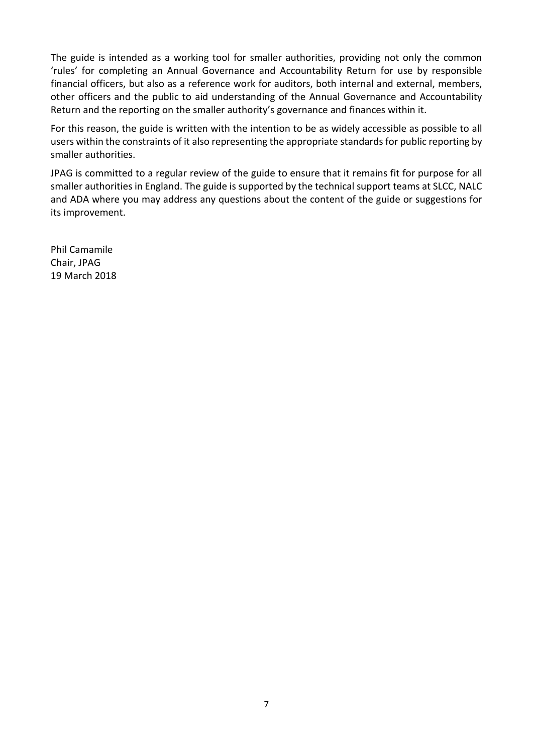The guide is intended as a working tool for smaller authorities, providing not only the common 'rules' for completing an Annual Governance and Accountability Return for use by responsible financial officers, but also as a reference work for auditors, both internal and external, members, other officers and the public to aid understanding of the Annual Governance and Accountability Return and the reporting on the smaller authority's governance and finances within it.

For this reason, the guide is written with the intention to be as widely accessible as possible to all users within the constraints of it also representing the appropriate standards for public reporting by smaller authorities.

JPAG is committed to a regular review of the guide to ensure that it remains fit for purpose for all smaller authorities in England. The guide is supported by the technical support teams at SLCC, NALC and ADA where you may address any questions about the content of the guide or suggestions for its improvement.

Phil Camamile  
Chair, JPAG  
19 March 2018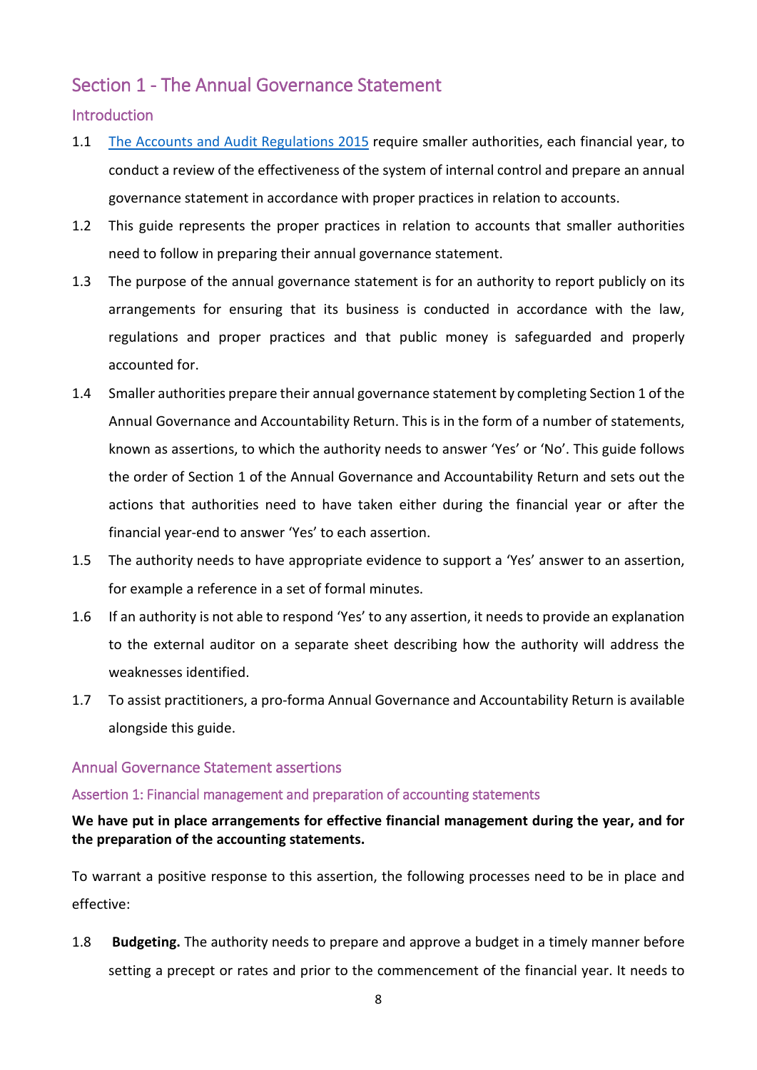## Section 1 - The Annual Governance Statement

### Introduction

1.1 [The Accounts and Audit Regulations 2015](#) require smaller authorities, each financial year, to conduct a review of the effectiveness of the system of internal control and prepare an annual governance statement in accordance with proper practices in relation to accounts.

1.2 This guide represents the proper practices in relation to accounts that smaller authorities need to follow in preparing their annual governance statement.

1.3 The purpose of the annual governance statement is for an authority to report publicly on its arrangements for ensuring that its business is conducted in accordance with the law, regulations and proper practices and that public money is safeguarded and properly accounted for.

1.4 Smaller authorities prepare their annual governance statement by completing Section 1 of the Annual Governance and Accountability Return. This is in the form of a number of statements, known as assertions, to which the authority needs to answer 'Yes' or 'No'. This guide follows the order of Section 1 of the Annual Governance and Accountability Return and sets out the actions that authorities need to have taken either during the financial year or after the financial year-end to answer 'Yes' to each assertion.

1.5 The authority needs to have appropriate evidence to support a 'Yes' answer to an assertion, for example a reference in a set of formal minutes.

1.6 If an authority is not able to respond 'Yes' to any assertion, it needs to provide an explanation to the external auditor on a separate sheet describing how the authority will address the weaknesses identified.

1.7 To assist practitioners, a pro-forma Annual Governance and Accountability Return is available alongside this guide.

### Annual Governance Statement assertions

#### Assertion 1: Financial management and preparation of accounting statements

**We have put in place arrangements for effective financial management during the year, and for the preparation of the accounting statements.**

To warrant a positive response to this assertion, the following processes need to be in place and effective:

1.8 **Budgeting.** The authority needs to prepare and approve a budget in a timely manner before setting a precept or rates and prior to the commencement of the financial year. It needs to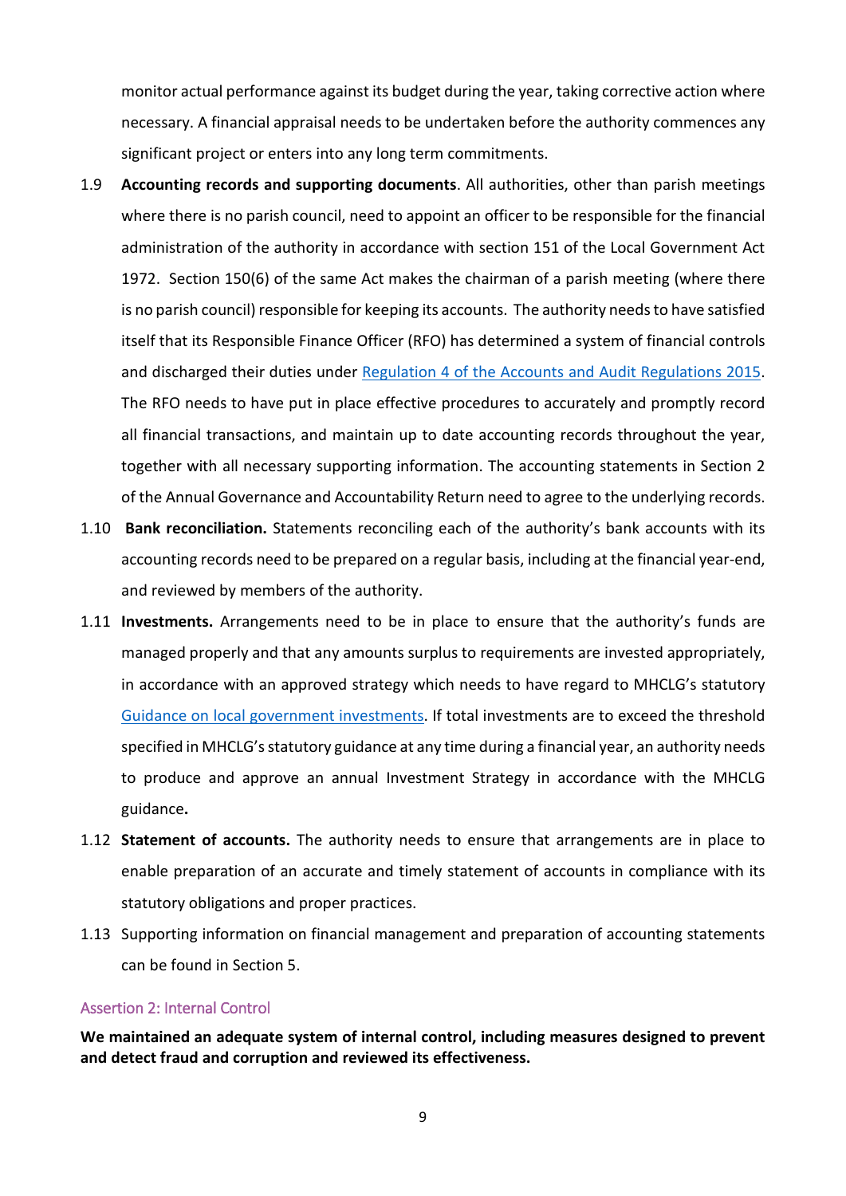monitor actual performance against its budget during the year, taking corrective action where necessary. A financial appraisal needs to be undertaken before the authority commences any significant project or enters into any long term commitments.

1.9 **Accounting records and supporting documents**. All authorities, other than parish meetings where there is no parish council, need to appoint an officer to be responsible for the financial administration of the authority in accordance with section 151 of the Local Government Act 1972. Section 150(6) of the same Act makes the chairman of a parish meeting (where there is no parish council) responsible for keeping its accounts. The authority needs to have satisfied itself that its Responsible Finance Officer (RFO) has determined a system of financial controls and discharged their duties under [Regulation 4 of the Accounts and Audit Regulations 2015](). The RFO needs to have put in place effective procedures to accurately and promptly record all financial transactions, and maintain up to date accounting records throughout the year, together with all necessary supporting information. The accounting statements in Section 2 of the Annual Governance and Accountability Return need to agree to the underlying records.

1.10 **Bank reconciliation.** Statements reconciling each of the authority's bank accounts with its accounting records need to be prepared on a regular basis, including at the financial year-end, and reviewed by members of the authority.

1.11 **Investments.** Arrangements need to be in place to ensure that the authority's funds are managed properly and that any amounts surplus to requirements are invested appropriately, in accordance with an approved strategy which needs to have regard to MHCLG's statutory [Guidance on local government investments](). If total investments are to exceed the threshold specified in MHCLG's statutory guidance at any time during a financial year, an authority needs to produce and approve an annual Investment Strategy in accordance with the MHCLG guidance**.**

1.12 **Statement of accounts.** The authority needs to ensure that arrangements are in place to enable preparation of an accurate and timely statement of accounts in compliance with its statutory obligations and proper practices.

1.13 Supporting information on financial management and preparation of accounting statements can be found in Section 5.

### Assertion 2: Internal Control

**We maintained an adequate system of internal control, including measures designed to prevent and detect fraud and corruption and reviewed its effectiveness.**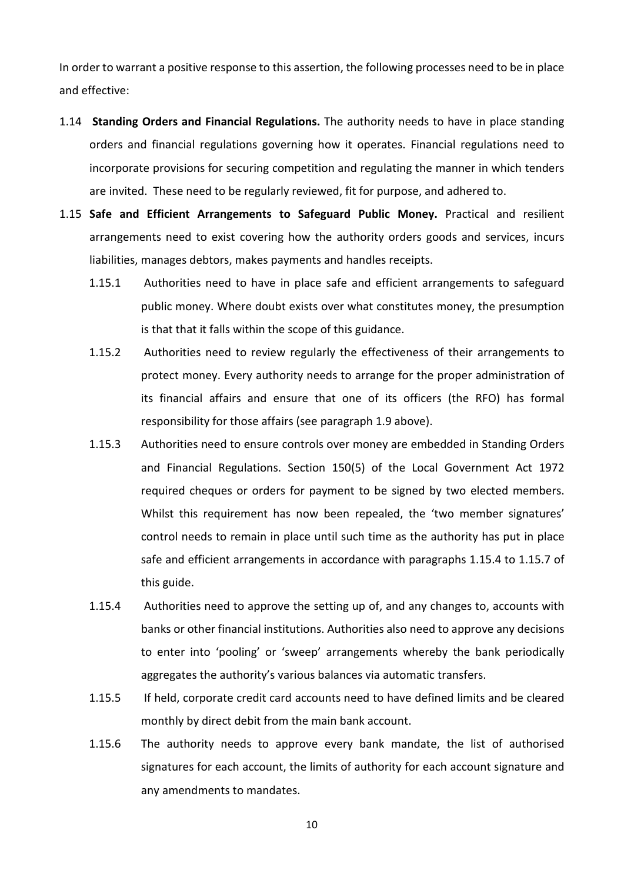In order to warrant a positive response to this assertion, the following processes need to be in place and effective:

1.14 **Standing Orders and Financial Regulations.** The authority needs to have in place standing orders and financial regulations governing how it operates. Financial regulations need to incorporate provisions for securing competition and regulating the manner in which tenders are invited. These need to be regularly reviewed, fit for purpose, and adhered to.

1.15 **Safe and Efficient Arrangements to Safeguard Public Money.** Practical and resilient arrangements need to exist covering how the authority orders goods and services, incurs liabilities, manages debtors, makes payments and handles receipts.

1.15.1 Authorities need to have in place safe and efficient arrangements to safeguard public money. Where doubt exists over what constitutes money, the presumption is that that it falls within the scope of this guidance.

1.15.2 Authorities need to review regularly the effectiveness of their arrangements to protect money. Every authority needs to arrange for the proper administration of its financial affairs and ensure that one of its officers (the RFO) has formal responsibility for those affairs (see paragraph 1.9 above).

1.15.3 Authorities need to ensure controls over money are embedded in Standing Orders and Financial Regulations. Section 150(5) of the Local Government Act 1972 required cheques or orders for payment to be signed by two elected members. Whilst this requirement has now been repealed, the 'two member signatures' control needs to remain in place until such time as the authority has put in place safe and efficient arrangements in accordance with paragraphs 1.15.4 to 1.15.7 of this guide.

1.15.4 Authorities need to approve the setting up of, and any changes to, accounts with banks or other financial institutions. Authorities also need to approve any decisions to enter into 'pooling' or 'sweep' arrangements whereby the bank periodically aggregates the authority's various balances via automatic transfers.

1.15.5 If held, corporate credit card accounts need to have defined limits and be cleared monthly by direct debit from the main bank account.

1.15.6 The authority needs to approve every bank mandate, the list of authorised signatures for each account, the limits of authority for each account signature and any amendments to mandates.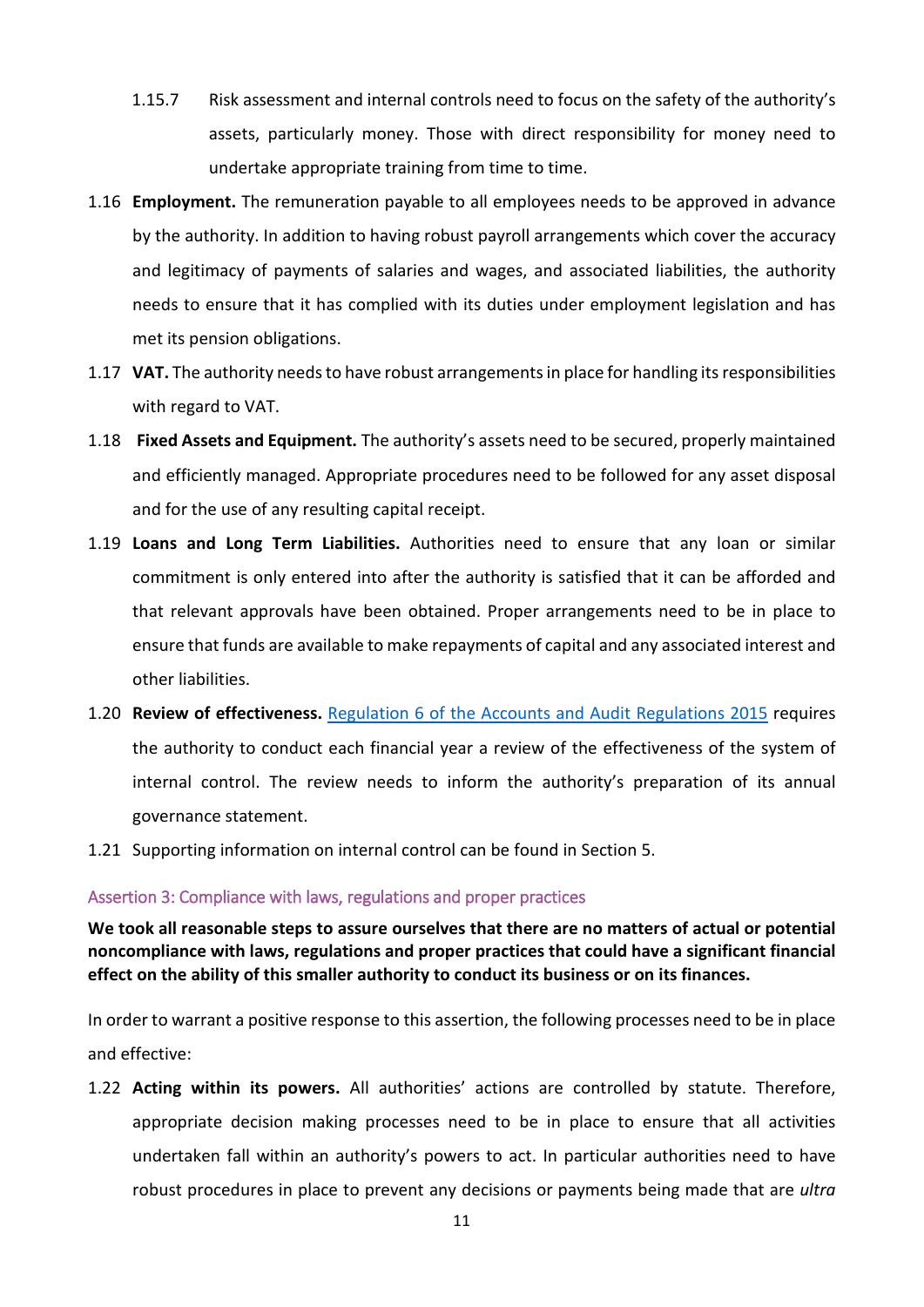1.15.7 Risk assessment and internal controls need to focus on the safety of the authority's assets, particularly money. Those with direct responsibility for money need to undertake appropriate training from time to time.

1.16 **Employment.** The remuneration payable to all employees needs to be approved in advance by the authority. In addition to having robust payroll arrangements which cover the accuracy and legitimacy of payments of salaries and wages, and associated liabilities, the authority needs to ensure that it has complied with its duties under employment legislation and has met its pension obligations.

1.17 **VAT.** The authority needs to have robust arrangements in place for handling its responsibilities with regard to VAT.

1.18 **Fixed Assets and Equipment.** The authority's assets need to be secured, properly maintained and efficiently managed. Appropriate procedures need to be followed for any asset disposal and for the use of any resulting capital receipt.

1.19 **Loans and Long Term Liabilities.** Authorities need to ensure that any loan or similar commitment is only entered into after the authority is satisfied that it can be afforded and that relevant approvals have been obtained. Proper arrangements need to be in place to ensure that funds are available to make repayments of capital and any associated interest and other liabilities.

1.20 **Review of effectiveness.** Regulation 6 of the Accounts and Audit Regulations 2015 requires the authority to conduct each financial year a review of the effectiveness of the system of internal control. The review needs to inform the authority's preparation of its annual governance statement.

1.21 Supporting information on internal control can be found in Section 5.

## Assertion 3: Compliance with laws, regulations and proper practices

**We took all reasonable steps to assure ourselves that there are no matters of actual or potential noncompliance with laws, regulations and proper practices that could have a significant financial effect on the ability of this smaller authority to conduct its business or on its finances.**

In order to warrant a positive response to this assertion, the following processes need to be in place and effective:

1.22 **Acting within its powers.** All authorities' actions are controlled by statute. Therefore, appropriate decision making processes need to be in place to ensure that all activities undertaken fall within an authority's powers to act. In particular authorities need to have robust procedures in place to prevent any decisions or payments being made that are *ultra*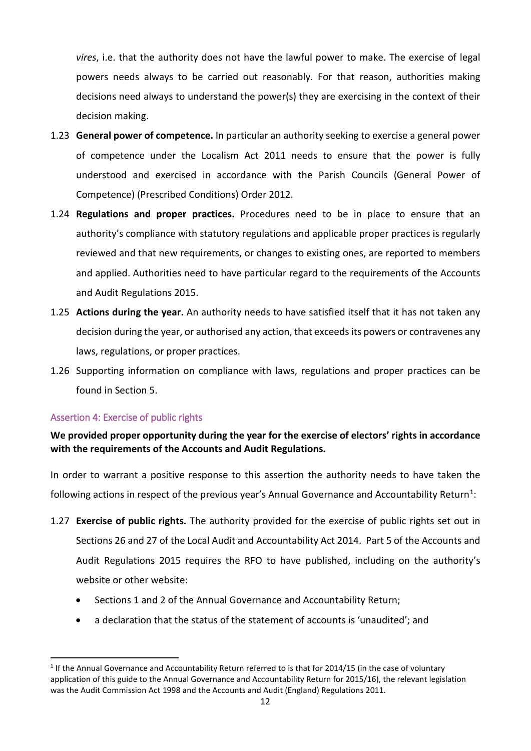*vires*, i.e. that the authority does not have the lawful power to make. The exercise of legal powers needs always to be carried out reasonably. For that reason, authorities making decisions need always to understand the power(s) they are exercising in the context of their decision making.

1.23 **General power of competence.** In particular an authority seeking to exercise a general power of competence under the Localism Act 2011 needs to ensure that the power is fully understood and exercised in accordance with the Parish Councils (General Power of Competence) (Prescribed Conditions) Order 2012.

1.24 **Regulations and proper practices.** Procedures need to be in place to ensure that an authority's compliance with statutory regulations and applicable proper practices is regularly reviewed and that new requirements, or changes to existing ones, are reported to members and applied. Authorities need to have particular regard to the requirements of the Accounts and Audit Regulations 2015.

1.25 **Actions during the year.** An authority needs to have satisfied itself that it has not taken any decision during the year, or authorised any action, that exceeds its powers or contravenes any laws, regulations, or proper practices.

1.26 Supporting information on compliance with laws, regulations and proper practices can be found in Section 5.

### Assertion 4: Exercise of public rights

**We provided proper opportunity during the year for the exercise of electors' rights in accordance with the requirements of the Accounts and Audit Regulations.**

In order to warrant a positive response to this assertion the authority needs to have taken the following actions in respect of the previous year's Annual Governance and Accountability Return[1]:

1.27 **Exercise of public rights.** The authority provided for the exercise of public rights set out in Sections 26 and 27 of the Local Audit and Accountability Act 2014. Part 5 of the Accounts and Audit Regulations 2015 requires the RFO to have published, including on the authority's website or other website:

- Sections 1 and 2 of the Annual Governance and Accountability Return;
- a declaration that the status of the statement of accounts is 'unaudited'; and

[1] If the Annual Governance and Accountability Return referred to is that for 2014/15 (in the case of voluntary application of this guide to the Annual Governance and Accountability Return for 2015/16), the relevant legislation was the Audit Commission Act 1998 and the Accounts and Audit (England) Regulations 2011.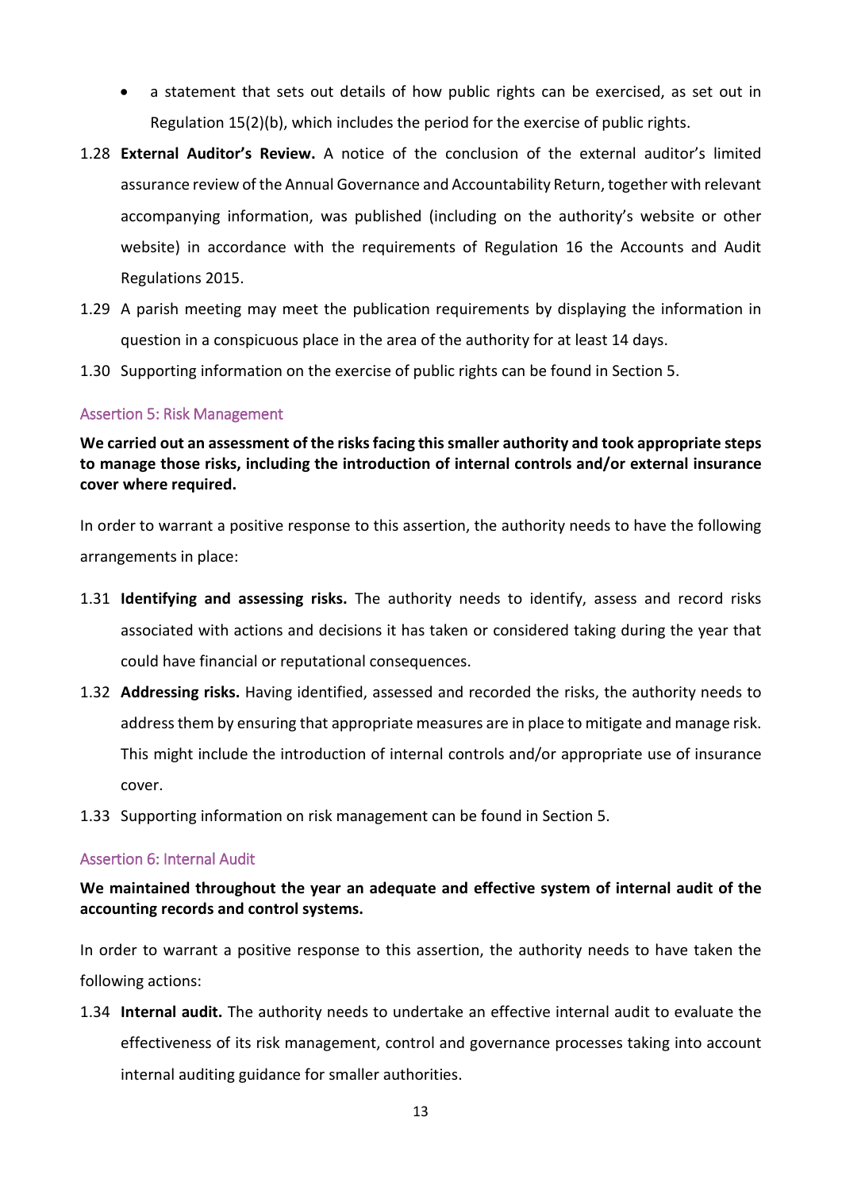- a statement that sets out details of how public rights can be exercised, as set out in Regulation 15(2)(b), which includes the period for the exercise of public rights.

1.28 **External Auditor's Review.** A notice of the conclusion of the external auditor's limited assurance review of the Annual Governance and Accountability Return, together with relevant accompanying information, was published (including on the authority's website or other website) in accordance with the requirements of Regulation 16 the Accounts and Audit Regulations 2015.

1.29 A parish meeting may meet the publication requirements by displaying the information in question in a conspicuous place in the area of the authority for at least 14 days.

1.30 Supporting information on the exercise of public rights can be found in Section 5.

### Assertion 5: Risk Management

**We carried out an assessment of the risks facing this smaller authority and took appropriate steps to manage those risks, including the introduction of internal controls and/or external insurance cover where required.**

In order to warrant a positive response to this assertion, the authority needs to have the following arrangements in place:

1.31 **Identifying and assessing risks.** The authority needs to identify, assess and record risks associated with actions and decisions it has taken or considered taking during the year that could have financial or reputational consequences.

1.32 **Addressing risks.** Having identified, assessed and recorded the risks, the authority needs to address them by ensuring that appropriate measures are in place to mitigate and manage risk. This might include the introduction of internal controls and/or appropriate use of insurance cover.

1.33 Supporting information on risk management can be found in Section 5.

### Assertion 6: Internal Audit

**We maintained throughout the year an adequate and effective system of internal audit of the accounting records and control systems.**

In order to warrant a positive response to this assertion, the authority needs to have taken the following actions:

1.34 **Internal audit.** The authority needs to undertake an effective internal audit to evaluate the effectiveness of its risk management, control and governance processes taking into account internal auditing guidance for smaller authorities.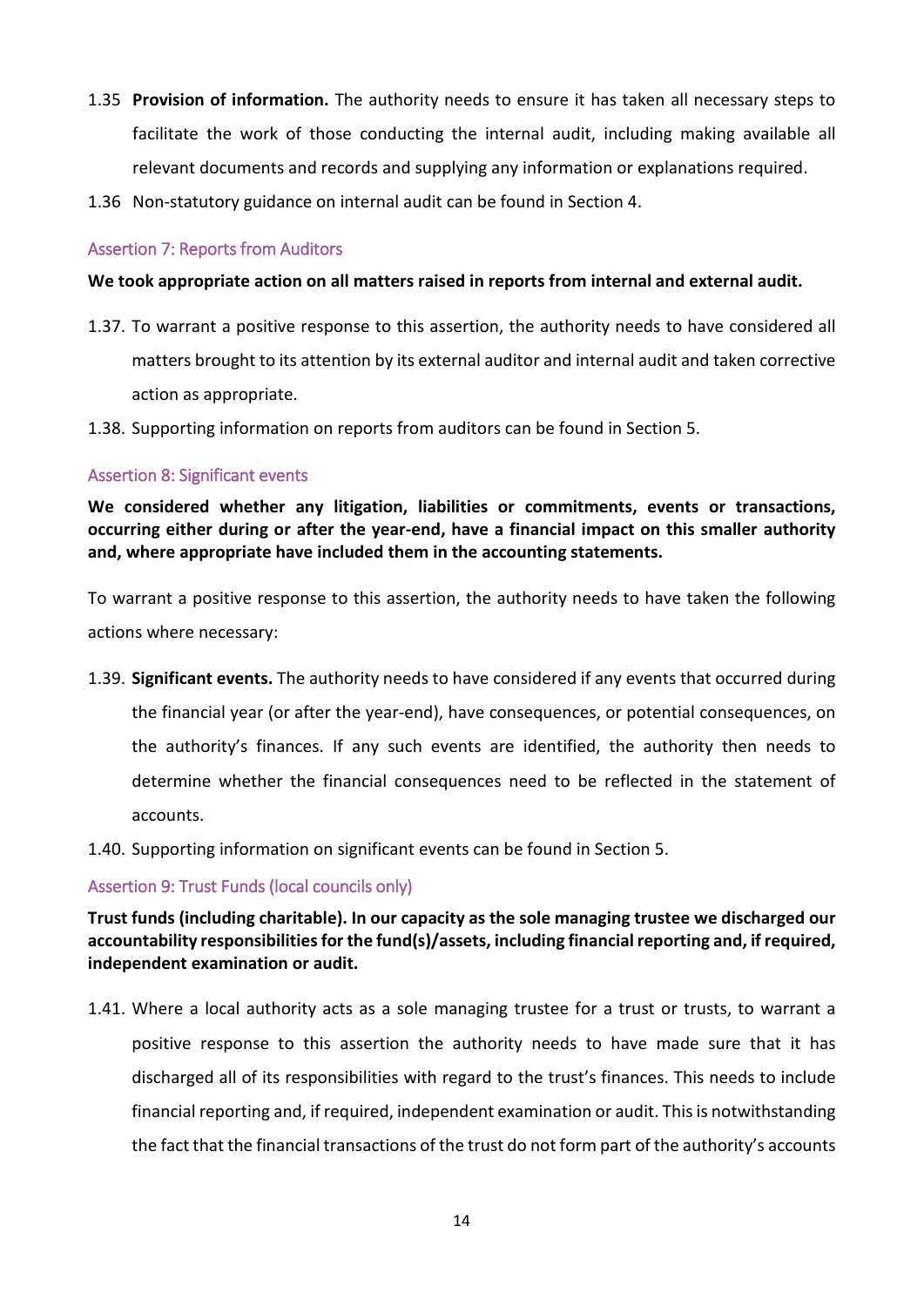1.35 **Provision of information.** The authority needs to ensure it has taken all necessary steps to facilitate the work of those conducting the internal audit, including making available all relevant documents and records and supplying any information or explanations required.

1.36 Non-statutory guidance on internal audit can be found in Section 4.

### Assertion 7: Reports from Auditors

**We took appropriate action on all matters raised in reports from internal and external audit.**

1.37. To warrant a positive response to this assertion, the authority needs to have considered all matters brought to its attention by its external auditor and internal audit and taken corrective action as appropriate.

1.38. Supporting information on reports from auditors can be found in Section 5.

### Assertion 8: Significant events

**We considered whether any litigation, liabilities or commitments, events or transactions, occurring either during or after the year-end, have a financial impact on this smaller authority and, where appropriate have included them in the accounting statements.**

To warrant a positive response to this assertion, the authority needs to have taken the following actions where necessary:

1.39. **Significant events.** The authority needs to have considered if any events that occurred during the financial year (or after the year-end), have consequences, or potential consequences, on the authority's finances. If any such events are identified, the authority then needs to determine whether the financial consequences need to be reflected in the statement of accounts.

1.40. Supporting information on significant events can be found in Section 5.

### Assertion 9: Trust Funds (local councils only)

**Trust funds (including charitable). In our capacity as the sole managing trustee we discharged our accountability responsibilities for the fund(s)/assets, including financial reporting and, if required, independent examination or audit.**

1.41. Where a local authority acts as a sole managing trustee for a trust or trusts, to warrant a positive response to this assertion the authority needs to have made sure that it has discharged all of its responsibilities with regard to the trust's finances. This needs to include financial reporting and, if required, independent examination or audit. This is notwithstanding the fact that the financial transactions of the trust do not form part of the authority's accounts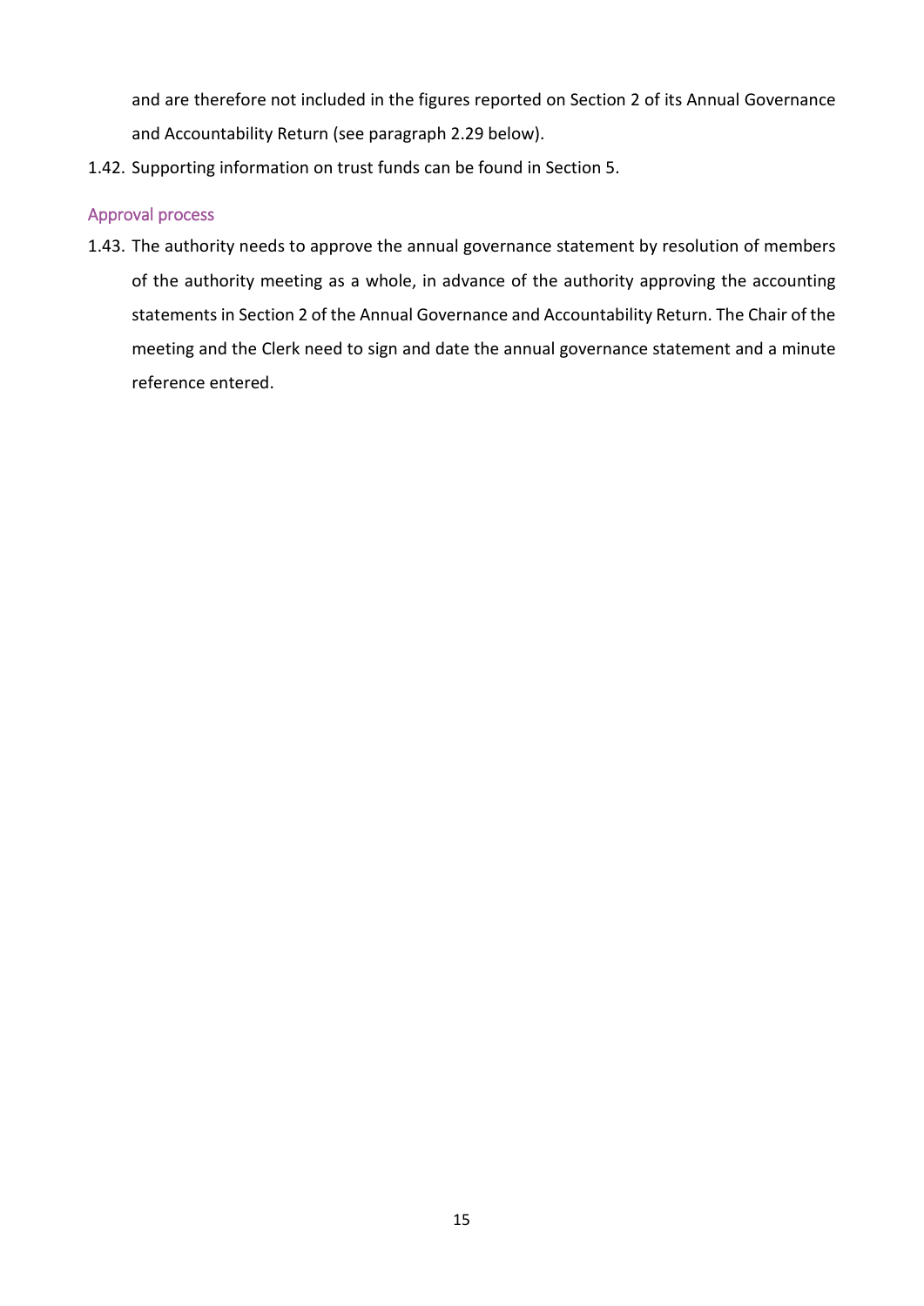and are therefore not included in the figures reported on Section 2 of its Annual Governance and Accountability Return (see paragraph 2.29 below).

1.42. Supporting information on trust funds can be found in Section 5.

### Approval process

1.43. The authority needs to approve the annual governance statement by resolution of members of the authority meeting as a whole, in advance of the authority approving the accounting statements in Section 2 of the Annual Governance and Accountability Return. The Chair of the meeting and the Clerk need to sign and date the annual governance statement and a minute reference entered.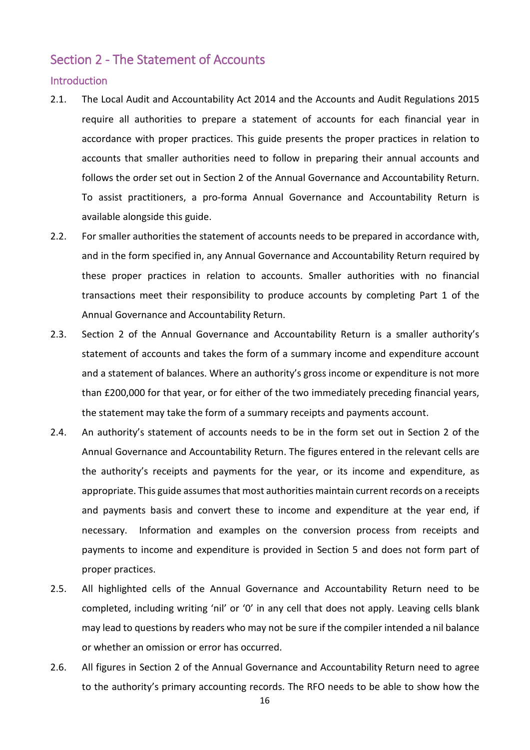## Section 2 - The Statement of Accounts

### Introduction

2.1. The Local Audit and Accountability Act 2014 and the Accounts and Audit Regulations 2015 require all authorities to prepare a statement of accounts for each financial year in accordance with proper practices. This guide presents the proper practices in relation to accounts that smaller authorities need to follow in preparing their annual accounts and follows the order set out in Section 2 of the Annual Governance and Accountability Return. To assist practitioners, a pro-forma Annual Governance and Accountability Return is available alongside this guide.

2.2. For smaller authorities the statement of accounts needs to be prepared in accordance with, and in the form specified in, any Annual Governance and Accountability Return required by these proper practices in relation to accounts. Smaller authorities with no financial transactions meet their responsibility to produce accounts by completing Part 1 of the Annual Governance and Accountability Return.

2.3. Section 2 of the Annual Governance and Accountability Return is a smaller authority's statement of accounts and takes the form of a summary income and expenditure account and a statement of balances. Where an authority's gross income or expenditure is not more than £200,000 for that year, or for either of the two immediately preceding financial years, the statement may take the form of a summary receipts and payments account.

2.4. An authority's statement of accounts needs to be in the form set out in Section 2 of the Annual Governance and Accountability Return. The figures entered in the relevant cells are the authority's receipts and payments for the year, or its income and expenditure, as appropriate. This guide assumes that most authorities maintain current records on a receipts and payments basis and convert these to income and expenditure at the year end, if necessary. Information and examples on the conversion process from receipts and payments to income and expenditure is provided in Section 5 and does not form part of proper practices.

2.5. All highlighted cells of the Annual Governance and Accountability Return need to be completed, including writing 'nil' or '0' in any cell that does not apply. Leaving cells blank may lead to questions by readers who may not be sure if the compiler intended a nil balance or whether an omission or error has occurred.

2.6. All figures in Section 2 of the Annual Governance and Accountability Return need to agree to the authority's primary accounting records. The RFO needs to be able to show how the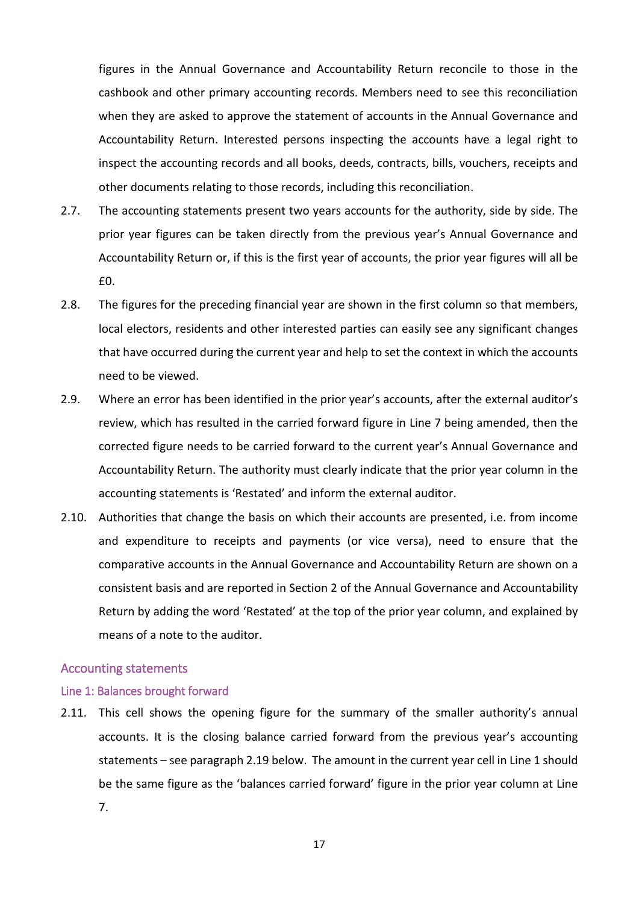figures in the Annual Governance and Accountability Return reconcile to those in the cashbook and other primary accounting records. Members need to see this reconciliation when they are asked to approve the statement of accounts in the Annual Governance and Accountability Return. Interested persons inspecting the accounts have a legal right to inspect the accounting records and all books, deeds, contracts, bills, vouchers, receipts and other documents relating to those records, including this reconciliation.

2.7. The accounting statements present two years accounts for the authority, side by side. The prior year figures can be taken directly from the previous year's Annual Governance and Accountability Return or, if this is the first year of accounts, the prior year figures will all be £0.

2.8. The figures for the preceding financial year are shown in the first column so that members, local electors, residents and other interested parties can easily see any significant changes that have occurred during the current year and help to set the context in which the accounts need to be viewed.

2.9. Where an error has been identified in the prior year's accounts, after the external auditor's review, which has resulted in the carried forward figure in Line 7 being amended, then the corrected figure needs to be carried forward to the current year's Annual Governance and Accountability Return. The authority must clearly indicate that the prior year column in the accounting statements is 'Restated' and inform the external auditor.

2.10. Authorities that change the basis on which their accounts are presented, i.e. from income and expenditure to receipts and payments (or vice versa), need to ensure that the comparative accounts in the Annual Governance and Accountability Return are shown on a consistent basis and are reported in Section 2 of the Annual Governance and Accountability Return by adding the word 'Restated' at the top of the prior year column, and explained by means of a note to the auditor.

## Accounting statements

### Line 1: Balances brought forward

2.11. This cell shows the opening figure for the summary of the smaller authority's annual accounts. It is the closing balance carried forward from the previous year's accounting statements – see paragraph 2.19 below. The amount in the current year cell in Line 1 should be the same figure as the 'balances carried forward' figure in the prior year column at Line 7.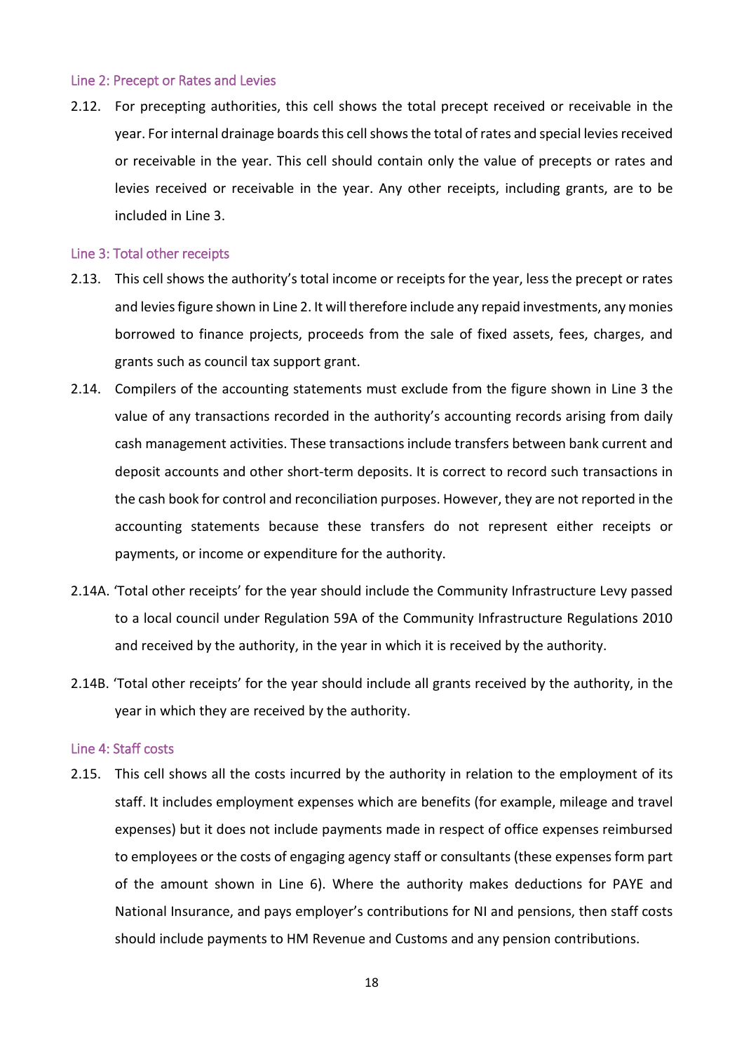### Line 2: Precept or Rates and Levies

2.12. For precepting authorities, this cell shows the total precept received or receivable in the year. For internal drainage boards this cell shows the total of rates and special levies received or receivable in the year. This cell should contain only the value of precepts or rates and levies received or receivable in the year. Any other receipts, including grants, are to be included in Line 3.

### Line 3: Total other receipts

2.13. This cell shows the authority's total income or receipts for the year, less the precept or rates and levies figure shown in Line 2. It will therefore include any repaid investments, any monies borrowed to finance projects, proceeds from the sale of fixed assets, fees, charges, and grants such as council tax support grant.

2.14. Compilers of the accounting statements must exclude from the figure shown in Line 3 the value of any transactions recorded in the authority's accounting records arising from daily cash management activities. These transactions include transfers between bank current and deposit accounts and other short-term deposits. It is correct to record such transactions in the cash book for control and reconciliation purposes. However, they are not reported in the accounting statements because these transfers do not represent either receipts or payments, or income or expenditure for the authority.

2.14A. 'Total other receipts' for the year should include the Community Infrastructure Levy passed to a local council under Regulation 59A of the Community Infrastructure Regulations 2010 and received by the authority, in the year in which it is received by the authority.

2.14B. 'Total other receipts' for the year should include all grants received by the authority, in the year in which they are received by the authority.

### Line 4: Staff costs

2.15. This cell shows all the costs incurred by the authority in relation to the employment of its staff. It includes employment expenses which are benefits (for example, mileage and travel expenses) but it does not include payments made in respect of office expenses reimbursed to employees or the costs of engaging agency staff or consultants (these expenses form part of the amount shown in Line 6). Where the authority makes deductions for PAYE and National Insurance, and pays employer's contributions for NI and pensions, then staff costs should include payments to HM Revenue and Customs and any pension contributions.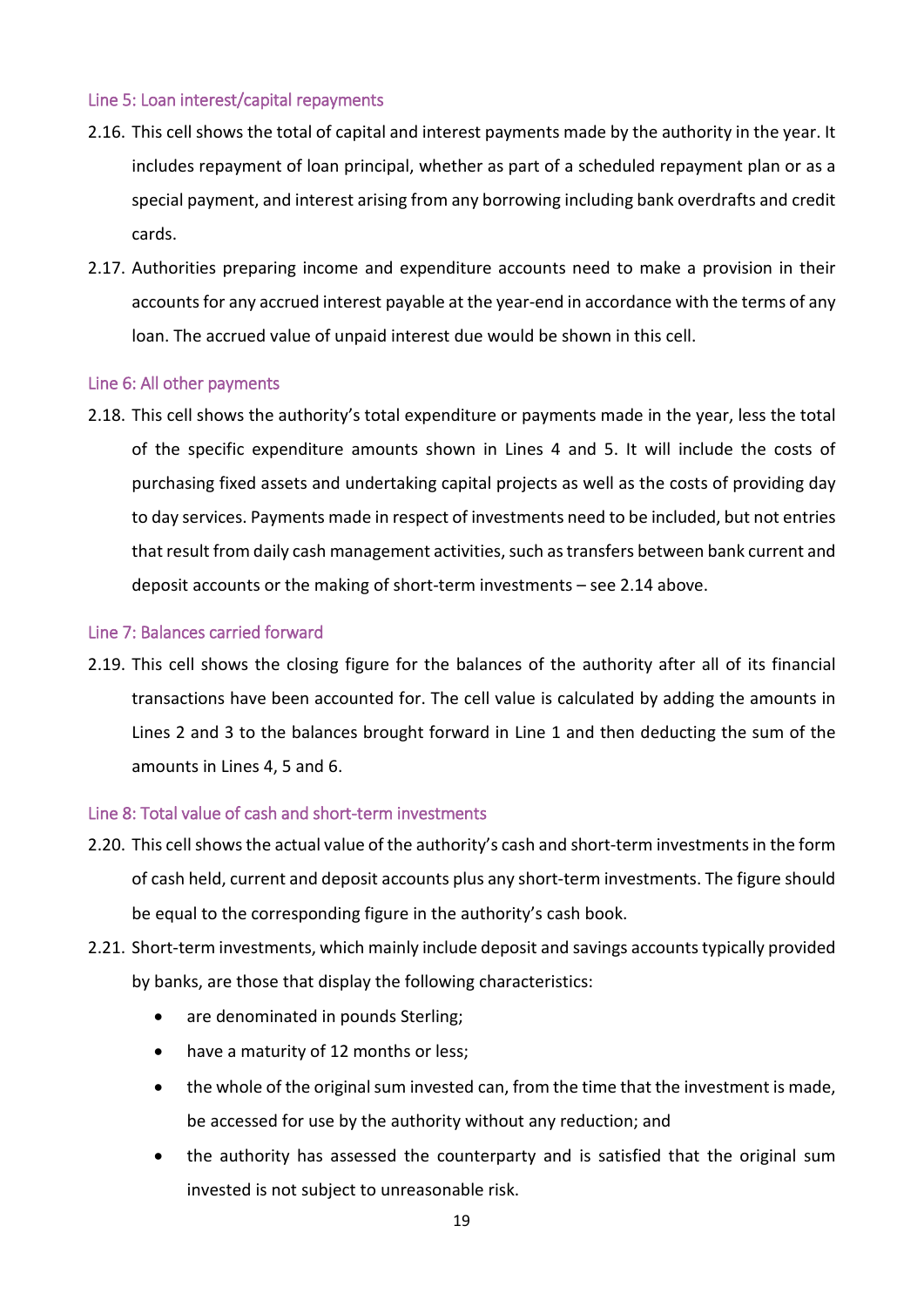#### Line 5: Loan interest/capital repayments

2.16. This cell shows the total of capital and interest payments made by the authority in the year. It includes repayment of loan principal, whether as part of a scheduled repayment plan or as a special payment, and interest arising from any borrowing including bank overdrafts and credit cards.

2.17. Authorities preparing income and expenditure accounts need to make a provision in their accounts for any accrued interest payable at the year-end in accordance with the terms of any loan. The accrued value of unpaid interest due would be shown in this cell.

#### Line 6: All other payments

2.18. This cell shows the authority's total expenditure or payments made in the year, less the total of the specific expenditure amounts shown in Lines 4 and 5. It will include the costs of purchasing fixed assets and undertaking capital projects as well as the costs of providing day to day services. Payments made in respect of investments need to be included, but not entries that result from daily cash management activities, such as transfers between bank current and deposit accounts or the making of short-term investments – see 2.14 above.

#### Line 7: Balances carried forward

2.19. This cell shows the closing figure for the balances of the authority after all of its financial transactions have been accounted for. The cell value is calculated by adding the amounts in Lines 2 and 3 to the balances brought forward in Line 1 and then deducting the sum of the amounts in Lines 4, 5 and 6.

#### Line 8: Total value of cash and short-term investments

2.20. This cell shows the actual value of the authority's cash and short-term investments in the form of cash held, current and deposit accounts plus any short-term investments. The figure should be equal to the corresponding figure in the authority's cash book.

2.21. Short-term investments, which mainly include deposit and savings accounts typically provided by banks, are those that display the following characteristics:

- are denominated in pounds Sterling;
- have a maturity of 12 months or less;
- the whole of the original sum invested can, from the time that the investment is made, be accessed for use by the authority without any reduction; and
- the authority has assessed the counterparty and is satisfied that the original sum invested is not subject to unreasonable risk.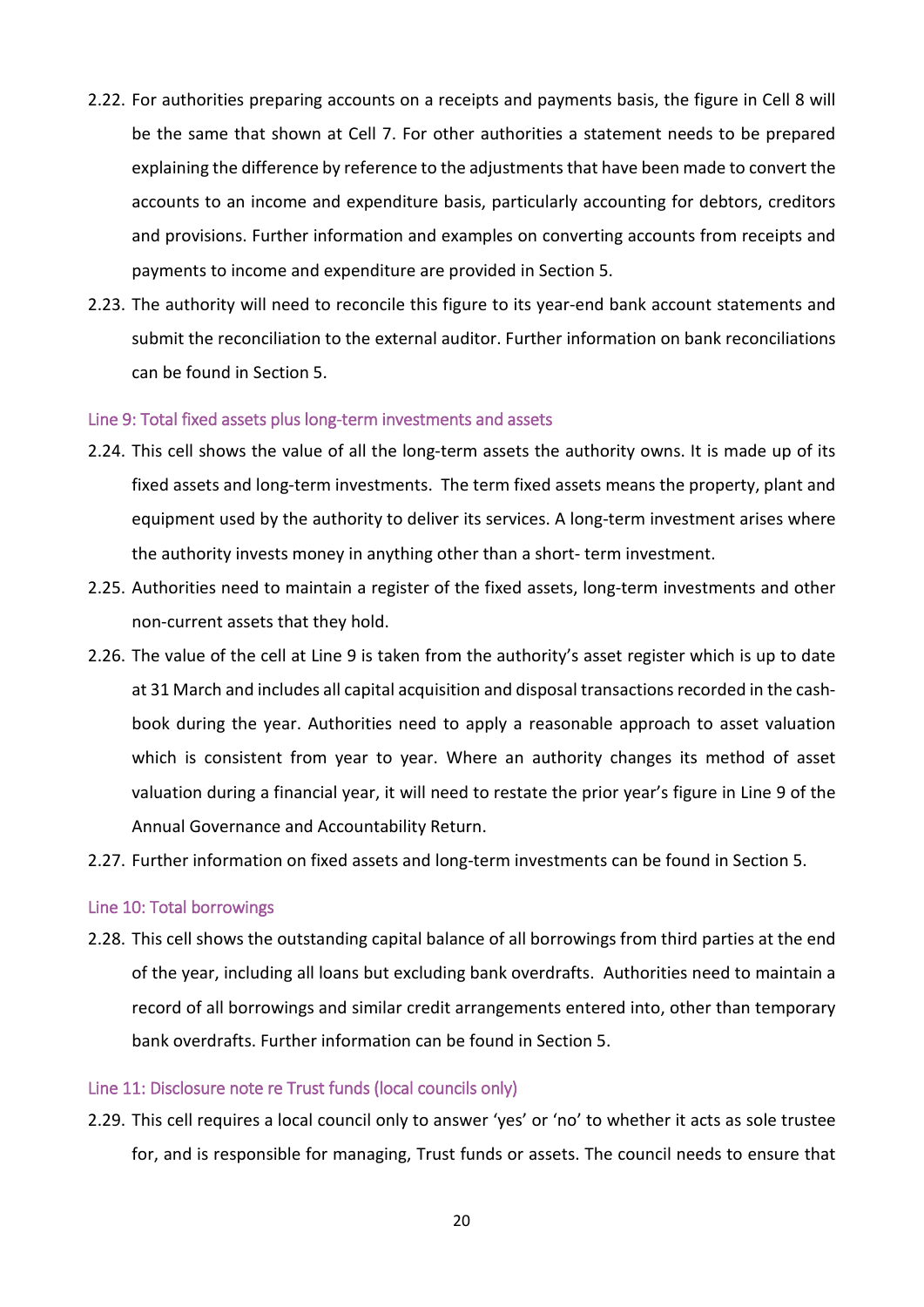2.22. For authorities preparing accounts on a receipts and payments basis, the figure in Cell 8 will be the same that shown at Cell 7. For other authorities a statement needs to be prepared explaining the difference by reference to the adjustments that have been made to convert the accounts to an income and expenditure basis, particularly accounting for debtors, creditors and provisions. Further information and examples on converting accounts from receipts and payments to income and expenditure are provided in Section 5.

2.23. The authority will need to reconcile this figure to its year-end bank account statements and submit the reconciliation to the external auditor. Further information on bank reconciliations can be found in Section 5.

### Line 9: Total fixed assets plus long-term investments and assets

2.24. This cell shows the value of all the long-term assets the authority owns. It is made up of its fixed assets and long-term investments. The term fixed assets means the property, plant and equipment used by the authority to deliver its services. A long-term investment arises where the authority invests money in anything other than a short- term investment.

2.25. Authorities need to maintain a register of the fixed assets, long-term investments and other non-current assets that they hold.

2.26. The value of the cell at Line 9 is taken from the authority's asset register which is up to date at 31 March and includes all capital acquisition and disposal transactions recorded in the cash-book during the year. Authorities need to apply a reasonable approach to asset valuation which is consistent from year to year. Where an authority changes its method of asset valuation during a financial year, it will need to restate the prior year's figure in Line 9 of the Annual Governance and Accountability Return.

2.27. Further information on fixed assets and long-term investments can be found in Section 5.

### Line 10: Total borrowings

2.28. This cell shows the outstanding capital balance of all borrowings from third parties at the end of the year, including all loans but excluding bank overdrafts. Authorities need to maintain a record of all borrowings and similar credit arrangements entered into, other than temporary bank overdrafts. Further information can be found in Section 5.

### Line 11: Disclosure note re Trust funds (local councils only)

2.29. This cell requires a local council only to answer 'yes' or 'no' to whether it acts as sole trustee for, and is responsible for managing, Trust funds or assets. The council needs to ensure that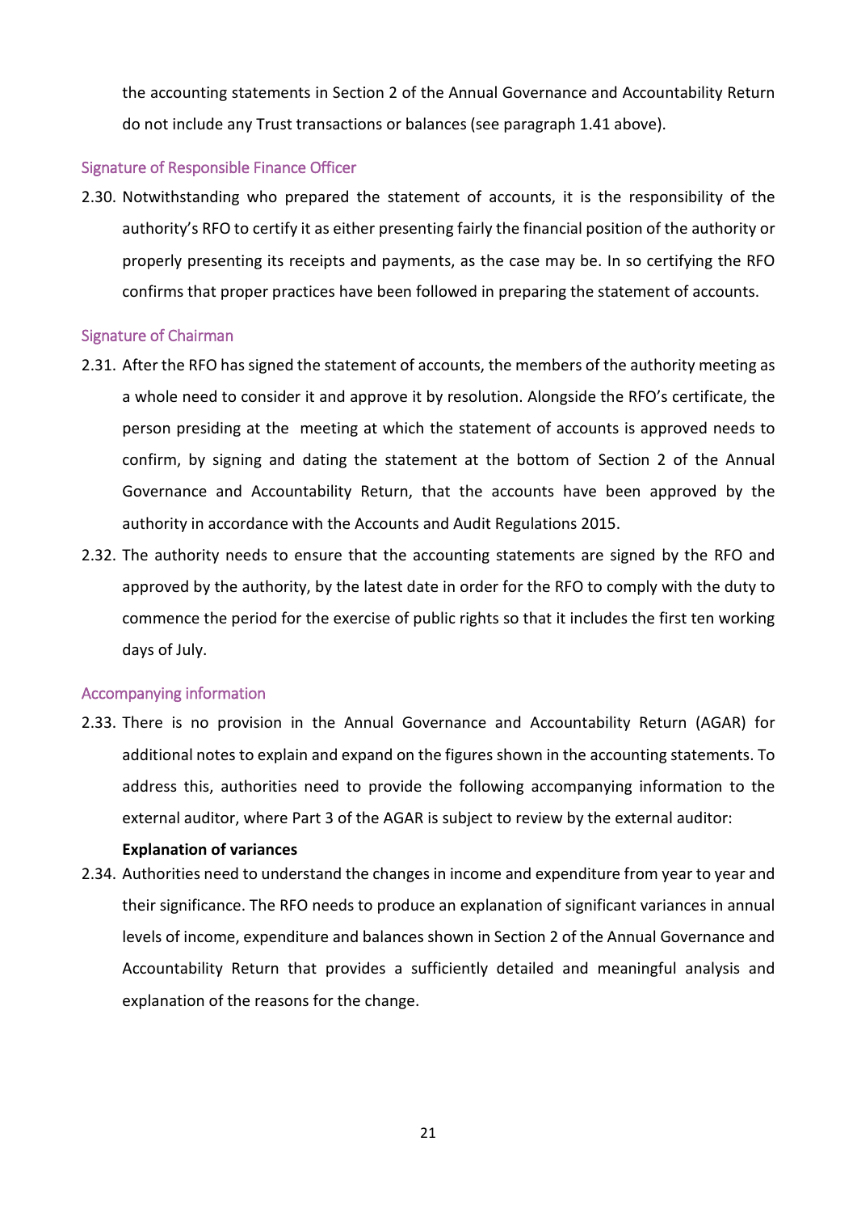the accounting statements in Section 2 of the Annual Governance and Accountability Return do not include any Trust transactions or balances (see paragraph 1.41 above).

### Signature of Responsible Finance Officer

2.30. Notwithstanding who prepared the statement of accounts, it is the responsibility of the authority's RFO to certify it as either presenting fairly the financial position of the authority or properly presenting its receipts and payments, as the case may be. In so certifying the RFO confirms that proper practices have been followed in preparing the statement of accounts.

### Signature of Chairman

2.31. After the RFO has signed the statement of accounts, the members of the authority meeting as a whole need to consider it and approve it by resolution. Alongside the RFO's certificate, the person presiding at the meeting at which the statement of accounts is approved needs to confirm, by signing and dating the statement at the bottom of Section 2 of the Annual Governance and Accountability Return, that the accounts have been approved by the authority in accordance with the Accounts and Audit Regulations 2015.

2.32. The authority needs to ensure that the accounting statements are signed by the RFO and approved by the authority, by the latest date in order for the RFO to comply with the duty to commence the period for the exercise of public rights so that it includes the first ten working days of July.

### Accompanying information

2.33. There is no provision in the Annual Governance and Accountability Return (AGAR) for additional notes to explain and expand on the figures shown in the accounting statements. To address this, authorities need to provide the following accompanying information to the external auditor, where Part 3 of the AGAR is subject to review by the external auditor:

**Explanation of variances**

2.34. Authorities need to understand the changes in income and expenditure from year to year and their significance. The RFO needs to produce an explanation of significant variances in annual levels of income, expenditure and balances shown in Section 2 of the Annual Governance and Accountability Return that provides a sufficiently detailed and meaningful analysis and explanation of the reasons for the change.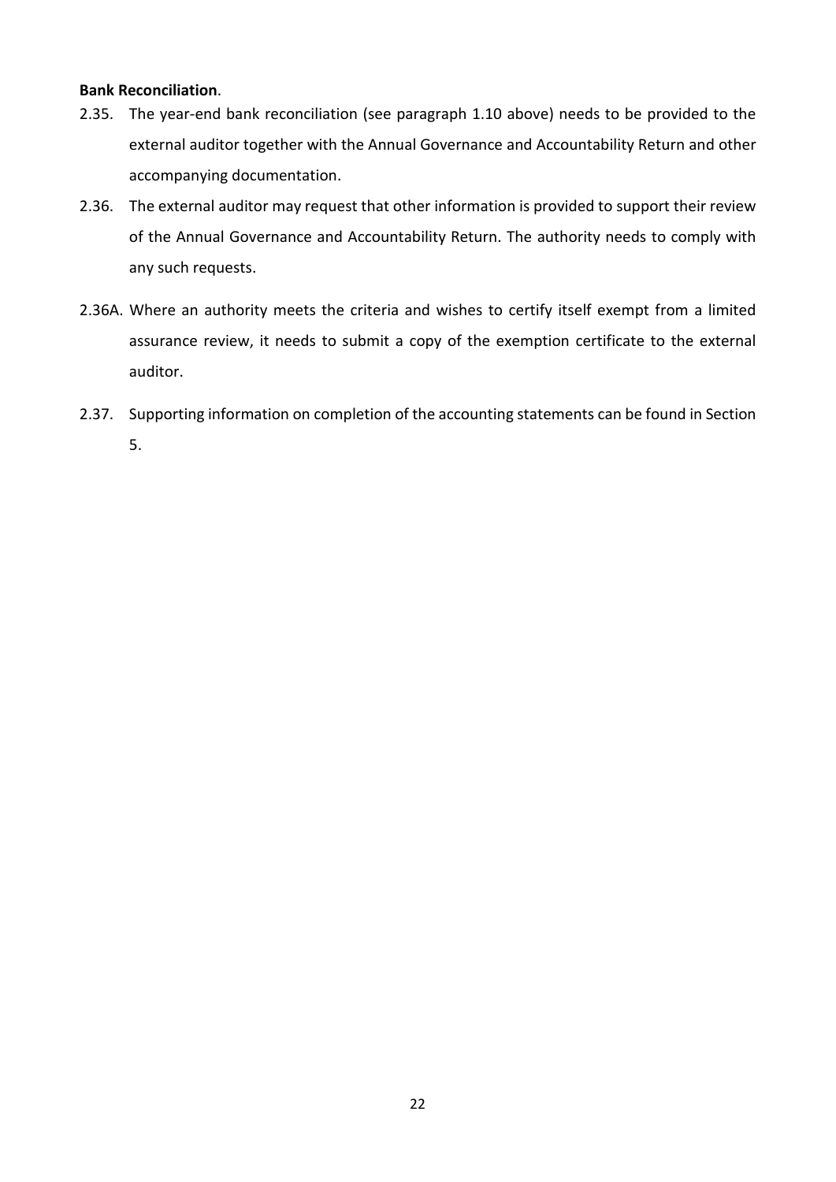**Bank Reconciliation**.

2.35. The year-end bank reconciliation (see paragraph 1.10 above) needs to be provided to the external auditor together with the Annual Governance and Accountability Return and other accompanying documentation.

2.36. The external auditor may request that other information is provided to support their review of the Annual Governance and Accountability Return. The authority needs to comply with any such requests.

2.36A. Where an authority meets the criteria and wishes to certify itself exempt from a limited assurance review, it needs to submit a copy of the exemption certificate to the external auditor.

2.37. Supporting information on completion of the accounting statements can be found in Section 5.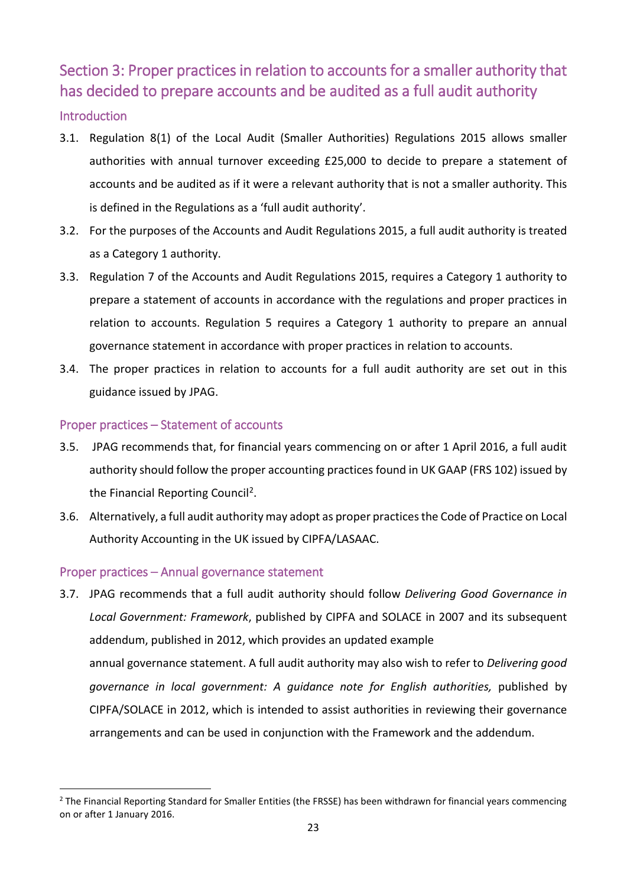## Section 3: Proper practices in relation to accounts for a smaller authority that has decided to prepare accounts and be audited as a full audit authority

### Introduction

3.1. Regulation 8(1) of the Local Audit (Smaller Authorities) Regulations 2015 allows smaller authorities with annual turnover exceeding £25,000 to decide to prepare a statement of accounts and be audited as if it were a relevant authority that is not a smaller authority. This is defined in the Regulations as a 'full audit authority'.

3.2. For the purposes of the Accounts and Audit Regulations 2015, a full audit authority is treated as a Category 1 authority.

3.3. Regulation 7 of the Accounts and Audit Regulations 2015, requires a Category 1 authority to prepare a statement of accounts in accordance with the regulations and proper practices in relation to accounts. Regulation 5 requires a Category 1 authority to prepare an annual governance statement in accordance with proper practices in relation to accounts.

3.4. The proper practices in relation to accounts for a full audit authority are set out in this guidance issued by JPAG.

### Proper practices – Statement of accounts

3.5. JPAG recommends that, for financial years commencing on or after 1 April 2016, a full audit authority should follow the proper accounting practices found in UK GAAP (FRS 102) issued by the Financial Reporting Council[2].

3.6. Alternatively, a full audit authority may adopt as proper practices the Code of Practice on Local Authority Accounting in the UK issued by CIPFA/LASAAC.

### Proper practices – Annual governance statement

3.7. JPAG recommends that a full audit authority should follow *Delivering Good Governance in Local Government: Framework*, published by CIPFA and SOLACE in 2007 and its subsequent addendum, published in 2012, which provides an updated example annual governance statement. A full audit authority may also wish to refer to *Delivering good governance in local government: A guidance note for English authorities,* published by CIPFA/SOLACE in 2012, which is intended to assist authorities in reviewing their governance arrangements and can be used in conjunction with the Framework and the addendum.

---

[2] The Financial Reporting Standard for Smaller Entities (the FRSSE) has been withdrawn for financial years commencing on or after 1 January 2016.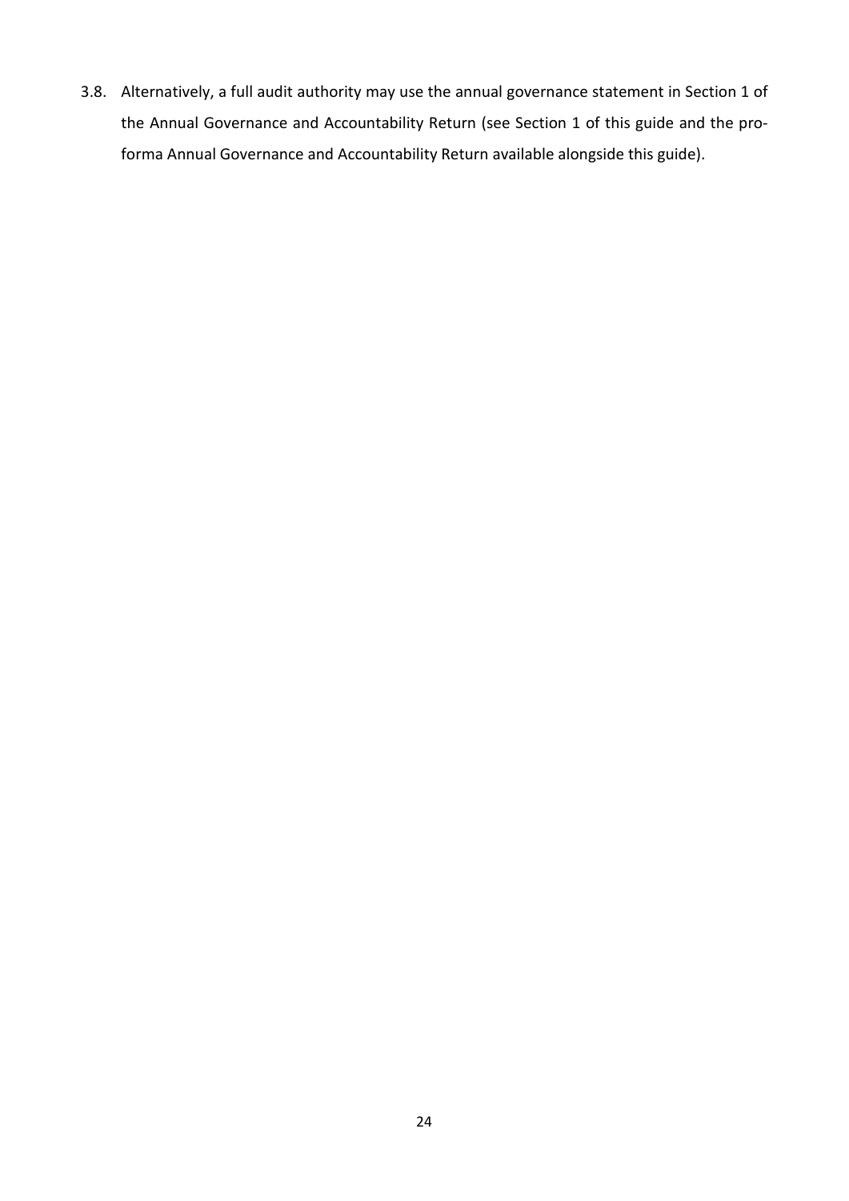3.8. Alternatively, a full audit authority may use the annual governance statement in Section 1 of the Annual Governance and Accountability Return (see Section 1 of this guide and the pro-forma Annual Governance and Accountability Return available alongside this guide).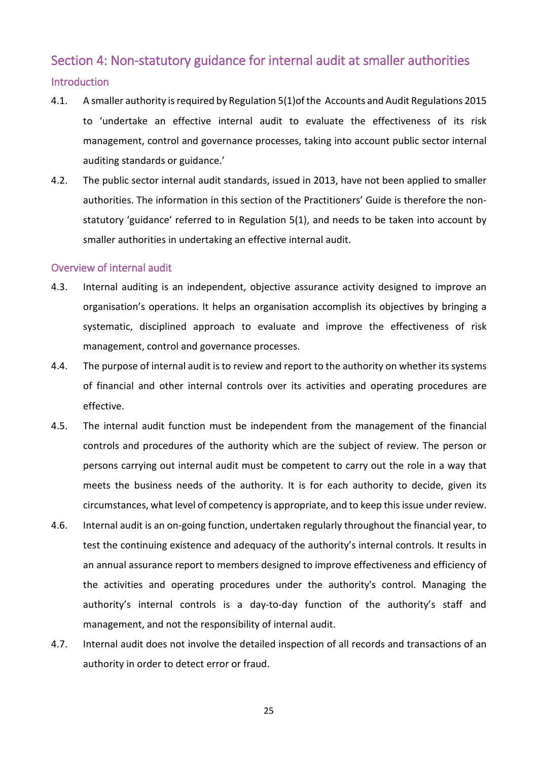## Section 4: Non-statutory guidance for internal audit at smaller authorities

### Introduction

4.1. A smaller authority is required by Regulation 5(1)of the Accounts and Audit Regulations 2015 to 'undertake an effective internal audit to evaluate the effectiveness of its risk management, control and governance processes, taking into account public sector internal auditing standards or guidance.'

4.2. The public sector internal audit standards, issued in 2013, have not been applied to smaller authorities. The information in this section of the Practitioners' Guide is therefore the non-statutory 'guidance' referred to in Regulation 5(1), and needs to be taken into account by smaller authorities in undertaking an effective internal audit.

### Overview of internal audit

4.3. Internal auditing is an independent, objective assurance activity designed to improve an organisation's operations. It helps an organisation accomplish its objectives by bringing a systematic, disciplined approach to evaluate and improve the effectiveness of risk management, control and governance processes.

4.4. The purpose of internal audit is to review and report to the authority on whether its systems of financial and other internal controls over its activities and operating procedures are effective.

4.5. The internal audit function must be independent from the management of the financial controls and procedures of the authority which are the subject of review. The person or persons carrying out internal audit must be competent to carry out the role in a way that meets the business needs of the authority. It is for each authority to decide, given its circumstances, what level of competency is appropriate, and to keep this issue under review.

4.6. Internal audit is an on-going function, undertaken regularly throughout the financial year, to test the continuing existence and adequacy of the authority's internal controls. It results in an annual assurance report to members designed to improve effectiveness and efficiency of the activities and operating procedures under the authority's control. Managing the authority's internal controls is a day-to-day function of the authority's staff and management, and not the responsibility of internal audit.

4.7. Internal audit does not involve the detailed inspection of all records and transactions of an authority in order to detect error or fraud.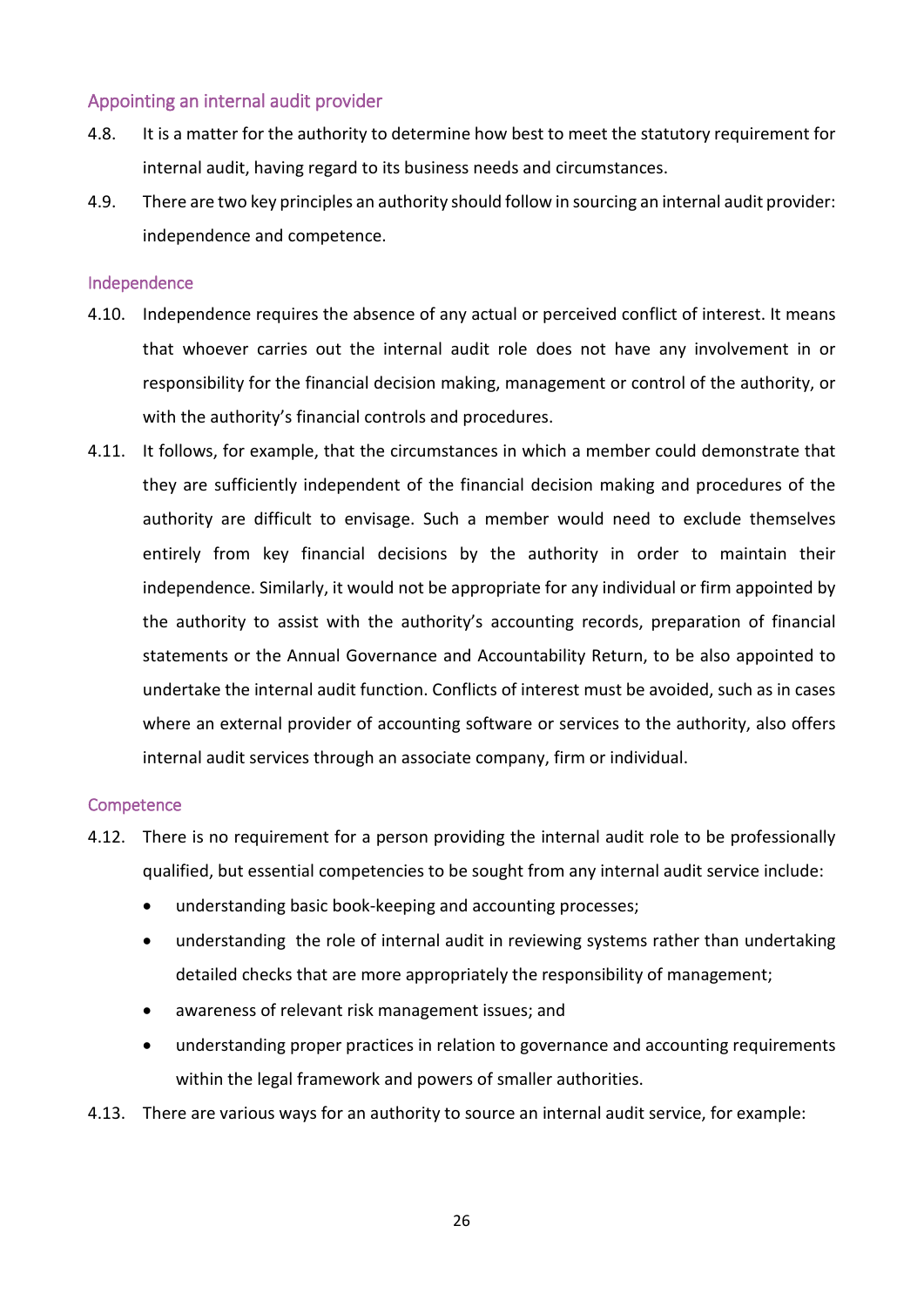### Appointing an internal audit provider

4.8. It is a matter for the authority to determine how best to meet the statutory requirement for internal audit, having regard to its business needs and circumstances.

4.9. There are two key principles an authority should follow in sourcing an internal audit provider: independence and competence.

### Independence

4.10. Independence requires the absence of any actual or perceived conflict of interest. It means that whoever carries out the internal audit role does not have any involvement in or responsibility for the financial decision making, management or control of the authority, or with the authority's financial controls and procedures.

4.11. It follows, for example, that the circumstances in which a member could demonstrate that they are sufficiently independent of the financial decision making and procedures of the authority are difficult to envisage. Such a member would need to exclude themselves entirely from key financial decisions by the authority in order to maintain their independence. Similarly, it would not be appropriate for any individual or firm appointed by the authority to assist with the authority's accounting records, preparation of financial statements or the Annual Governance and Accountability Return, to be also appointed to undertake the internal audit function. Conflicts of interest must be avoided, such as in cases where an external provider of accounting software or services to the authority, also offers internal audit services through an associate company, firm or individual.

### Competence

4.12. There is no requirement for a person providing the internal audit role to be professionally qualified, but essential competencies to be sought from any internal audit service include:

- understanding basic book-keeping and accounting processes;
- understanding the role of internal audit in reviewing systems rather than undertaking detailed checks that are more appropriately the responsibility of management;
- awareness of relevant risk management issues; and
- understanding proper practices in relation to governance and accounting requirements within the legal framework and powers of smaller authorities.

4.13. There are various ways for an authority to source an internal audit service, for example: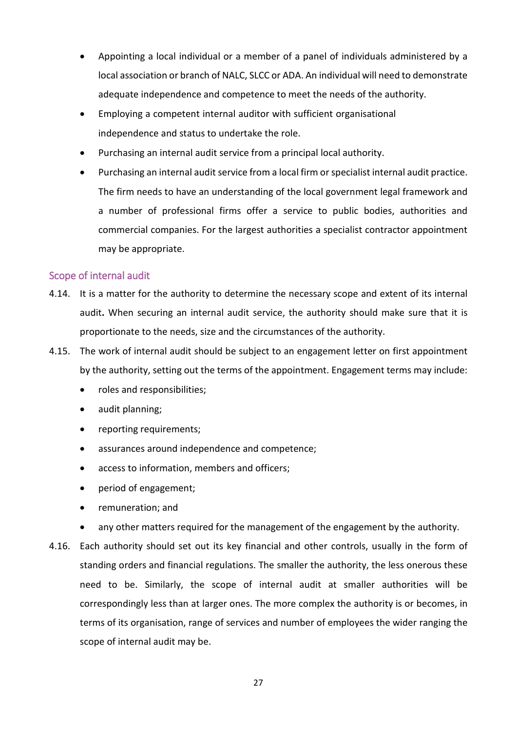- Appointing a local individual or a member of a panel of individuals administered by a local association or branch of NALC, SLCC or ADA. An individual will need to demonstrate adequate independence and competence to meet the needs of the authority.
- Employing a competent internal auditor with sufficient organisational independence and status to undertake the role.
- Purchasing an internal audit service from a principal local authority.
- Purchasing an internal audit service from a local firm or specialist internal audit practice. The firm needs to have an understanding of the local government legal framework and a number of professional firms offer a service to public bodies, authorities and commercial companies. For the largest authorities a specialist contractor appointment may be appropriate.

## Scope of internal audit

4.14. It is a matter for the authority to determine the necessary scope and extent of its internal audit**.** When securing an internal audit service, the authority should make sure that it is proportionate to the needs, size and the circumstances of the authority.

4.15. The work of internal audit should be subject to an engagement letter on first appointment by the authority, setting out the terms of the appointment. Engagement terms may include:

- roles and responsibilities;
- audit planning;
- reporting requirements;
- assurances around independence and competence;
- access to information, members and officers;
- period of engagement;
- remuneration; and
- any other matters required for the management of the engagement by the authority.

4.16. Each authority should set out its key financial and other controls, usually in the form of standing orders and financial regulations. The smaller the authority, the less onerous these need to be. Similarly, the scope of internal audit at smaller authorities will be correspondingly less than at larger ones. The more complex the authority is or becomes, in terms of its organisation, range of services and number of employees the wider ranging the scope of internal audit may be.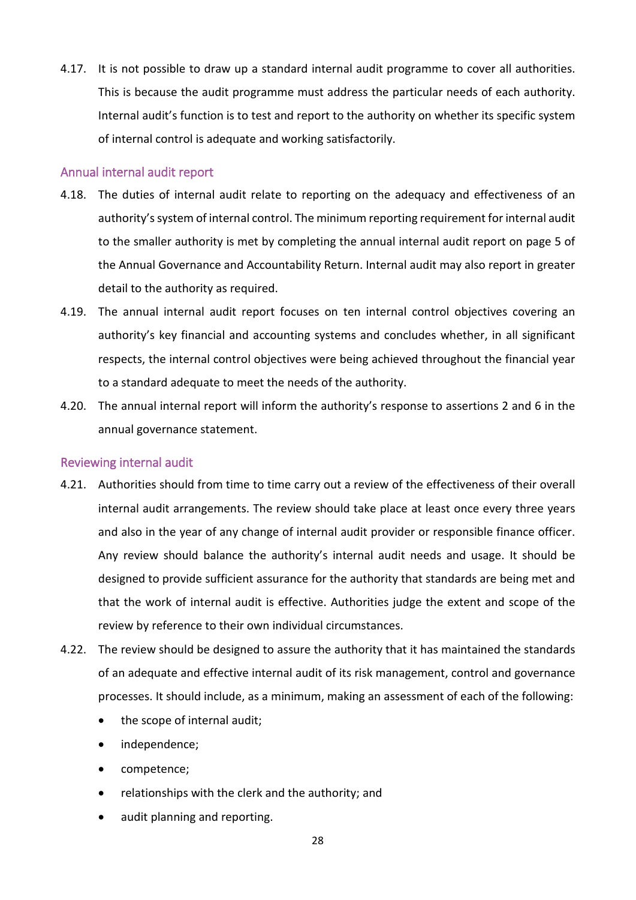4.17. It is not possible to draw up a standard internal audit programme to cover all authorities. This is because the audit programme must address the particular needs of each authority. Internal audit's function is to test and report to the authority on whether its specific system of internal control is adequate and working satisfactorily.

### Annual internal audit report

4.18. The duties of internal audit relate to reporting on the adequacy and effectiveness of an authority's system of internal control. The minimum reporting requirement for internal audit to the smaller authority is met by completing the annual internal audit report on page 5 of the Annual Governance and Accountability Return. Internal audit may also report in greater detail to the authority as required.

4.19. The annual internal audit report focuses on ten internal control objectives covering an authority's key financial and accounting systems and concludes whether, in all significant respects, the internal control objectives were being achieved throughout the financial year to a standard adequate to meet the needs of the authority.

4.20. The annual internal report will inform the authority's response to assertions 2 and 6 in the annual governance statement.

### Reviewing internal audit

4.21. Authorities should from time to time carry out a review of the effectiveness of their overall internal audit arrangements. The review should take place at least once every three years and also in the year of any change of internal audit provider or responsible finance officer. Any review should balance the authority's internal audit needs and usage. It should be designed to provide sufficient assurance for the authority that standards are being met and that the work of internal audit is effective. Authorities judge the extent and scope of the review by reference to their own individual circumstances.

4.22. The review should be designed to assure the authority that it has maintained the standards of an adequate and effective internal audit of its risk management, control and governance processes. It should include, as a minimum, making an assessment of each of the following:

- the scope of internal audit;
- independence;
- competence;
- relationships with the clerk and the authority; and
- audit planning and reporting.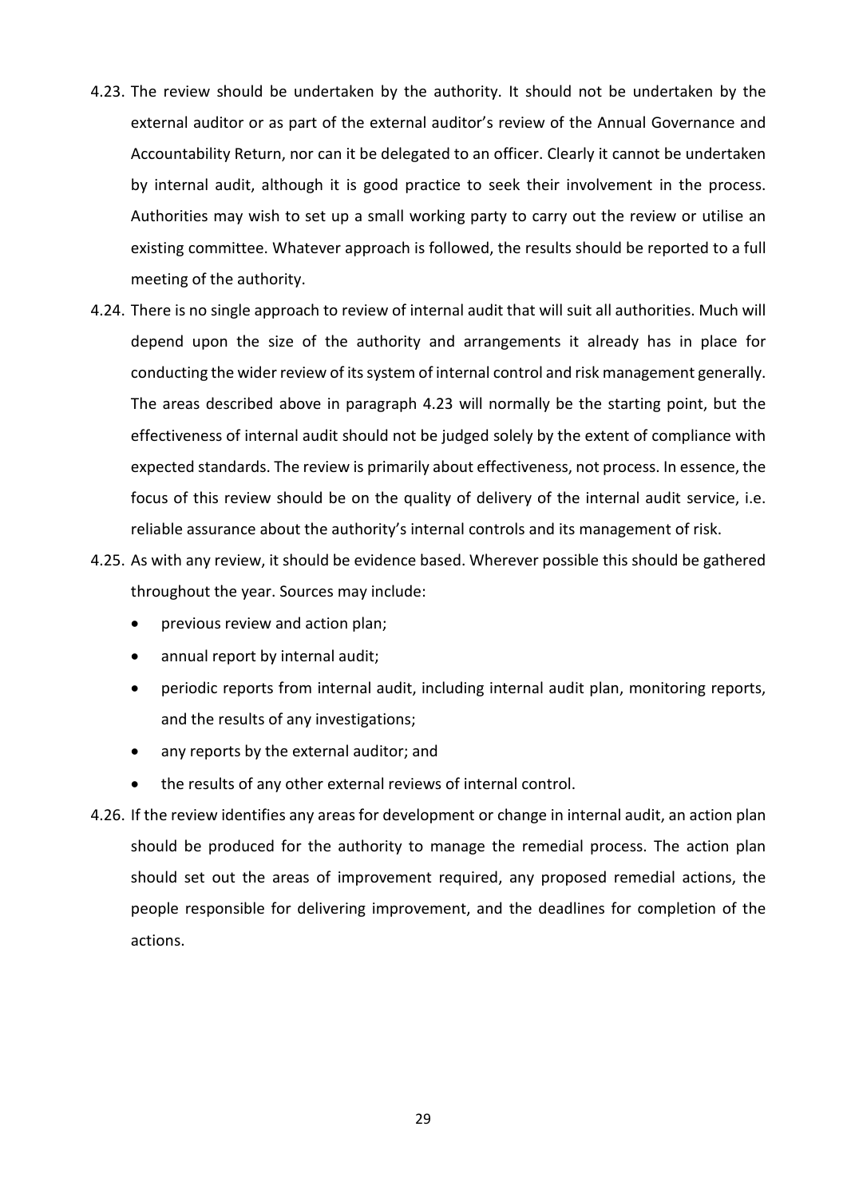4.23. The review should be undertaken by the authority. It should not be undertaken by the external auditor or as part of the external auditor's review of the Annual Governance and Accountability Return, nor can it be delegated to an officer. Clearly it cannot be undertaken by internal audit, although it is good practice to seek their involvement in the process. Authorities may wish to set up a small working party to carry out the review or utilise an existing committee. Whatever approach is followed, the results should be reported to a full meeting of the authority.

4.24. There is no single approach to review of internal audit that will suit all authorities. Much will depend upon the size of the authority and arrangements it already has in place for conducting the wider review of its system of internal control and risk management generally. The areas described above in paragraph 4.23 will normally be the starting point, but the effectiveness of internal audit should not be judged solely by the extent of compliance with expected standards. The review is primarily about effectiveness, not process. In essence, the focus of this review should be on the quality of delivery of the internal audit service, i.e. reliable assurance about the authority's internal controls and its management of risk.

4.25. As with any review, it should be evidence based. Wherever possible this should be gathered throughout the year. Sources may include:

- previous review and action plan;
- annual report by internal audit;
- periodic reports from internal audit, including internal audit plan, monitoring reports, and the results of any investigations;
- any reports by the external auditor; and
- the results of any other external reviews of internal control.

4.26. If the review identifies any areas for development or change in internal audit, an action plan should be produced for the authority to manage the remedial process. The action plan should set out the areas of improvement required, any proposed remedial actions, the people responsible for delivering improvement, and the deadlines for completion of the actions.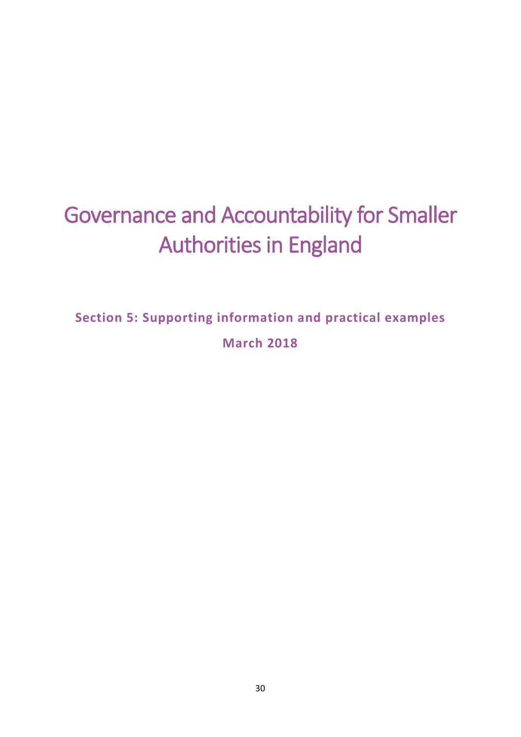# Governance and Accountability for Smaller Authorities in England

**Section 5: Supporting information and practical examples**

**March 2018**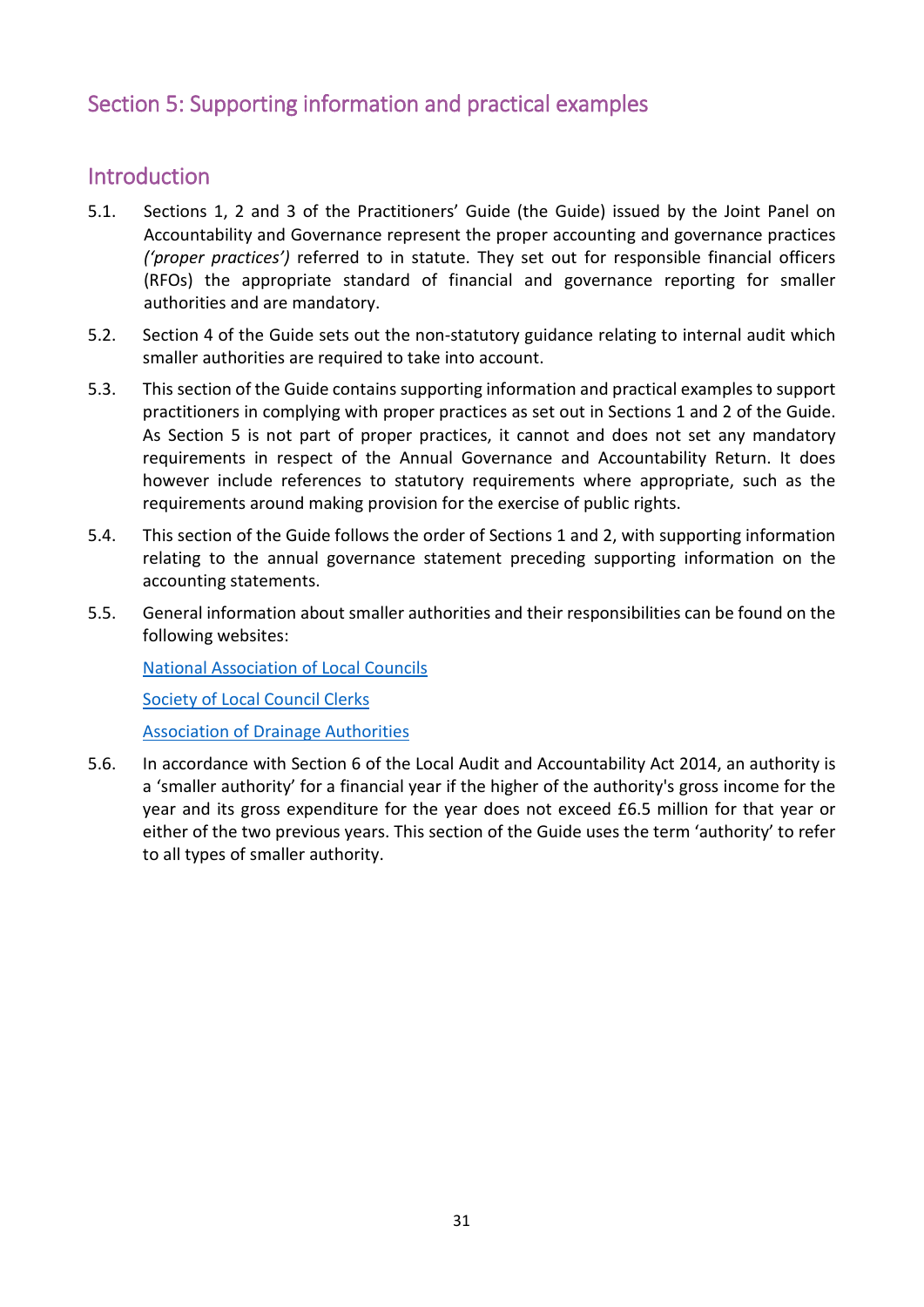## Section 5: Supporting information and practical examples

### Introduction

5.1. Sections 1, 2 and 3 of the Practitioners' Guide (the Guide) issued by the Joint Panel on Accountability and Governance represent the proper accounting and governance practices *('proper practices')* referred to in statute. They set out for responsible financial officers (RFOs) the appropriate standard of financial and governance reporting for smaller authorities and are mandatory.

5.2. Section 4 of the Guide sets out the non-statutory guidance relating to internal audit which smaller authorities are required to take into account.

5.3. This section of the Guide contains supporting information and practical examples to support practitioners in complying with proper practices as set out in Sections 1 and 2 of the Guide. As Section 5 is not part of proper practices, it cannot and does not set any mandatory requirements in respect of the Annual Governance and Accountability Return. It does however include references to statutory requirements where appropriate, such as the requirements around making provision for the exercise of public rights.

5.4. This section of the Guide follows the order of Sections 1 and 2, with supporting information relating to the annual governance statement preceding supporting information on the accounting statements.

5.5. General information about smaller authorities and their responsibilities can be found on the following websites:

National Association of Local Councils

Society of Local Council Clerks

Association of Drainage Authorities

5.6. In accordance with Section 6 of the Local Audit and Accountability Act 2014, an authority is a 'smaller authority' for a financial year if the higher of the authority's gross income for the year and its gross expenditure for the year does not exceed £6.5 million for that year or either of the two previous years. This section of the Guide uses the term 'authority' to refer to all types of smaller authority.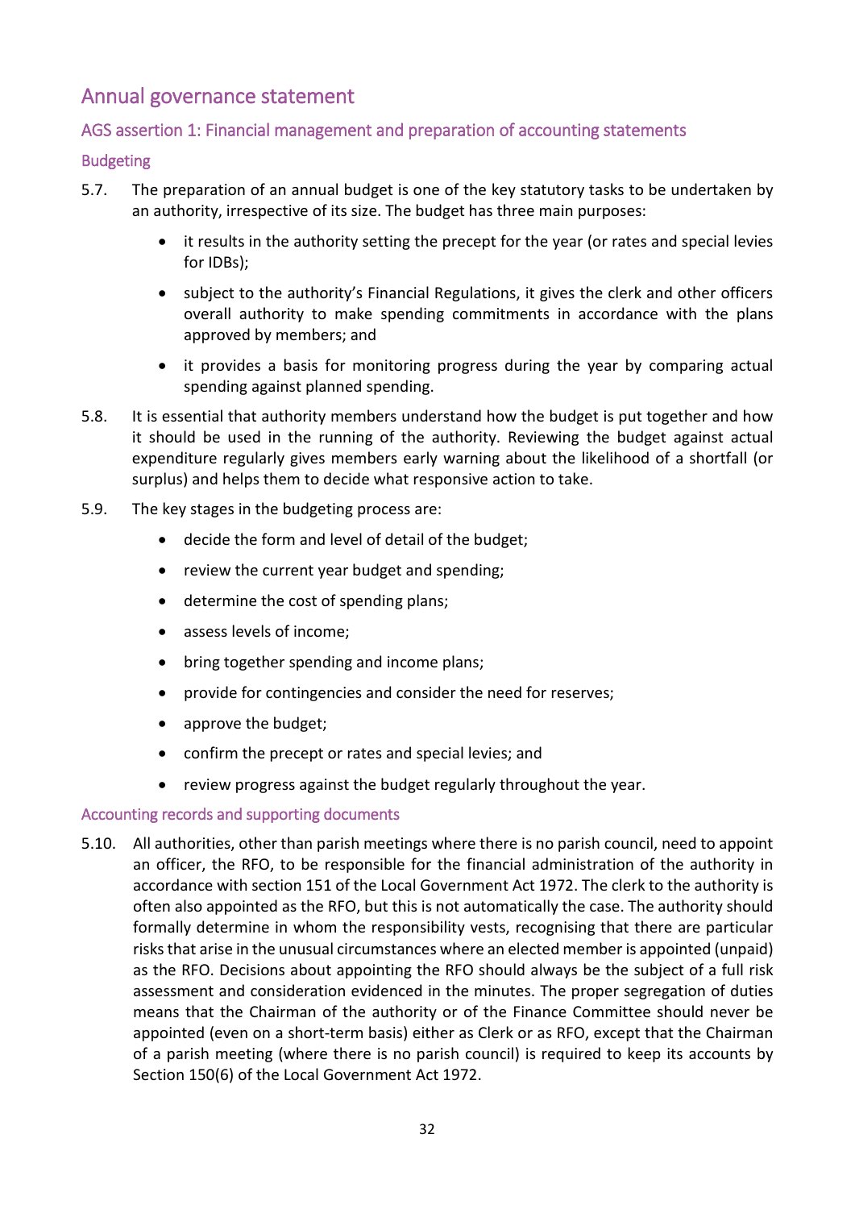## Annual governance statement

### AGS assertion 1: Financial management and preparation of accounting statements

#### Budgeting

5.7. The preparation of an annual budget is one of the key statutory tasks to be undertaken by an authority, irrespective of its size. The budget has three main purposes:

- it results in the authority setting the precept for the year (or rates and special levies for IDBs);
- subject to the authority's Financial Regulations, it gives the clerk and other officers overall authority to make spending commitments in accordance with the plans approved by members; and
- it provides a basis for monitoring progress during the year by comparing actual spending against planned spending.

5.8. It is essential that authority members understand how the budget is put together and how it should be used in the running of the authority. Reviewing the budget against actual expenditure regularly gives members early warning about the likelihood of a shortfall (or surplus) and helps them to decide what responsive action to take.

5.9. The key stages in the budgeting process are:

- decide the form and level of detail of the budget;
- review the current year budget and spending;
- determine the cost of spending plans;
- assess levels of income;
- bring together spending and income plans;
- provide for contingencies and consider the need for reserves;
- approve the budget;
- confirm the precept or rates and special levies; and
- review progress against the budget regularly throughout the year.

#### Accounting records and supporting documents

5.10. All authorities, other than parish meetings where there is no parish council, need to appoint an officer, the RFO, to be responsible for the financial administration of the authority in accordance with section 151 of the Local Government Act 1972. The clerk to the authority is often also appointed as the RFO, but this is not automatically the case. The authority should formally determine in whom the responsibility vests, recognising that there are particular risks that arise in the unusual circumstances where an elected member is appointed (unpaid) as the RFO. Decisions about appointing the RFO should always be the subject of a full risk assessment and consideration evidenced in the minutes. The proper segregation of duties means that the Chairman of the authority or of the Finance Committee should never be appointed (even on a short-term basis) either as Clerk or as RFO, except that the Chairman of a parish meeting (where there is no parish council) is required to keep its accounts by Section 150(6) of the Local Government Act 1972.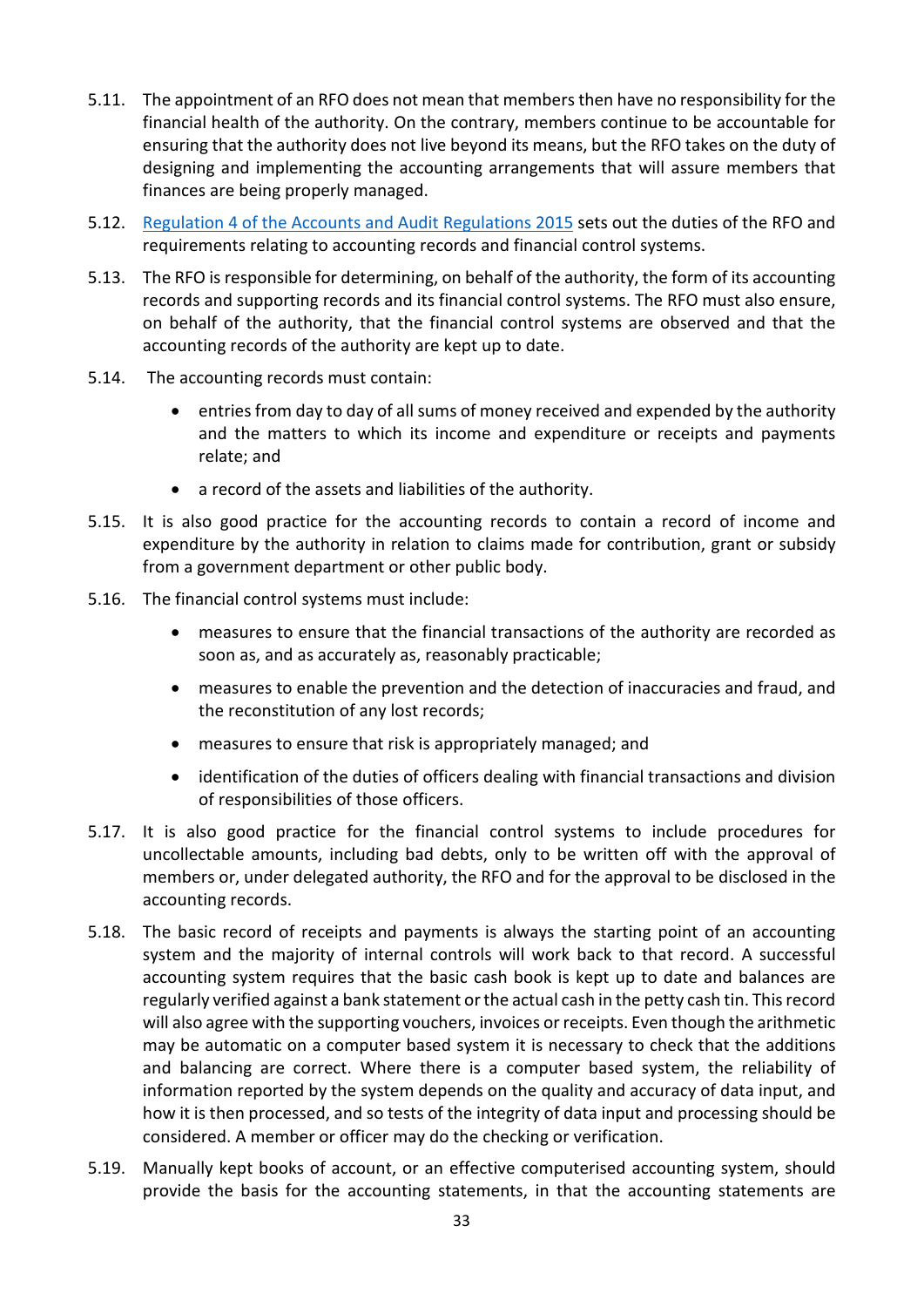5.11. The appointment of an RFO does not mean that members then have no responsibility for the financial health of the authority. On the contrary, members continue to be accountable for ensuring that the authority does not live beyond its means, but the RFO takes on the duty of designing and implementing the accounting arrangements that will assure members that finances are being properly managed.

5.12. [Regulation 4 of the Accounts and Audit Regulations 2015] sets out the duties of the RFO and requirements relating to accounting records and financial control systems.

5.13. The RFO is responsible for determining, on behalf of the authority, the form of its accounting records and supporting records and its financial control systems. The RFO must also ensure, on behalf of the authority, that the financial control systems are observed and that the accounting records of the authority are kept up to date.

5.14. The accounting records must contain:

- entries from day to day of all sums of money received and expended by the authority and the matters to which its income and expenditure or receipts and payments relate; and
- a record of the assets and liabilities of the authority.

5.15. It is also good practice for the accounting records to contain a record of income and expenditure by the authority in relation to claims made for contribution, grant or subsidy from a government department or other public body.

5.16. The financial control systems must include:

- measures to ensure that the financial transactions of the authority are recorded as soon as, and as accurately as, reasonably practicable;
- measures to enable the prevention and the detection of inaccuracies and fraud, and the reconstitution of any lost records;
- measures to ensure that risk is appropriately managed; and
- identification of the duties of officers dealing with financial transactions and division of responsibilities of those officers.

5.17. It is also good practice for the financial control systems to include procedures for uncollectable amounts, including bad debts, only to be written off with the approval of members or, under delegated authority, the RFO and for the approval to be disclosed in the accounting records.

5.18. The basic record of receipts and payments is always the starting point of an accounting system and the majority of internal controls will work back to that record. A successful accounting system requires that the basic cash book is kept up to date and balances are regularly verified against a bank statement or the actual cash in the petty cash tin. This record will also agree with the supporting vouchers, invoices or receipts. Even though the arithmetic may be automatic on a computer based system it is necessary to check that the additions and balancing are correct. Where there is a computer based system, the reliability of information reported by the system depends on the quality and accuracy of data input, and how it is then processed, and so tests of the integrity of data input and processing should be considered. A member or officer may do the checking or verification.

5.19. Manually kept books of account, or an effective computerised accounting system, should provide the basis for the accounting statements, in that the accounting statements are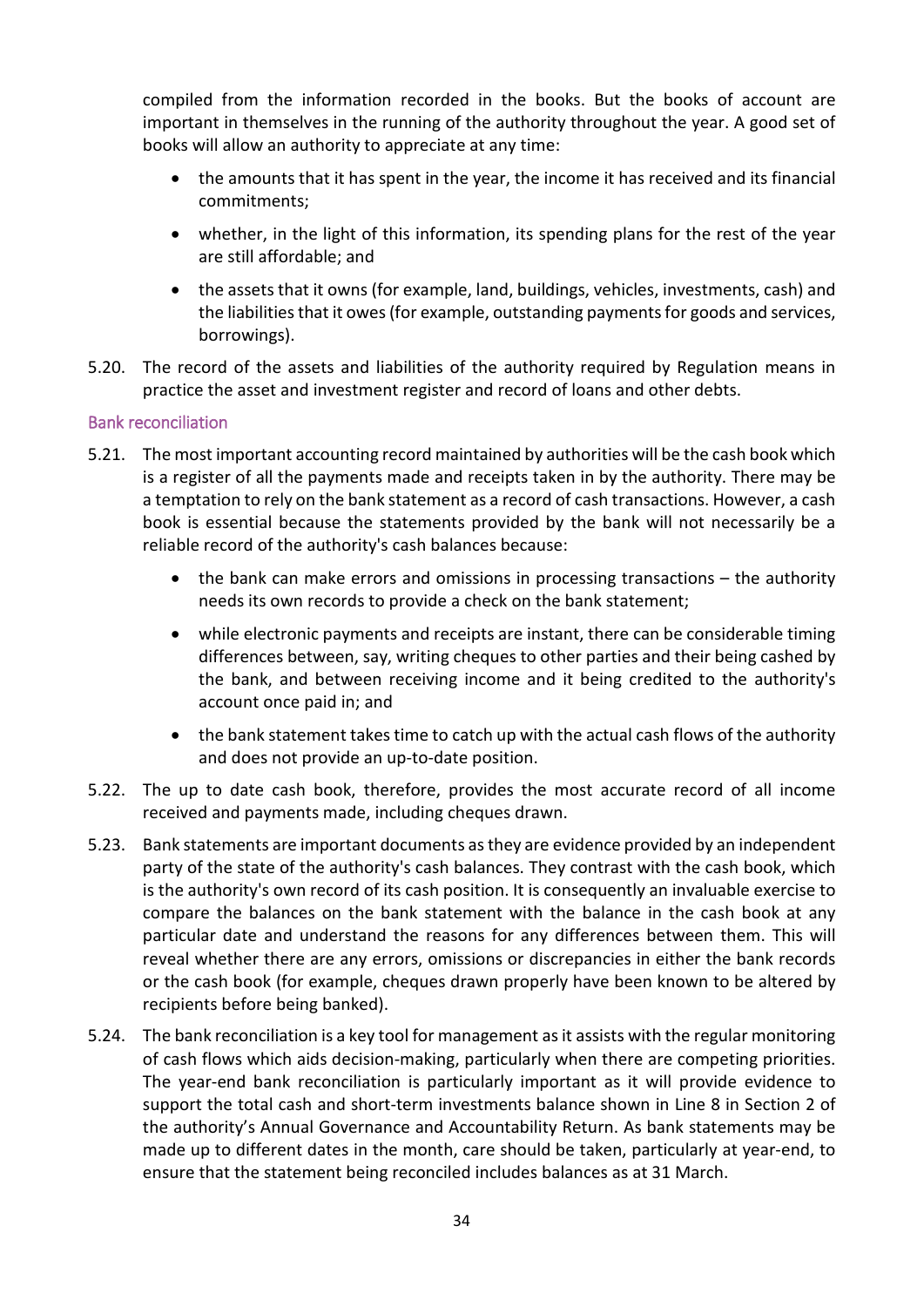compiled from the information recorded in the books. But the books of account are important in themselves in the running of the authority throughout the year. A good set of books will allow an authority to appreciate at any time:

- the amounts that it has spent in the year, the income it has received and its financial commitments;
- whether, in the light of this information, its spending plans for the rest of the year are still affordable; and
- the assets that it owns (for example, land, buildings, vehicles, investments, cash) and the liabilities that it owes (for example, outstanding payments for goods and services, borrowings).

5.20. The record of the assets and liabilities of the authority required by Regulation means in practice the asset and investment register and record of loans and other debts.

### Bank reconciliation

5.21. The most important accounting record maintained by authorities will be the cash book which is a register of all the payments made and receipts taken in by the authority. There may be a temptation to rely on the bank statement as a record of cash transactions. However, a cash book is essential because the statements provided by the bank will not necessarily be a reliable record of the authority's cash balances because:

- the bank can make errors and omissions in processing transactions – the authority needs its own records to provide a check on the bank statement;
- while electronic payments and receipts are instant, there can be considerable timing differences between, say, writing cheques to other parties and their being cashed by the bank, and between receiving income and it being credited to the authority's account once paid in; and
- the bank statement takes time to catch up with the actual cash flows of the authority and does not provide an up-to-date position.

5.22. The up to date cash book, therefore, provides the most accurate record of all income received and payments made, including cheques drawn.

5.23. Bank statements are important documents as they are evidence provided by an independent party of the state of the authority's cash balances. They contrast with the cash book, which is the authority's own record of its cash position. It is consequently an invaluable exercise to compare the balances on the bank statement with the balance in the cash book at any particular date and understand the reasons for any differences between them. This will reveal whether there are any errors, omissions or discrepancies in either the bank records or the cash book (for example, cheques drawn properly have been known to be altered by recipients before being banked).

5.24. The bank reconciliation is a key tool for management as it assists with the regular monitoring of cash flows which aids decision-making, particularly when there are competing priorities. The year-end bank reconciliation is particularly important as it will provide evidence to support the total cash and short-term investments balance shown in Line 8 in Section 2 of the authority's Annual Governance and Accountability Return. As bank statements may be made up to different dates in the month, care should be taken, particularly at year-end, to ensure that the statement being reconciled includes balances as at 31 March.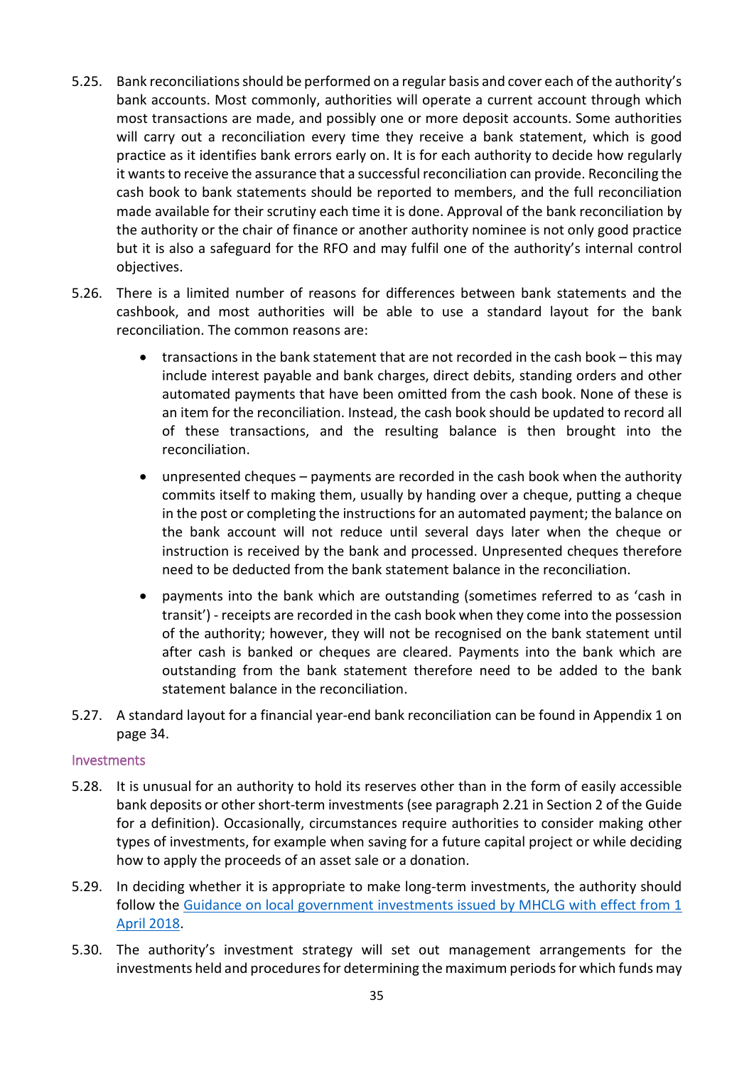5.25. Bank reconciliations should be performed on a regular basis and cover each of the authority's bank accounts. Most commonly, authorities will operate a current account through which most transactions are made, and possibly one or more deposit accounts. Some authorities will carry out a reconciliation every time they receive a bank statement, which is good practice as it identifies bank errors early on. It is for each authority to decide how regularly it wants to receive the assurance that a successful reconciliation can provide. Reconciling the cash book to bank statements should be reported to members, and the full reconciliation made available for their scrutiny each time it is done. Approval of the bank reconciliation by the authority or the chair of finance or another authority nominee is not only good practice but it is also a safeguard for the RFO and may fulfil one of the authority's internal control objectives.

5.26. There is a limited number of reasons for differences between bank statements and the cashbook, and most authorities will be able to use a standard layout for the bank reconciliation. The common reasons are:

- transactions in the bank statement that are not recorded in the cash book – this may include interest payable and bank charges, direct debits, standing orders and other automated payments that have been omitted from the cash book. None of these is an item for the reconciliation. Instead, the cash book should be updated to record all of these transactions, and the resulting balance is then brought into the reconciliation.
- unpresented cheques – payments are recorded in the cash book when the authority commits itself to making them, usually by handing over a cheque, putting a cheque in the post or completing the instructions for an automated payment; the balance on the bank account will not reduce until several days later when the cheque or instruction is received by the bank and processed. Unpresented cheques therefore need to be deducted from the bank statement balance in the reconciliation.
- payments into the bank which are outstanding (sometimes referred to as 'cash in transit') - receipts are recorded in the cash book when they come into the possession of the authority; however, they will not be recognised on the bank statement until after cash is banked or cheques are cleared. Payments into the bank which are outstanding from the bank statement therefore need to be added to the bank statement balance in the reconciliation.

5.27. A standard layout for a financial year-end bank reconciliation can be found in Appendix 1 on page 34.

### Investments

5.28. It is unusual for an authority to hold its reserves other than in the form of easily accessible bank deposits or other short-term investments (see paragraph 2.21 in Section 2 of the Guide for a definition). Occasionally, circumstances require authorities to consider making other types of investments, for example when saving for a future capital project or while deciding how to apply the proceeds of an asset sale or a donation.

5.29. In deciding whether it is appropriate to make long-term investments, the authority should follow the Guidance on local government investments issued by MHCLG with effect from 1 April 2018.

5.30. The authority's investment strategy will set out management arrangements for the investments held and procedures for determining the maximum periods for which funds may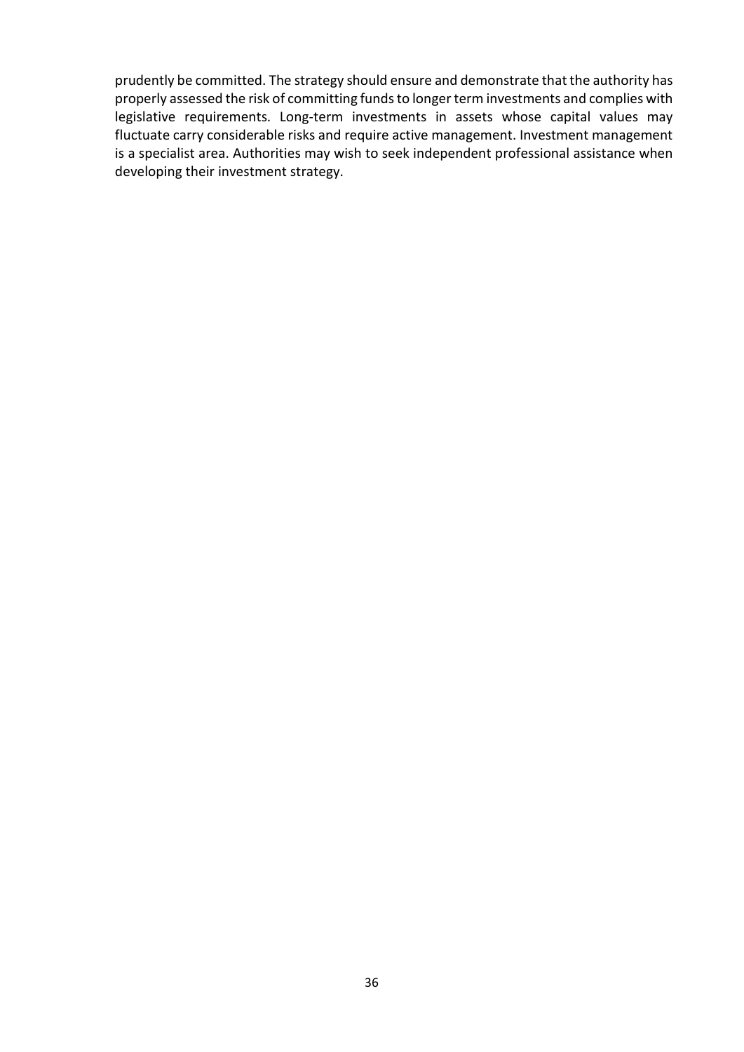prudently be committed. The strategy should ensure and demonstrate that the authority has properly assessed the risk of committing funds to longer term investments and complies with legislative requirements. Long-term investments in assets whose capital values may fluctuate carry considerable risks and require active management. Investment management is a specialist area. Authorities may wish to seek independent professional assistance when developing their investment strategy.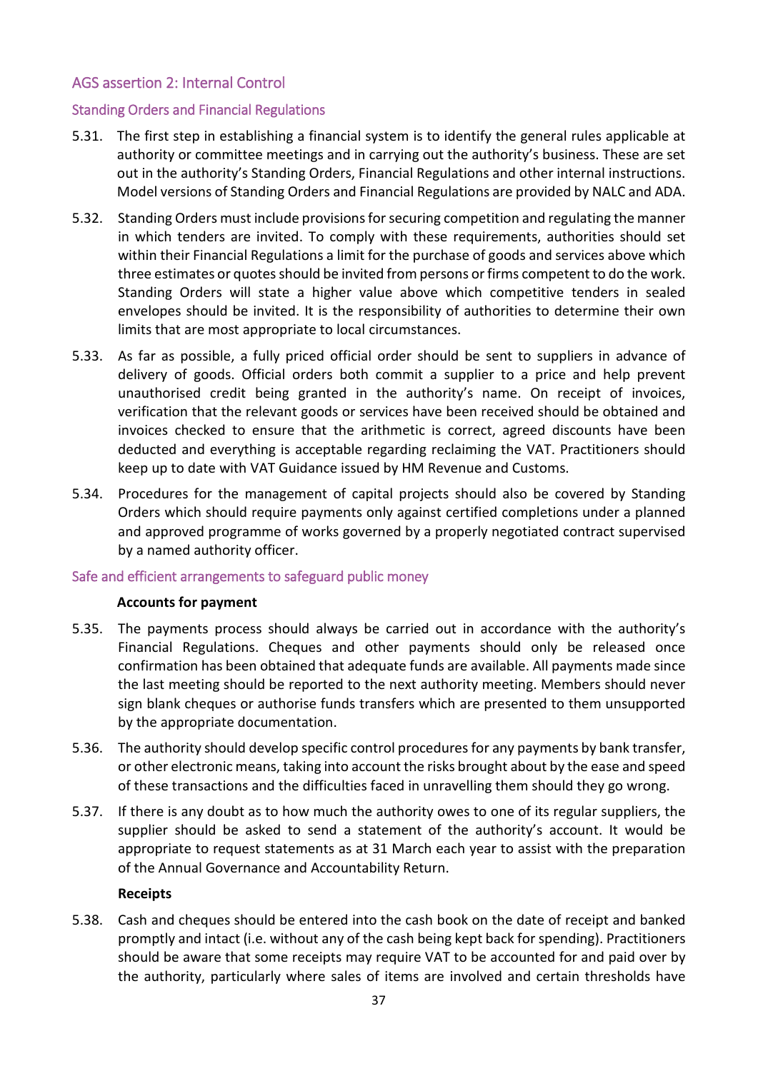## AGS assertion 2: Internal Control

### Standing Orders and Financial Regulations

5.31. The first step in establishing a financial system is to identify the general rules applicable at authority or committee meetings and in carrying out the authority's business. These are set out in the authority's Standing Orders, Financial Regulations and other internal instructions. Model versions of Standing Orders and Financial Regulations are provided by NALC and ADA.

5.32. Standing Orders must include provisions for securing competition and regulating the manner in which tenders are invited. To comply with these requirements, authorities should set within their Financial Regulations a limit for the purchase of goods and services above which three estimates or quotes should be invited from persons or firms competent to do the work. Standing Orders will state a higher value above which competitive tenders in sealed envelopes should be invited. It is the responsibility of authorities to determine their own limits that are most appropriate to local circumstances.

5.33. As far as possible, a fully priced official order should be sent to suppliers in advance of delivery of goods. Official orders both commit a supplier to a price and help prevent unauthorised credit being granted in the authority's name. On receipt of invoices, verification that the relevant goods or services have been received should be obtained and invoices checked to ensure that the arithmetic is correct, agreed discounts have been deducted and everything is acceptable regarding reclaiming the VAT. Practitioners should keep up to date with VAT Guidance issued by HM Revenue and Customs.

5.34. Procedures for the management of capital projects should also be covered by Standing Orders which should require payments only against certified completions under a planned and approved programme of works governed by a properly negotiated contract supervised by a named authority officer.

### Safe and efficient arrangements to safeguard public money

**Accounts for payment**

5.35. The payments process should always be carried out in accordance with the authority's Financial Regulations. Cheques and other payments should only be released once confirmation has been obtained that adequate funds are available. All payments made since the last meeting should be reported to the next authority meeting. Members should never sign blank cheques or authorise funds transfers which are presented to them unsupported by the appropriate documentation.

5.36. The authority should develop specific control procedures for any payments by bank transfer, or other electronic means, taking into account the risks brought about by the ease and speed of these transactions and the difficulties faced in unravelling them should they go wrong.

5.37. If there is any doubt as to how much the authority owes to one of its regular suppliers, the supplier should be asked to send a statement of the authority's account. It would be appropriate to request statements as at 31 March each year to assist with the preparation of the Annual Governance and Accountability Return.

**Receipts**

5.38. Cash and cheques should be entered into the cash book on the date of receipt and banked promptly and intact (i.e. without any of the cash being kept back for spending). Practitioners should be aware that some receipts may require VAT to be accounted for and paid over by the authority, particularly where sales of items are involved and certain thresholds have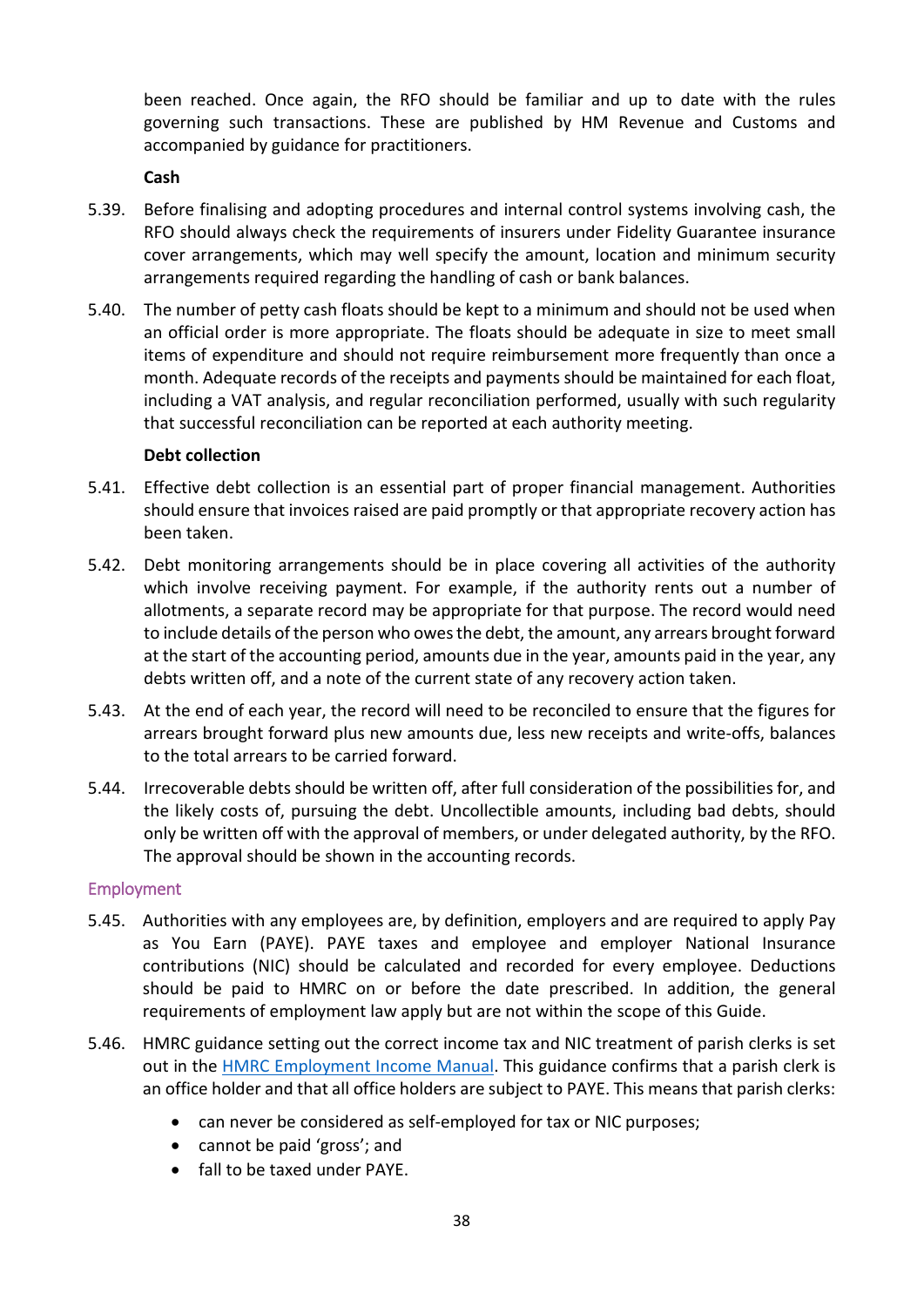been reached. Once again, the RFO should be familiar and up to date with the rules governing such transactions. These are published by HM Revenue and Customs and accompanied by guidance for practitioners.

**Cash**

5.39. Before finalising and adopting procedures and internal control systems involving cash, the RFO should always check the requirements of insurers under Fidelity Guarantee insurance cover arrangements, which may well specify the amount, location and minimum security arrangements required regarding the handling of cash or bank balances.

5.40. The number of petty cash floats should be kept to a minimum and should not be used when an official order is more appropriate. The floats should be adequate in size to meet small items of expenditure and should not require reimbursement more frequently than once a month. Adequate records of the receipts and payments should be maintained for each float, including a VAT analysis, and regular reconciliation performed, usually with such regularity that successful reconciliation can be reported at each authority meeting.

**Debt collection**

5.41. Effective debt collection is an essential part of proper financial management. Authorities should ensure that invoices raised are paid promptly or that appropriate recovery action has been taken.

5.42. Debt monitoring arrangements should be in place covering all activities of the authority which involve receiving payment. For example, if the authority rents out a number of allotments, a separate record may be appropriate for that purpose. The record would need to include details of the person who owes the debt, the amount, any arrears brought forward at the start of the accounting period, amounts due in the year, amounts paid in the year, any debts written off, and a note of the current state of any recovery action taken.

5.43. At the end of each year, the record will need to be reconciled to ensure that the figures for arrears brought forward plus new amounts due, less new receipts and write-offs, balances to the total arrears to be carried forward.

5.44. Irrecoverable debts should be written off, after full consideration of the possibilities for, and the likely costs of, pursuing the debt. Uncollectible amounts, including bad debts, should only be written off with the approval of members, or under delegated authority, by the RFO. The approval should be shown in the accounting records.

## Employment

5.45. Authorities with any employees are, by definition, employers and are required to apply Pay as You Earn (PAYE). PAYE taxes and employee and employer National Insurance contributions (NIC) should be calculated and recorded for every employee. Deductions should be paid to HMRC on or before the date prescribed. In addition, the general requirements of employment law apply but are not within the scope of this Guide.

5.46. HMRC guidance setting out the correct income tax and NIC treatment of parish clerks is set out in the HMRC Employment Income Manual. This guidance confirms that a parish clerk is an office holder and that all office holders are subject to PAYE. This means that parish clerks:

- can never be considered as self-employed for tax or NIC purposes;
- cannot be paid 'gross'; and
- fall to be taxed under PAYE.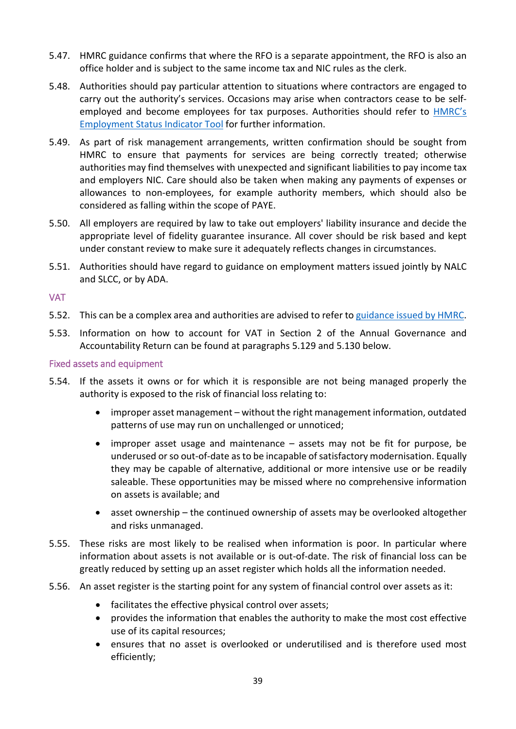5.47. HMRC guidance confirms that where the RFO is a separate appointment, the RFO is also an office holder and is subject to the same income tax and NIC rules as the clerk.

5.48. Authorities should pay particular attention to situations where contractors are engaged to carry out the authority's services. Occasions may arise when contractors cease to be self-employed and become employees for tax purposes. Authorities should refer to HMRC's Employment Status Indicator Tool for further information.

5.49. As part of risk management arrangements, written confirmation should be sought from HMRC to ensure that payments for services are being correctly treated; otherwise authorities may find themselves with unexpected and significant liabilities to pay income tax and employers NIC. Care should also be taken when making any payments of expenses or allowances to non-employees, for example authority members, which should also be considered as falling within the scope of PAYE.

5.50. All employers are required by law to take out employers' liability insurance and decide the appropriate level of fidelity guarantee insurance. All cover should be risk based and kept under constant review to make sure it adequately reflects changes in circumstances.

5.51. Authorities should have regard to guidance on employment matters issued jointly by NALC and SLCC, or by ADA.

### VAT

5.52. This can be a complex area and authorities are advised to refer to guidance issued by HMRC.

5.53. Information on how to account for VAT in Section 2 of the Annual Governance and Accountability Return can be found at paragraphs 5.129 and 5.130 below.

### Fixed assets and equipment

5.54. If the assets it owns or for which it is responsible are not being managed properly the authority is exposed to the risk of financial loss relating to:

- improper asset management – without the right management information, outdated patterns of use may run on unchallenged or unnoticed;
- improper asset usage and maintenance – assets may not be fit for purpose, be underused or so out-of-date as to be incapable of satisfactory modernisation. Equally they may be capable of alternative, additional or more intensive use or be readily saleable. These opportunities may be missed where no comprehensive information on assets is available; and
- asset ownership – the continued ownership of assets may be overlooked altogether and risks unmanaged.

5.55. These risks are most likely to be realised when information is poor. In particular where information about assets is not available or is out-of-date. The risk of financial loss can be greatly reduced by setting up an asset register which holds all the information needed.

5.56. An asset register is the starting point for any system of financial control over assets as it:

- facilitates the effective physical control over assets;
- provides the information that enables the authority to make the most cost effective use of its capital resources;
- ensures that no asset is overlooked or underutilised and is therefore used most efficiently;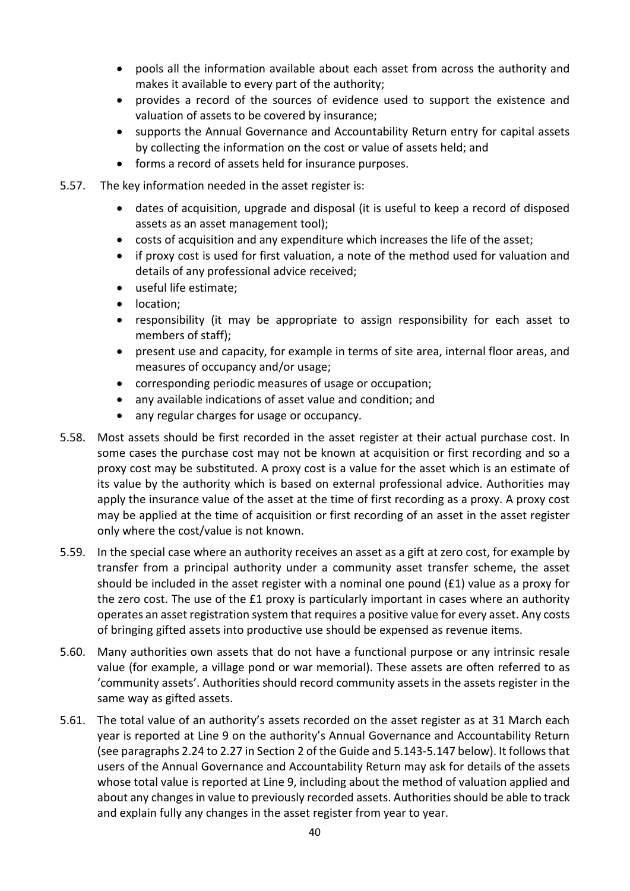- pools all the information available about each asset from across the authority and makes it available to every part of the authority;
- provides a record of the sources of evidence used to support the existence and valuation of assets to be covered by insurance;
- supports the Annual Governance and Accountability Return entry for capital assets by collecting the information on the cost or value of assets held; and
- forms a record of assets held for insurance purposes.

5.57. The key information needed in the asset register is:

- dates of acquisition, upgrade and disposal (it is useful to keep a record of disposed assets as an asset management tool);
- costs of acquisition and any expenditure which increases the life of the asset;
- if proxy cost is used for first valuation, a note of the method used for valuation and details of any professional advice received;
- useful life estimate;
- location;
- responsibility (it may be appropriate to assign responsibility for each asset to members of staff);
- present use and capacity, for example in terms of site area, internal floor areas, and measures of occupancy and/or usage;
- corresponding periodic measures of usage or occupation;
- any available indications of asset value and condition; and
- any regular charges for usage or occupancy.

5.58. Most assets should be first recorded in the asset register at their actual purchase cost. In some cases the purchase cost may not be known at acquisition or first recording and so a proxy cost may be substituted. A proxy cost is a value for the asset which is an estimate of its value by the authority which is based on external professional advice. Authorities may apply the insurance value of the asset at the time of first recording as a proxy. A proxy cost may be applied at the time of acquisition or first recording of an asset in the asset register only where the cost/value is not known.

5.59. In the special case where an authority receives an asset as a gift at zero cost, for example by transfer from a principal authority under a community asset transfer scheme, the asset should be included in the asset register with a nominal one pound (£1) value as a proxy for the zero cost. The use of the £1 proxy is particularly important in cases where an authority operates an asset registration system that requires a positive value for every asset. Any costs of bringing gifted assets into productive use should be expensed as revenue items.

5.60. Many authorities own assets that do not have a functional purpose or any intrinsic resale value (for example, a village pond or war memorial). These assets are often referred to as 'community assets'. Authorities should record community assets in the assets register in the same way as gifted assets.

5.61. The total value of an authority's assets recorded on the asset register as at 31 March each year is reported at Line 9 on the authority's Annual Governance and Accountability Return (see paragraphs 2.24 to 2.27 in Section 2 of the Guide and 5.143-5.147 below). It follows that users of the Annual Governance and Accountability Return may ask for details of the assets whose total value is reported at Line 9, including about the method of valuation applied and about any changes in value to previously recorded assets. Authorities should be able to track and explain fully any changes in the asset register from year to year.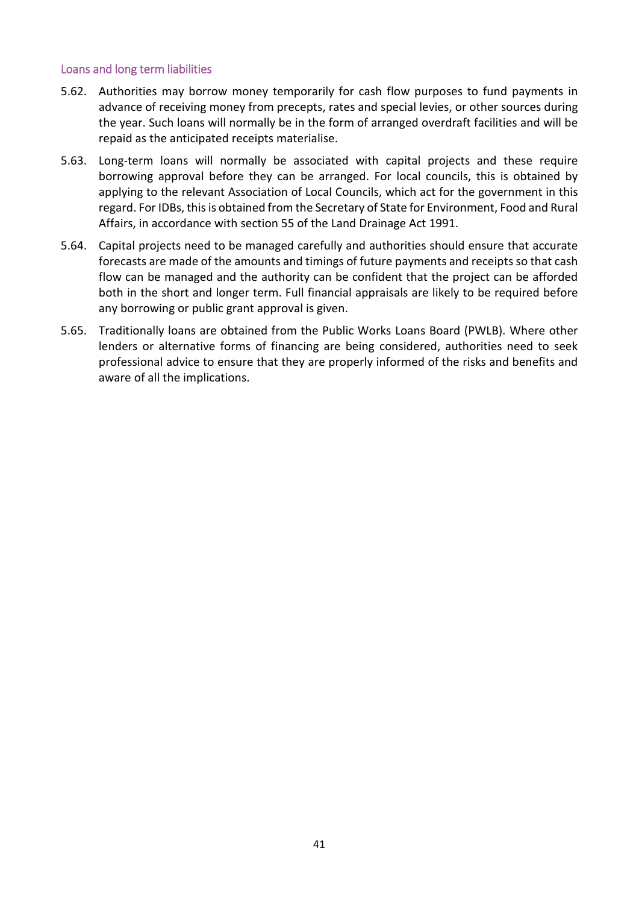### Loans and long term liabilities

5.62. Authorities may borrow money temporarily for cash flow purposes to fund payments in advance of receiving money from precepts, rates and special levies, or other sources during the year. Such loans will normally be in the form of arranged overdraft facilities and will be repaid as the anticipated receipts materialise.

5.63. Long-term loans will normally be associated with capital projects and these require borrowing approval before they can be arranged. For local councils, this is obtained by applying to the relevant Association of Local Councils, which act for the government in this regard. For IDBs, this is obtained from the Secretary of State for Environment, Food and Rural Affairs, in accordance with section 55 of the Land Drainage Act 1991.

5.64. Capital projects need to be managed carefully and authorities should ensure that accurate forecasts are made of the amounts and timings of future payments and receipts so that cash flow can be managed and the authority can be confident that the project can be afforded both in the short and longer term. Full financial appraisals are likely to be required before any borrowing or public grant approval is given.

5.65. Traditionally loans are obtained from the Public Works Loans Board (PWLB). Where other lenders or alternative forms of financing are being considered, authorities need to seek professional advice to ensure that they are properly informed of the risks and benefits and aware of all the implications.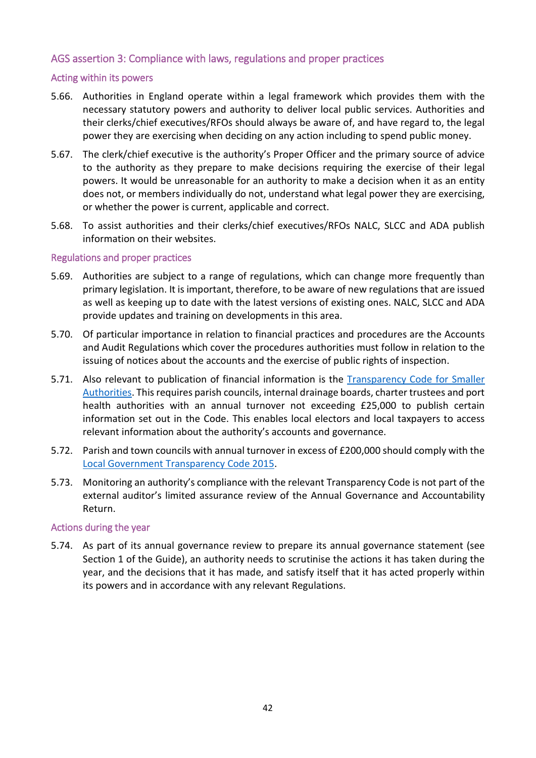## AGS assertion 3: Compliance with laws, regulations and proper practices

### Acting within its powers

5.66. Authorities in England operate within a legal framework which provides them with the necessary statutory powers and authority to deliver local public services. Authorities and their clerks/chief executives/RFOs should always be aware of, and have regard to, the legal power they are exercising when deciding on any action including to spend public money.

5.67. The clerk/chief executive is the authority's Proper Officer and the primary source of advice to the authority as they prepare to make decisions requiring the exercise of their legal powers. It would be unreasonable for an authority to make a decision when it as an entity does not, or members individually do not, understand what legal power they are exercising, or whether the power is current, applicable and correct.

5.68. To assist authorities and their clerks/chief executives/RFOs NALC, SLCC and ADA publish information on their websites.

### Regulations and proper practices

5.69. Authorities are subject to a range of regulations, which can change more frequently than primary legislation. It is important, therefore, to be aware of new regulations that are issued as well as keeping up to date with the latest versions of existing ones. NALC, SLCC and ADA provide updates and training on developments in this area.

5.70. Of particular importance in relation to financial practices and procedures are the Accounts and Audit Regulations which cover the procedures authorities must follow in relation to the issuing of notices about the accounts and the exercise of public rights of inspection.

5.71. Also relevant to publication of financial information is the Transparency Code for Smaller Authorities. This requires parish councils, internal drainage boards, charter trustees and port health authorities with an annual turnover not exceeding £25,000 to publish certain information set out in the Code. This enables local electors and local taxpayers to access relevant information about the authority's accounts and governance.

5.72. Parish and town councils with annual turnover in excess of £200,000 should comply with the Local Government Transparency Code 2015.

5.73. Monitoring an authority's compliance with the relevant Transparency Code is not part of the external auditor's limited assurance review of the Annual Governance and Accountability Return.

### Actions during the year

5.74. As part of its annual governance review to prepare its annual governance statement (see Section 1 of the Guide), an authority needs to scrutinise the actions it has taken during the year, and the decisions that it has made, and satisfy itself that it has acted properly within its powers and in accordance with any relevant Regulations.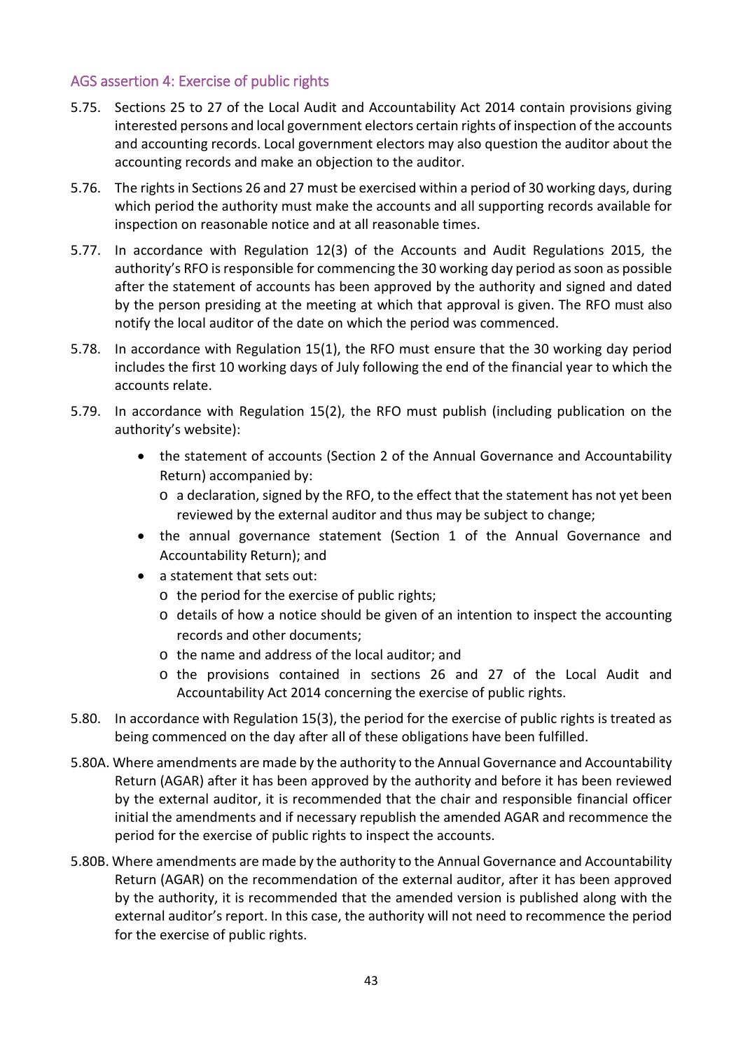## AGS assertion 4: Exercise of public rights

5.75. Sections 25 to 27 of the Local Audit and Accountability Act 2014 contain provisions giving interested persons and local government electors certain rights of inspection of the accounts and accounting records. Local government electors may also question the auditor about the accounting records and make an objection to the auditor.

5.76. The rights in Sections 26 and 27 must be exercised within a period of 30 working days, during which period the authority must make the accounts and all supporting records available for inspection on reasonable notice and at all reasonable times.

5.77. In accordance with Regulation 12(3) of the Accounts and Audit Regulations 2015, the authority's RFO is responsible for commencing the 30 working day period as soon as possible after the statement of accounts has been approved by the authority and signed and dated by the person presiding at the meeting at which that approval is given. The RFO must also notify the local auditor of the date on which the period was commenced.

5.78. In accordance with Regulation 15(1), the RFO must ensure that the 30 working day period includes the first 10 working days of July following the end of the financial year to which the accounts relate.

5.79. In accordance with Regulation 15(2), the RFO must publish (including publication on the authority's website):

- the statement of accounts (Section 2 of the Annual Governance and Accountability Return) accompanied by:
  - a declaration, signed by the RFO, to the effect that the statement has not yet been reviewed by the external auditor and thus may be subject to change;
- the annual governance statement (Section 1 of the Annual Governance and Accountability Return); and
- a statement that sets out:
  - the period for the exercise of public rights;
  - details of how a notice should be given of an intention to inspect the accounting records and other documents;
  - the name and address of the local auditor; and
  - the provisions contained in sections 26 and 27 of the Local Audit and Accountability Act 2014 concerning the exercise of public rights.

5.80. In accordance with Regulation 15(3), the period for the exercise of public rights is treated as being commenced on the day after all of these obligations have been fulfilled.

5.80A. Where amendments are made by the authority to the Annual Governance and Accountability Return (AGAR) after it has been approved by the authority and before it has been reviewed by the external auditor, it is recommended that the chair and responsible financial officer initial the amendments and if necessary republish the amended AGAR and recommence the period for the exercise of public rights to inspect the accounts.

5.80B. Where amendments are made by the authority to the Annual Governance and Accountability Return (AGAR) on the recommendation of the external auditor, after it has been approved by the authority, it is recommended that the amended version is published along with the external auditor's report. In this case, the authority will not need to recommence the period for the exercise of public rights.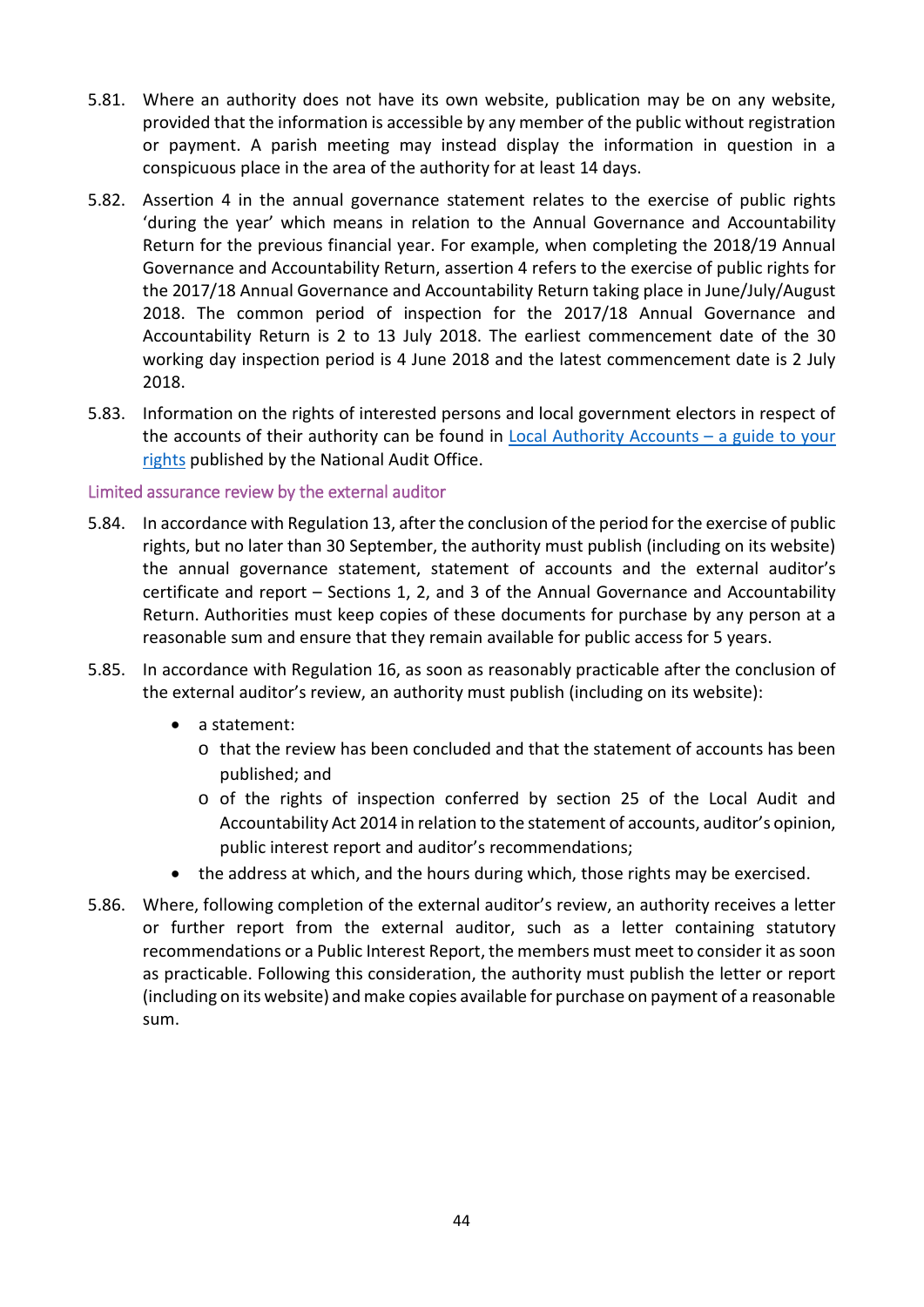5.81. Where an authority does not have its own website, publication may be on any website, provided that the information is accessible by any member of the public without registration or payment. A parish meeting may instead display the information in question in a conspicuous place in the area of the authority for at least 14 days.

5.82. Assertion 4 in the annual governance statement relates to the exercise of public rights 'during the year' which means in relation to the Annual Governance and Accountability Return for the previous financial year. For example, when completing the 2018/19 Annual Governance and Accountability Return, assertion 4 refers to the exercise of public rights for the 2017/18 Annual Governance and Accountability Return taking place in June/July/August 2018. The common period of inspection for the 2017/18 Annual Governance and Accountability Return is 2 to 13 July 2018. The earliest commencement date of the 30 working day inspection period is 4 June 2018 and the latest commencement date is 2 July 2018.

5.83. Information on the rights of interested persons and local government electors in respect of the accounts of their authority can be found in [Local Authority Accounts – a guide to your rights] published by the National Audit Office.

### Limited assurance review by the external auditor

5.84. In accordance with Regulation 13, after the conclusion of the period for the exercise of public rights, but no later than 30 September, the authority must publish (including on its website) the annual governance statement, statement of accounts and the external auditor's certificate and report – Sections 1, 2, and 3 of the Annual Governance and Accountability Return. Authorities must keep copies of these documents for purchase by any person at a reasonable sum and ensure that they remain available for public access for 5 years.

5.85. In accordance with Regulation 16, as soon as reasonably practicable after the conclusion of the external auditor's review, an authority must publish (including on its website):

- a statement:
  - that the review has been concluded and that the statement of accounts has been published; and
  - of the rights of inspection conferred by section 25 of the Local Audit and Accountability Act 2014 in relation to the statement of accounts, auditor's opinion, public interest report and auditor's recommendations;
- the address at which, and the hours during which, those rights may be exercised.

5.86. Where, following completion of the external auditor's review, an authority receives a letter or further report from the external auditor, such as a letter containing statutory recommendations or a Public Interest Report, the members must meet to consider it as soon as practicable. Following this consideration, the authority must publish the letter or report (including on its website) and make copies available for purchase on payment of a reasonable sum.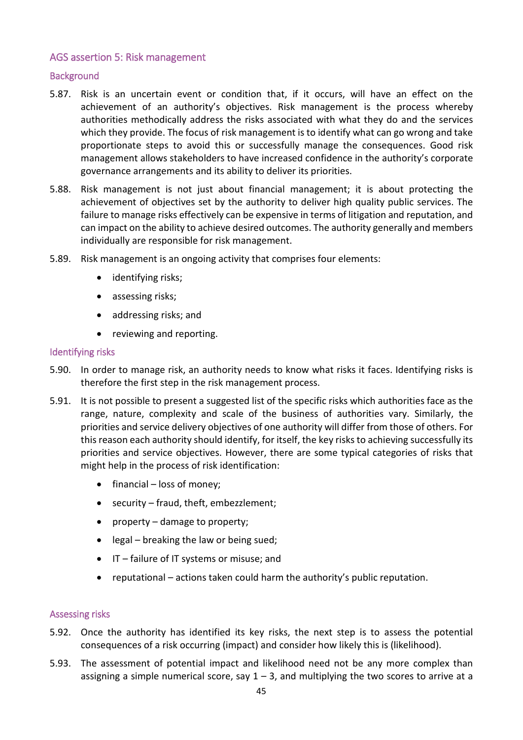## AGS assertion 5: Risk management

### Background

5.87. Risk is an uncertain event or condition that, if it occurs, will have an effect on the achievement of an authority's objectives. Risk management is the process whereby authorities methodically address the risks associated with what they do and the services which they provide. The focus of risk management is to identify what can go wrong and take proportionate steps to avoid this or successfully manage the consequences. Good risk management allows stakeholders to have increased confidence in the authority's corporate governance arrangements and its ability to deliver its priorities.

5.88. Risk management is not just about financial management; it is about protecting the achievement of objectives set by the authority to deliver high quality public services. The failure to manage risks effectively can be expensive in terms of litigation and reputation, and can impact on the ability to achieve desired outcomes. The authority generally and members individually are responsible for risk management.

5.89. Risk management is an ongoing activity that comprises four elements:

- identifying risks;
- assessing risks;
- addressing risks; and
- reviewing and reporting.

### Identifying risks

5.90. In order to manage risk, an authority needs to know what risks it faces. Identifying risks is therefore the first step in the risk management process.

5.91. It is not possible to present a suggested list of the specific risks which authorities face as the range, nature, complexity and scale of the business of authorities vary. Similarly, the priorities and service delivery objectives of one authority will differ from those of others. For this reason each authority should identify, for itself, the key risks to achieving successfully its priorities and service objectives. However, there are some typical categories of risks that might help in the process of risk identification:

- financial – loss of money;
- security – fraud, theft, embezzlement;
- property – damage to property;
- legal – breaking the law or being sued;
- IT – failure of IT systems or misuse; and
- reputational – actions taken could harm the authority's public reputation.

### Assessing risks

5.92. Once the authority has identified its key risks, the next step is to assess the potential consequences of a risk occurring (impact) and consider how likely this is (likelihood).

5.93. The assessment of potential impact and likelihood need not be any more complex than assigning a simple numerical score, say 1 – 3, and multiplying the two scores to arrive at a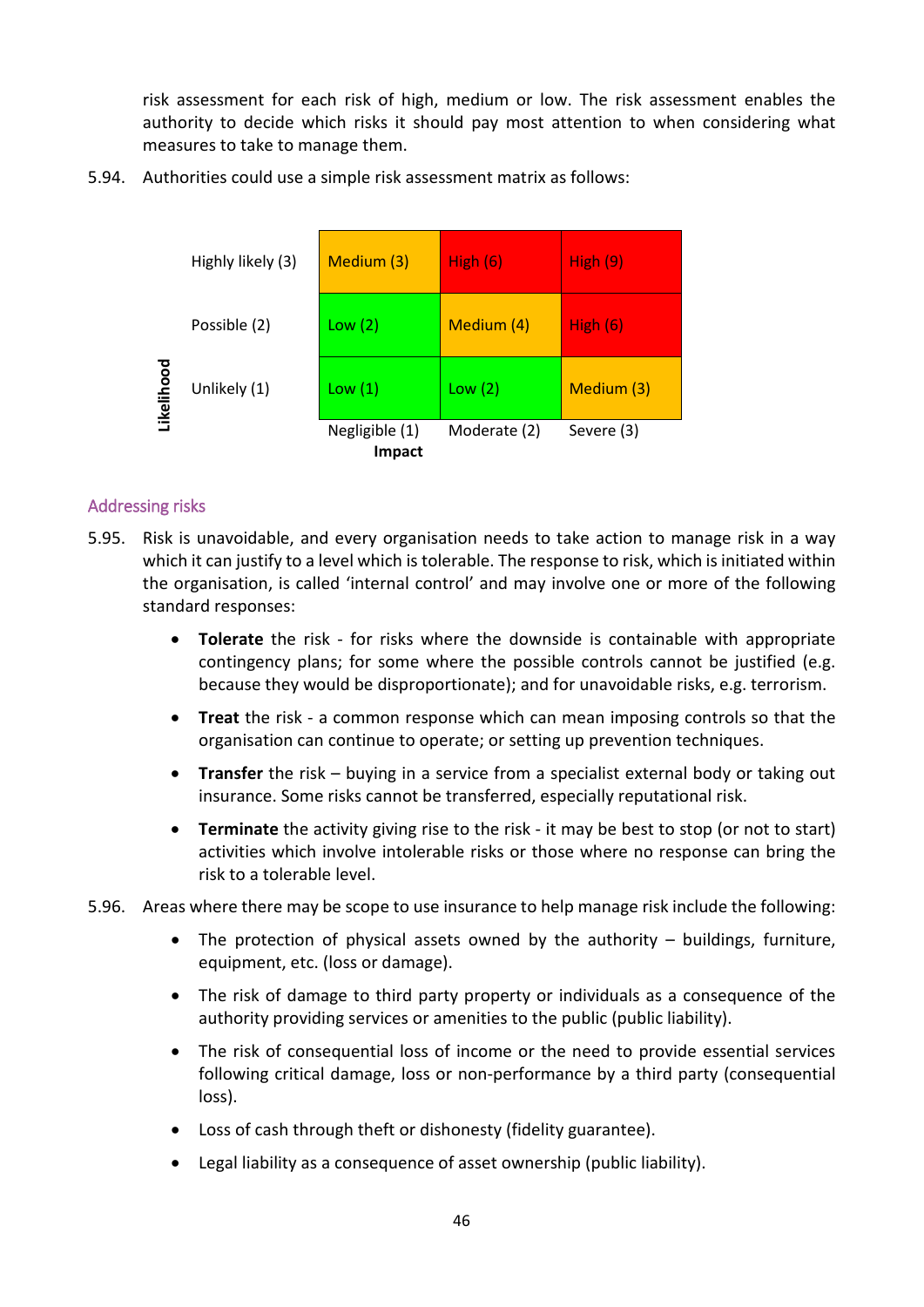risk assessment for each risk of high, medium or low. The risk assessment enables the authority to decide which risks it should pay most attention to when considering what measures to take to manage them.

5.94. Authorities could use a simple risk assessment matrix as follows:

| Likelihood | Negligible (1) | Moderate (2) | Severe (3) |
|---|---|---|---|
| Highly likely (3) | Medium (3) | High (6) | High (9) |
| Possible (2) | Low (2) | Medium (4) | High (6) |
| Unlikely (1) | Low (1) | Low (2) | Medium (3) |

**Impact**

## Addressing risks

5.95. Risk is unavoidable, and every organisation needs to take action to manage risk in a way which it can justify to a level which is tolerable. The response to risk, which is initiated within the organisation, is called 'internal control' and may involve one or more of the following standard responses:

- **Tolerate** the risk - for risks where the downside is containable with appropriate contingency plans; for some where the possible controls cannot be justified (e.g. because they would be disproportionate); and for unavoidable risks, e.g. terrorism.
- **Treat** the risk - a common response which can mean imposing controls so that the organisation can continue to operate; or setting up prevention techniques.
- **Transfer** the risk – buying in a service from a specialist external body or taking out insurance. Some risks cannot be transferred, especially reputational risk.
- **Terminate** the activity giving rise to the risk - it may be best to stop (or not to start) activities which involve intolerable risks or those where no response can bring the risk to a tolerable level.

5.96. Areas where there may be scope to use insurance to help manage risk include the following:

- The protection of physical assets owned by the authority – buildings, furniture, equipment, etc. (loss or damage).
- The risk of damage to third party property or individuals as a consequence of the authority providing services or amenities to the public (public liability).
- The risk of consequential loss of income or the need to provide essential services following critical damage, loss or non-performance by a third party (consequential loss).
- Loss of cash through theft or dishonesty (fidelity guarantee).
- Legal liability as a consequence of asset ownership (public liability).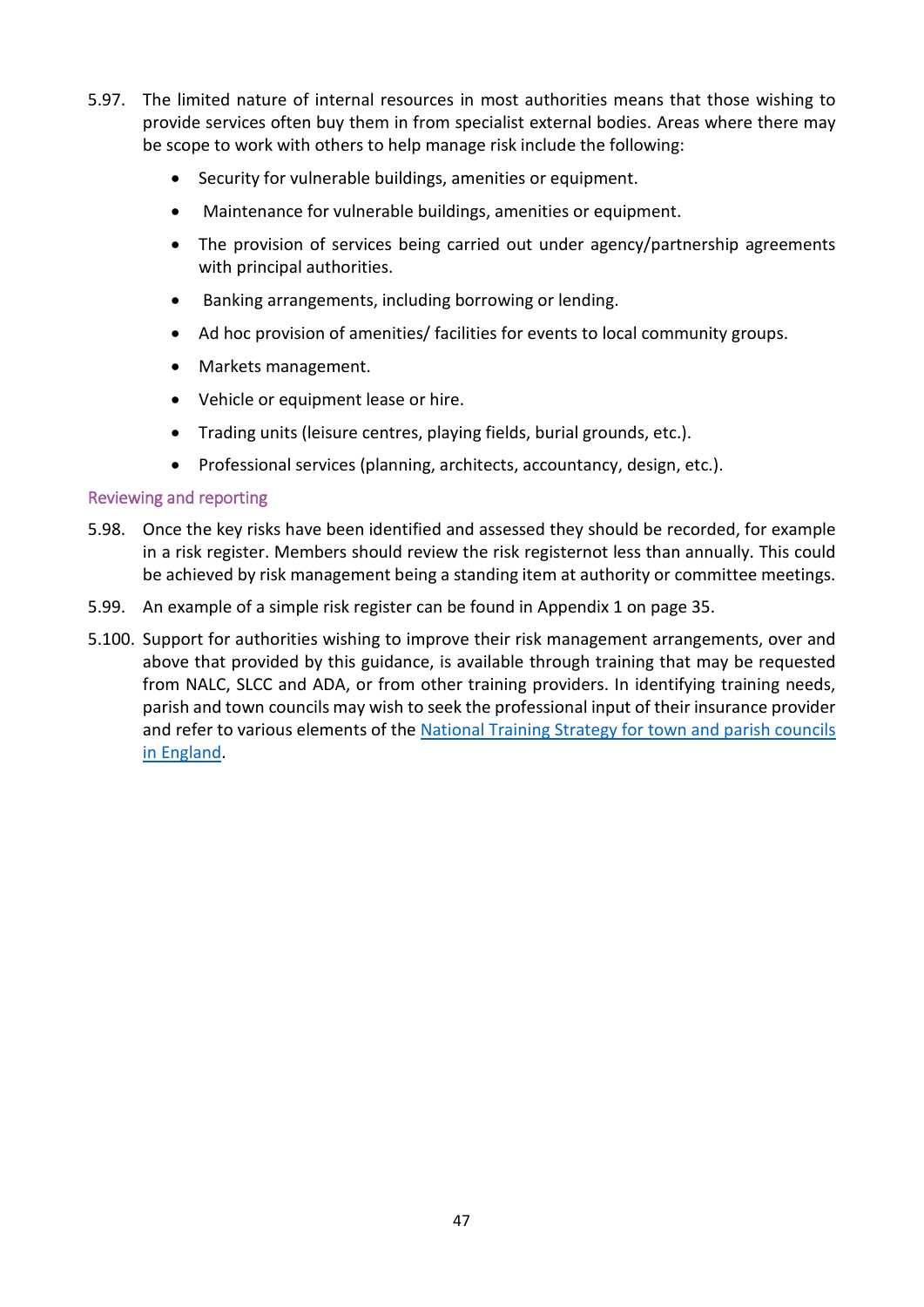5.97. The limited nature of internal resources in most authorities means that those wishing to provide services often buy them in from specialist external bodies. Areas where there may be scope to work with others to help manage risk include the following:

- Security for vulnerable buildings, amenities or equipment.
- Maintenance for vulnerable buildings, amenities or equipment.
- The provision of services being carried out under agency/partnership agreements with principal authorities.
- Banking arrangements, including borrowing or lending.
- Ad hoc provision of amenities/ facilities for events to local community groups.
- Markets management.
- Vehicle or equipment lease or hire.
- Trading units (leisure centres, playing fields, burial grounds, etc.).
- Professional services (planning, architects, accountancy, design, etc.).

### Reviewing and reporting

5.98. Once the key risks have been identified and assessed they should be recorded, for example in a risk register. Members should review the risk registernot less than annually. This could be achieved by risk management being a standing item at authority or committee meetings.

5.99. An example of a simple risk register can be found in Appendix 1 on page 35.

5.100. Support for authorities wishing to improve their risk management arrangements, over and above that provided by this guidance, is available through training that may be requested from NALC, SLCC and ADA, or from other training providers. In identifying training needs, parish and town councils may wish to seek the professional input of their insurance provider and refer to various elements of the National Training Strategy for town and parish councils in England.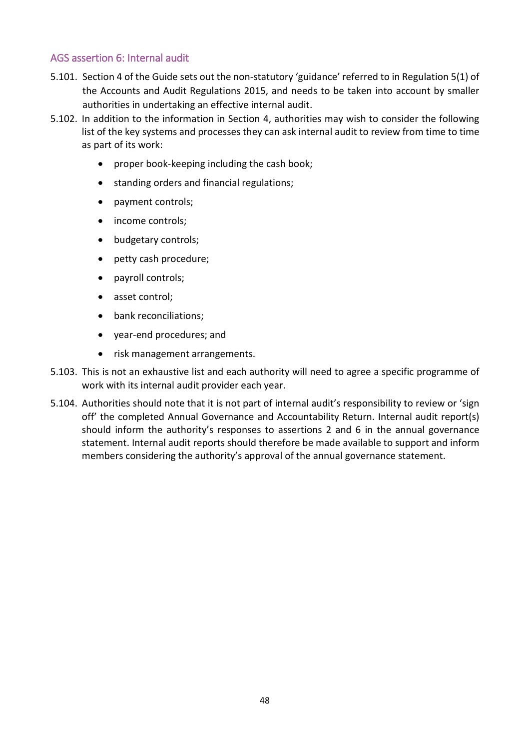### AGS assertion 6: Internal audit

5.101. Section 4 of the Guide sets out the non-statutory 'guidance' referred to in Regulation 5(1) of the Accounts and Audit Regulations 2015, and needs to be taken into account by smaller authorities in undertaking an effective internal audit.

5.102. In addition to the information in Section 4, authorities may wish to consider the following list of the key systems and processes they can ask internal audit to review from time to time as part of its work:

- proper book-keeping including the cash book;
- standing orders and financial regulations;
- payment controls;
- income controls;
- budgetary controls;
- petty cash procedure;
- payroll controls;
- asset control;
- bank reconciliations;
- year-end procedures; and
- risk management arrangements.

5.103. This is not an exhaustive list and each authority will need to agree a specific programme of work with its internal audit provider each year.

5.104. Authorities should note that it is not part of internal audit's responsibility to review or 'sign off' the completed Annual Governance and Accountability Return. Internal audit report(s) should inform the authority's responses to assertions 2 and 6 in the annual governance statement. Internal audit reports should therefore be made available to support and inform members considering the authority's approval of the annual governance statement.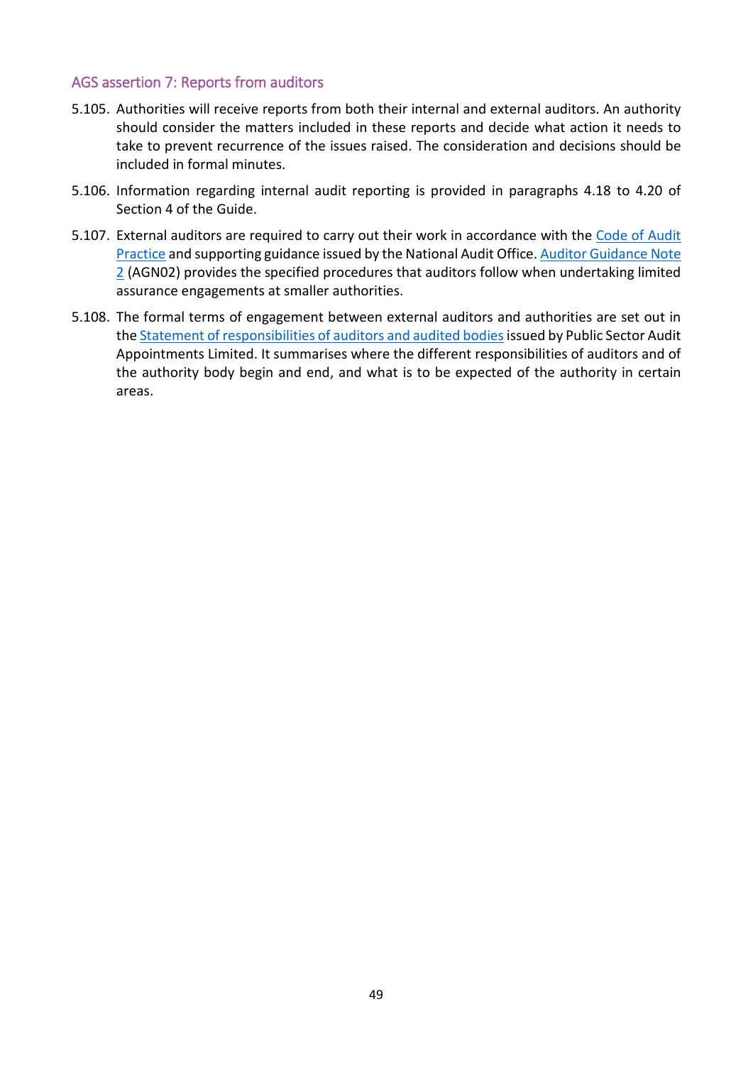### AGS assertion 7: Reports from auditors

5.105. Authorities will receive reports from both their internal and external auditors. An authority should consider the matters included in these reports and decide what action it needs to take to prevent recurrence of the issues raised. The consideration and decisions should be included in formal minutes.

5.106. Information regarding internal audit reporting is provided in paragraphs 4.18 to 4.20 of Section 4 of the Guide.

5.107. External auditors are required to carry out their work in accordance with the Code of Audit Practice and supporting guidance issued by the National Audit Office. Auditor Guidance Note 2 (AGN02) provides the specified procedures that auditors follow when undertaking limited assurance engagements at smaller authorities.

5.108. The formal terms of engagement between external auditors and authorities are set out in the Statement of responsibilities of auditors and audited bodies issued by Public Sector Audit Appointments Limited. It summarises where the different responsibilities of auditors and of the authority body begin and end, and what is to be expected of the authority in certain areas.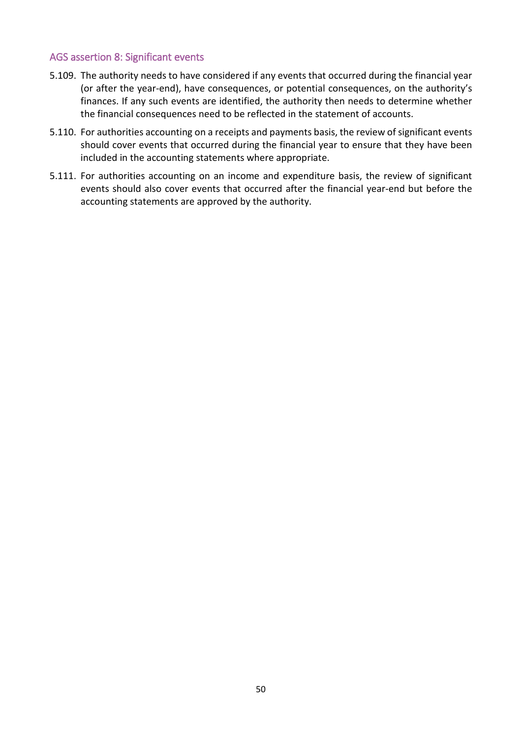### AGS assertion 8: Significant events

5.109. The authority needs to have considered if any events that occurred during the financial year (or after the year-end), have consequences, or potential consequences, on the authority's finances. If any such events are identified, the authority then needs to determine whether the financial consequences need to be reflected in the statement of accounts.

5.110. For authorities accounting on a receipts and payments basis, the review of significant events should cover events that occurred during the financial year to ensure that they have been included in the accounting statements where appropriate.

5.111. For authorities accounting on an income and expenditure basis, the review of significant events should also cover events that occurred after the financial year-end but before the accounting statements are approved by the authority.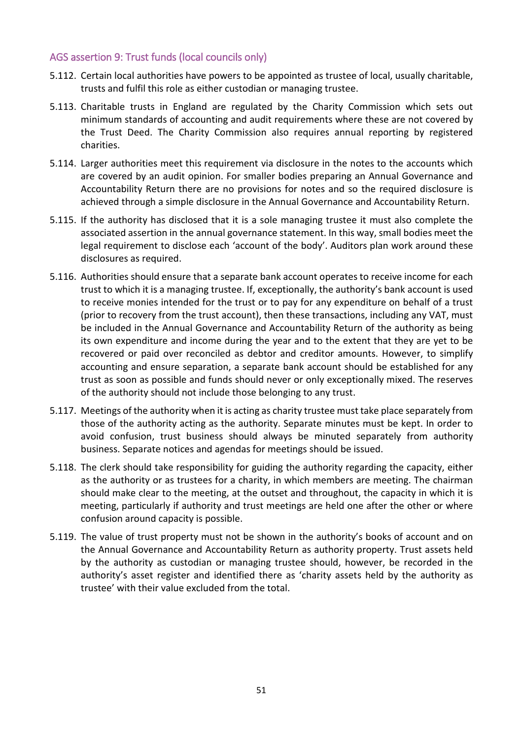### AGS assertion 9: Trust funds (local councils only)

5.112. Certain local authorities have powers to be appointed as trustee of local, usually charitable, trusts and fulfil this role as either custodian or managing trustee.

5.113. Charitable trusts in England are regulated by the Charity Commission which sets out minimum standards of accounting and audit requirements where these are not covered by the Trust Deed. The Charity Commission also requires annual reporting by registered charities.

5.114. Larger authorities meet this requirement via disclosure in the notes to the accounts which are covered by an audit opinion. For smaller bodies preparing an Annual Governance and Accountability Return there are no provisions for notes and so the required disclosure is achieved through a simple disclosure in the Annual Governance and Accountability Return.

5.115. If the authority has disclosed that it is a sole managing trustee it must also complete the associated assertion in the annual governance statement. In this way, small bodies meet the legal requirement to disclose each 'account of the body'. Auditors plan work around these disclosures as required.

5.116. Authorities should ensure that a separate bank account operates to receive income for each trust to which it is a managing trustee. If, exceptionally, the authority's bank account is used to receive monies intended for the trust or to pay for any expenditure on behalf of a trust (prior to recovery from the trust account), then these transactions, including any VAT, must be included in the Annual Governance and Accountability Return of the authority as being its own expenditure and income during the year and to the extent that they are yet to be recovered or paid over reconciled as debtor and creditor amounts. However, to simplify accounting and ensure separation, a separate bank account should be established for any trust as soon as possible and funds should never or only exceptionally mixed. The reserves of the authority should not include those belonging to any trust.

5.117. Meetings of the authority when it is acting as charity trustee must take place separately from those of the authority acting as the authority. Separate minutes must be kept. In order to avoid confusion, trust business should always be minuted separately from authority business. Separate notices and agendas for meetings should be issued.

5.118. The clerk should take responsibility for guiding the authority regarding the capacity, either as the authority or as trustees for a charity, in which members are meeting. The chairman should make clear to the meeting, at the outset and throughout, the capacity in which it is meeting, particularly if authority and trust meetings are held one after the other or where confusion around capacity is possible.

5.119. The value of trust property must not be shown in the authority's books of account and on the Annual Governance and Accountability Return as authority property. Trust assets held by the authority as custodian or managing trustee should, however, be recorded in the authority's asset register and identified there as 'charity assets held by the authority as trustee' with their value excluded from the total.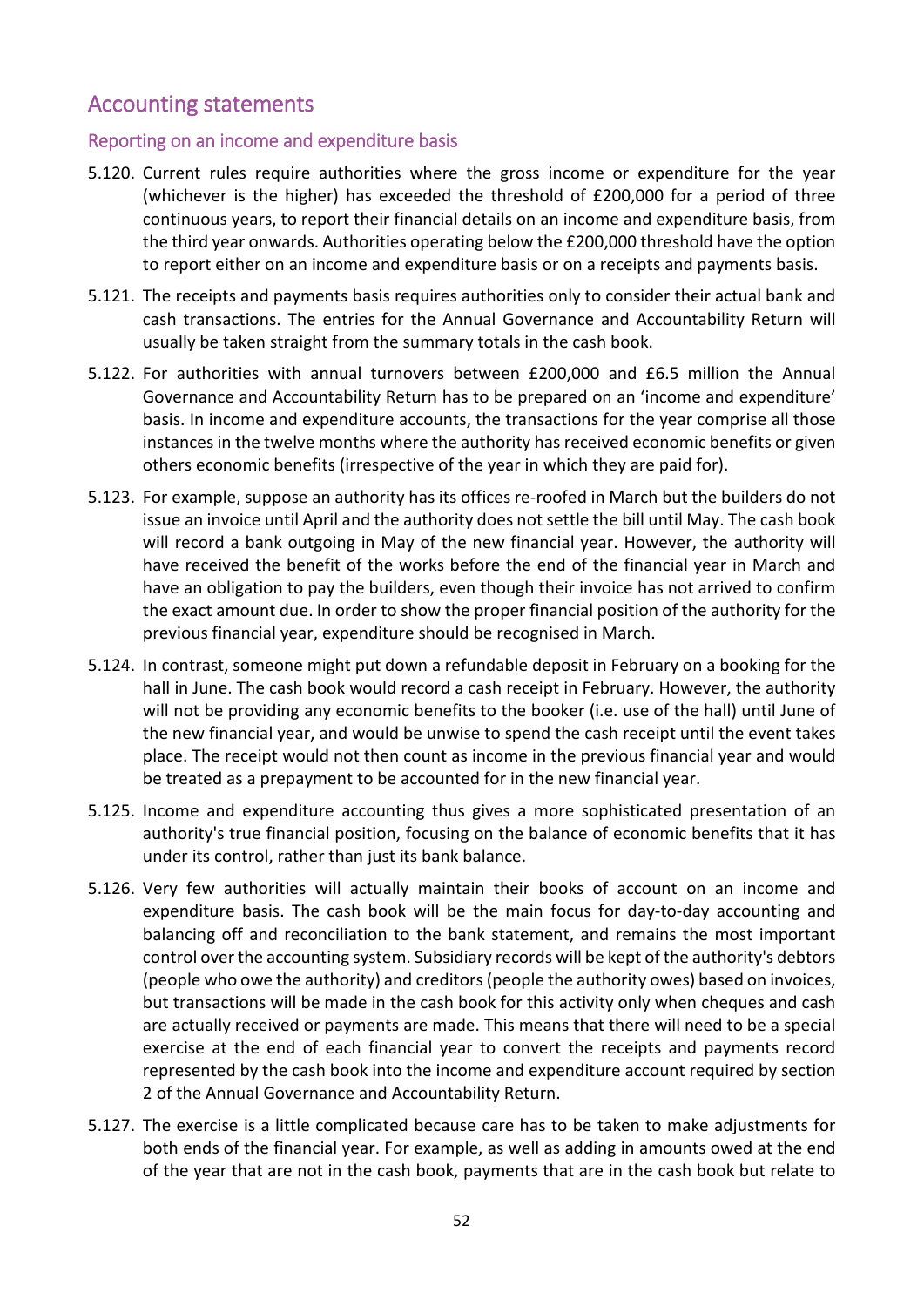## Accounting statements

### Reporting on an income and expenditure basis

5.120. Current rules require authorities where the gross income or expenditure for the year (whichever is the higher) has exceeded the threshold of £200,000 for a period of three continuous years, to report their financial details on an income and expenditure basis, from the third year onwards. Authorities operating below the £200,000 threshold have the option to report either on an income and expenditure basis or on a receipts and payments basis.

5.121. The receipts and payments basis requires authorities only to consider their actual bank and cash transactions. The entries for the Annual Governance and Accountability Return will usually be taken straight from the summary totals in the cash book.

5.122. For authorities with annual turnovers between £200,000 and £6.5 million the Annual Governance and Accountability Return has to be prepared on an 'income and expenditure' basis. In income and expenditure accounts, the transactions for the year comprise all those instances in the twelve months where the authority has received economic benefits or given others economic benefits (irrespective of the year in which they are paid for).

5.123. For example, suppose an authority has its offices re-roofed in March but the builders do not issue an invoice until April and the authority does not settle the bill until May. The cash book will record a bank outgoing in May of the new financial year. However, the authority will have received the benefit of the works before the end of the financial year in March and have an obligation to pay the builders, even though their invoice has not arrived to confirm the exact amount due. In order to show the proper financial position of the authority for the previous financial year, expenditure should be recognised in March.

5.124. In contrast, someone might put down a refundable deposit in February on a booking for the hall in June. The cash book would record a cash receipt in February. However, the authority will not be providing any economic benefits to the booker (i.e. use of the hall) until June of the new financial year, and would be unwise to spend the cash receipt until the event takes place. The receipt would not then count as income in the previous financial year and would be treated as a prepayment to be accounted for in the new financial year.

5.125. Income and expenditure accounting thus gives a more sophisticated presentation of an authority's true financial position, focusing on the balance of economic benefits that it has under its control, rather than just its bank balance.

5.126. Very few authorities will actually maintain their books of account on an income and expenditure basis. The cash book will be the main focus for day-to-day accounting and balancing off and reconciliation to the bank statement, and remains the most important control over the accounting system. Subsidiary records will be kept of the authority's debtors (people who owe the authority) and creditors (people the authority owes) based on invoices, but transactions will be made in the cash book for this activity only when cheques and cash are actually received or payments are made. This means that there will need to be a special exercise at the end of each financial year to convert the receipts and payments record represented by the cash book into the income and expenditure account required by section 2 of the Annual Governance and Accountability Return.

5.127. The exercise is a little complicated because care has to be taken to make adjustments for both ends of the financial year. For example, as well as adding in amounts owed at the end of the year that are not in the cash book, payments that are in the cash book but relate to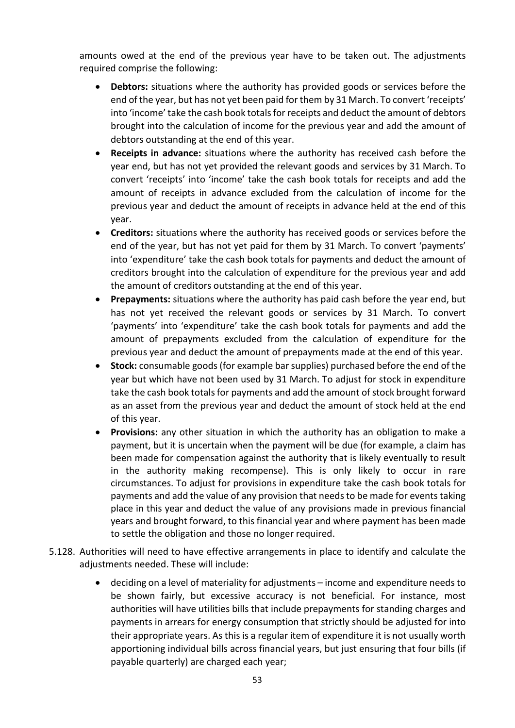amounts owed at the end of the previous year have to be taken out. The adjustments required comprise the following:

- **Debtors:** situations where the authority has provided goods or services before the end of the year, but has not yet been paid for them by 31 March. To convert 'receipts' into 'income' take the cash book totals for receipts and deduct the amount of debtors brought into the calculation of income for the previous year and add the amount of debtors outstanding at the end of this year.
- **Receipts in advance:** situations where the authority has received cash before the year end, but has not yet provided the relevant goods and services by 31 March. To convert 'receipts' into 'income' take the cash book totals for receipts and add the amount of receipts in advance excluded from the calculation of income for the previous year and deduct the amount of receipts in advance held at the end of this year.
- **Creditors:** situations where the authority has received goods or services before the end of the year, but has not yet paid for them by 31 March. To convert 'payments' into 'expenditure' take the cash book totals for payments and deduct the amount of creditors brought into the calculation of expenditure for the previous year and add the amount of creditors outstanding at the end of this year.
- **Prepayments:** situations where the authority has paid cash before the year end, but has not yet received the relevant goods or services by 31 March. To convert 'payments' into 'expenditure' take the cash book totals for payments and add the amount of prepayments excluded from the calculation of expenditure for the previous year and deduct the amount of prepayments made at the end of this year.
- **Stock:** consumable goods (for example bar supplies) purchased before the end of the year but which have not been used by 31 March. To adjust for stock in expenditure take the cash book totals for payments and add the amount of stock brought forward as an asset from the previous year and deduct the amount of stock held at the end of this year.
- **Provisions:** any other situation in which the authority has an obligation to make a payment, but it is uncertain when the payment will be due (for example, a claim has been made for compensation against the authority that is likely eventually to result in the authority making recompense). This is only likely to occur in rare circumstances. To adjust for provisions in expenditure take the cash book totals for payments and add the value of any provision that needs to be made for events taking place in this year and deduct the value of any provisions made in previous financial years and brought forward, to this financial year and where payment has been made to settle the obligation and those no longer required.

5.128. Authorities will need to have effective arrangements in place to identify and calculate the adjustments needed. These will include:

- deciding on a level of materiality for adjustments – income and expenditure needs to be shown fairly, but excessive accuracy is not beneficial. For instance, most authorities will have utilities bills that include prepayments for standing charges and payments in arrears for energy consumption that strictly should be adjusted for into their appropriate years. As this is a regular item of expenditure it is not usually worth apportioning individual bills across financial years, but just ensuring that four bills (if payable quarterly) are charged each year;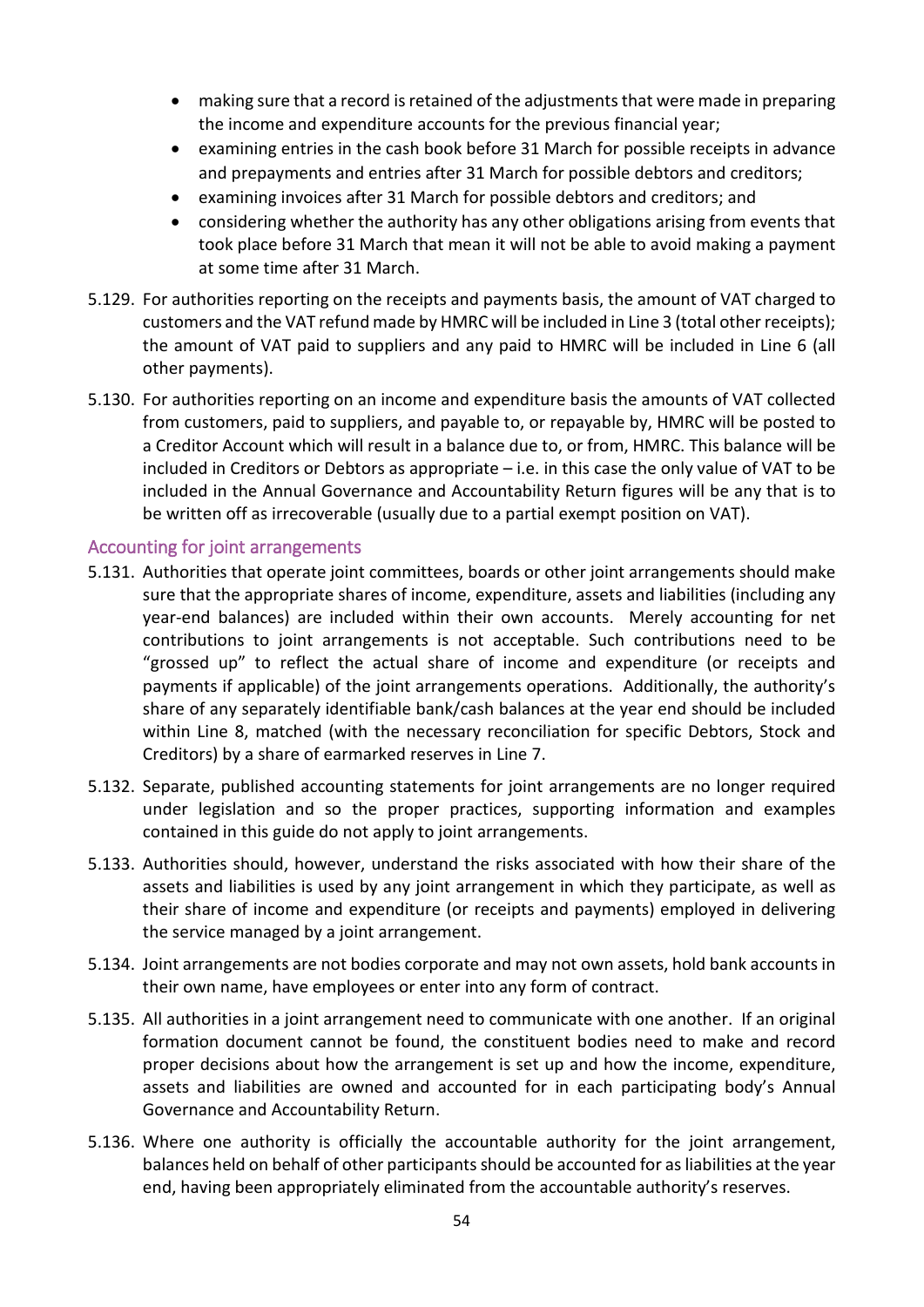- making sure that a record is retained of the adjustments that were made in preparing the income and expenditure accounts for the previous financial year;
- examining entries in the cash book before 31 March for possible receipts in advance and prepayments and entries after 31 March for possible debtors and creditors;
- examining invoices after 31 March for possible debtors and creditors; and
- considering whether the authority has any other obligations arising from events that took place before 31 March that mean it will not be able to avoid making a payment at some time after 31 March.

5.129. For authorities reporting on the receipts and payments basis, the amount of VAT charged to customers and the VAT refund made by HMRC will be included in Line 3 (total other receipts); the amount of VAT paid to suppliers and any paid to HMRC will be included in Line 6 (all other payments).

5.130. For authorities reporting on an income and expenditure basis the amounts of VAT collected from customers, paid to suppliers, and payable to, or repayable by, HMRC will be posted to a Creditor Account which will result in a balance due to, or from, HMRC. This balance will be included in Creditors or Debtors as appropriate – i.e. in this case the only value of VAT to be included in the Annual Governance and Accountability Return figures will be any that is to be written off as irrecoverable (usually due to a partial exempt position on VAT).

## Accounting for joint arrangements

5.131. Authorities that operate joint committees, boards or other joint arrangements should make sure that the appropriate shares of income, expenditure, assets and liabilities (including any year-end balances) are included within their own accounts. Merely accounting for net contributions to joint arrangements is not acceptable. Such contributions need to be "grossed up" to reflect the actual share of income and expenditure (or receipts and payments if applicable) of the joint arrangements operations. Additionally, the authority's share of any separately identifiable bank/cash balances at the year end should be included within Line 8, matched (with the necessary reconciliation for specific Debtors, Stock and Creditors) by a share of earmarked reserves in Line 7.

5.132. Separate, published accounting statements for joint arrangements are no longer required under legislation and so the proper practices, supporting information and examples contained in this guide do not apply to joint arrangements.

5.133. Authorities should, however, understand the risks associated with how their share of the assets and liabilities is used by any joint arrangement in which they participate, as well as their share of income and expenditure (or receipts and payments) employed in delivering the service managed by a joint arrangement.

5.134. Joint arrangements are not bodies corporate and may not own assets, hold bank accounts in their own name, have employees or enter into any form of contract.

5.135. All authorities in a joint arrangement need to communicate with one another. If an original formation document cannot be found, the constituent bodies need to make and record proper decisions about how the arrangement is set up and how the income, expenditure, assets and liabilities are owned and accounted for in each participating body's Annual Governance and Accountability Return.

5.136. Where one authority is officially the accountable authority for the joint arrangement, balances held on behalf of other participants should be accounted for as liabilities at the year end, having been appropriately eliminated from the accountable authority's reserves.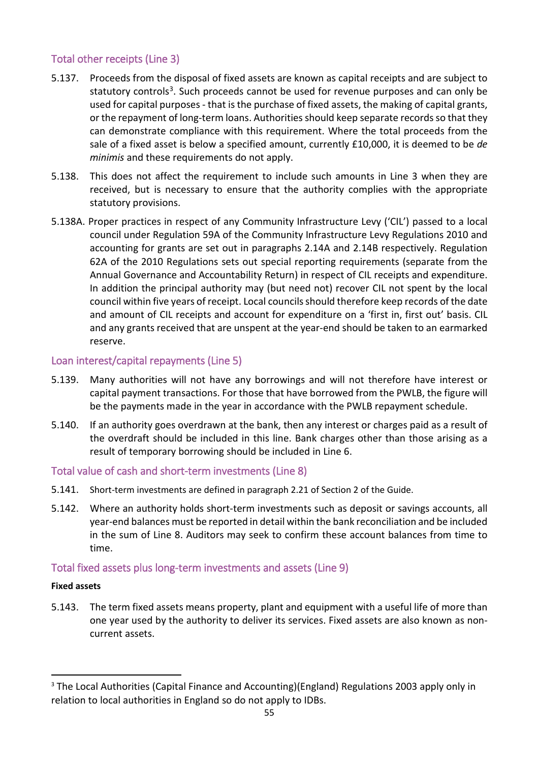## Total other receipts (Line 3)

5.137. Proceeds from the disposal of fixed assets are known as capital receipts and are subject to statutory controls[3]. Such proceeds cannot be used for revenue purposes and can only be used for capital purposes - that is the purchase of fixed assets, the making of capital grants, or the repayment of long-term loans. Authorities should keep separate records so that they can demonstrate compliance with this requirement. Where the total proceeds from the sale of a fixed asset is below a specified amount, currently £10,000, it is deemed to be *de minimis* and these requirements do not apply.

5.138. This does not affect the requirement to include such amounts in Line 3 when they are received, but is necessary to ensure that the authority complies with the appropriate statutory provisions.

5.138A. Proper practices in respect of any Community Infrastructure Levy ('CIL') passed to a local council under Regulation 59A of the Community Infrastructure Levy Regulations 2010 and accounting for grants are set out in paragraphs 2.14A and 2.14B respectively. Regulation 62A of the 2010 Regulations sets out special reporting requirements (separate from the Annual Governance and Accountability Return) in respect of CIL receipts and expenditure. In addition the principal authority may (but need not) recover CIL not spent by the local council within five years of receipt. Local councils should therefore keep records of the date and amount of CIL receipts and account for expenditure on a 'first in, first out' basis. CIL and any grants received that are unspent at the year-end should be taken to an earmarked reserve.

## Loan interest/capital repayments (Line 5)

5.139. Many authorities will not have any borrowings and will not therefore have interest or capital payment transactions. For those that have borrowed from the PWLB, the figure will be the payments made in the year in accordance with the PWLB repayment schedule.

5.140. If an authority goes overdrawn at the bank, then any interest or charges paid as a result of the overdraft should be included in this line. Bank charges other than those arising as a result of temporary borrowing should be included in Line 6.

## Total value of cash and short-term investments (Line 8)

5.141. Short-term investments are defined in paragraph 2.21 of Section 2 of the Guide.

5.142. Where an authority holds short-term investments such as deposit or savings accounts, all year-end balances must be reported in detail within the bank reconciliation and be included in the sum of Line 8. Auditors may seek to confirm these account balances from time to time.

## Total fixed assets plus long-term investments and assets (Line 9)

**Fixed assets**

5.143. The term fixed assets means property, plant and equipment with a useful life of more than one year used by the authority to deliver its services. Fixed assets are also known as non-current assets.

---

[3] The Local Authorities (Capital Finance and Accounting)(England) Regulations 2003 apply only in relation to local authorities in England so do not apply to IDBs.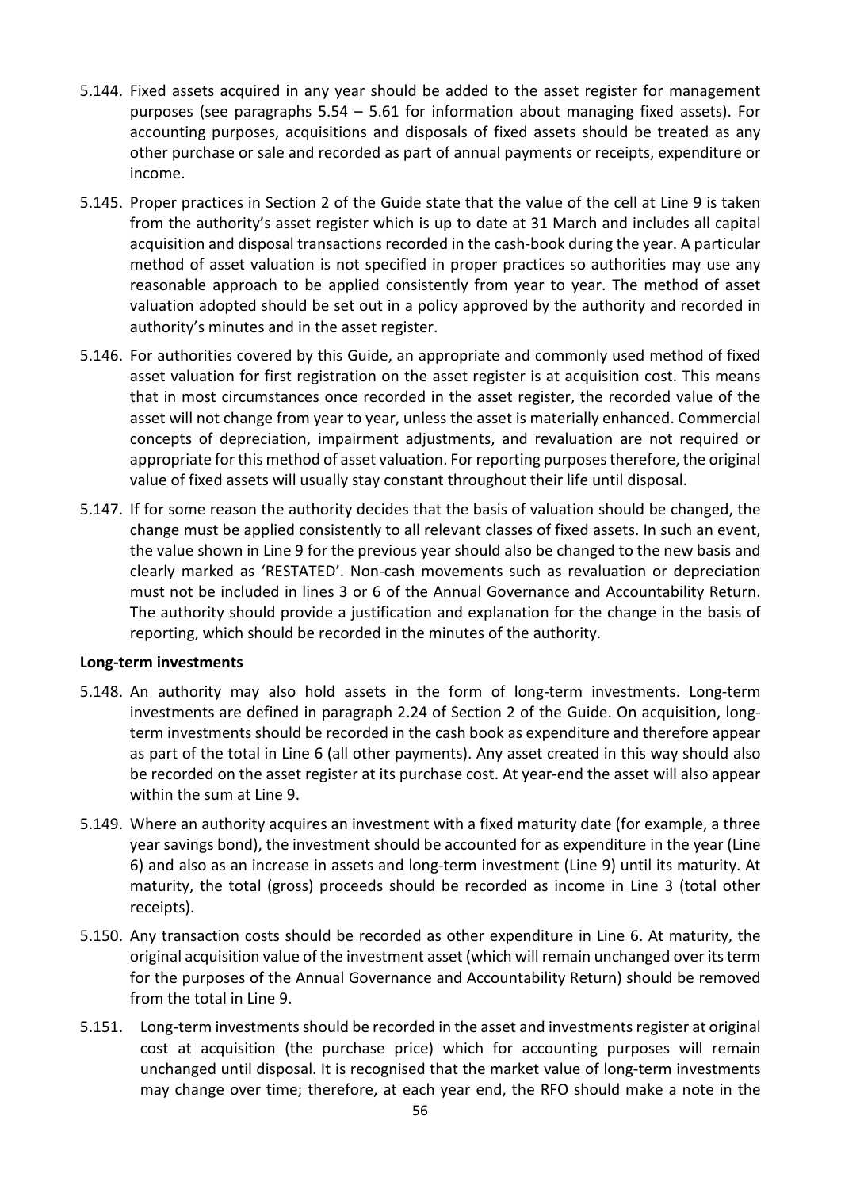5.144. Fixed assets acquired in any year should be added to the asset register for management purposes (see paragraphs 5.54 – 5.61 for information about managing fixed assets). For accounting purposes, acquisitions and disposals of fixed assets should be treated as any other purchase or sale and recorded as part of annual payments or receipts, expenditure or income.

5.145. Proper practices in Section 2 of the Guide state that the value of the cell at Line 9 is taken from the authority's asset register which is up to date at 31 March and includes all capital acquisition and disposal transactions recorded in the cash-book during the year. A particular method of asset valuation is not specified in proper practices so authorities may use any reasonable approach to be applied consistently from year to year. The method of asset valuation adopted should be set out in a policy approved by the authority and recorded in authority's minutes and in the asset register.

5.146. For authorities covered by this Guide, an appropriate and commonly used method of fixed asset valuation for first registration on the asset register is at acquisition cost. This means that in most circumstances once recorded in the asset register, the recorded value of the asset will not change from year to year, unless the asset is materially enhanced. Commercial concepts of depreciation, impairment adjustments, and revaluation are not required or appropriate for this method of asset valuation. For reporting purposes therefore, the original value of fixed assets will usually stay constant throughout their life until disposal.

5.147. If for some reason the authority decides that the basis of valuation should be changed, the change must be applied consistently to all relevant classes of fixed assets. In such an event, the value shown in Line 9 for the previous year should also be changed to the new basis and clearly marked as 'RESTATED'. Non-cash movements such as revaluation or depreciation must not be included in lines 3 or 6 of the Annual Governance and Accountability Return. The authority should provide a justification and explanation for the change in the basis of reporting, which should be recorded in the minutes of the authority.

**Long-term investments**

5.148. An authority may also hold assets in the form of long-term investments. Long-term investments are defined in paragraph 2.24 of Section 2 of the Guide. On acquisition, long-term investments should be recorded in the cash book as expenditure and therefore appear as part of the total in Line 6 (all other payments). Any asset created in this way should also be recorded on the asset register at its purchase cost. At year-end the asset will also appear within the sum at Line 9.

5.149. Where an authority acquires an investment with a fixed maturity date (for example, a three year savings bond), the investment should be accounted for as expenditure in the year (Line 6) and also as an increase in assets and long-term investment (Line 9) until its maturity. At maturity, the total (gross) proceeds should be recorded as income in Line 3 (total other receipts).

5.150. Any transaction costs should be recorded as other expenditure in Line 6. At maturity, the original acquisition value of the investment asset (which will remain unchanged over its term for the purposes of the Annual Governance and Accountability Return) should be removed from the total in Line 9.

5.151. Long-term investments should be recorded in the asset and investments register at original cost at acquisition (the purchase price) which for accounting purposes will remain unchanged until disposal. It is recognised that the market value of long-term investments may change over time; therefore, at each year end, the RFO should make a note in the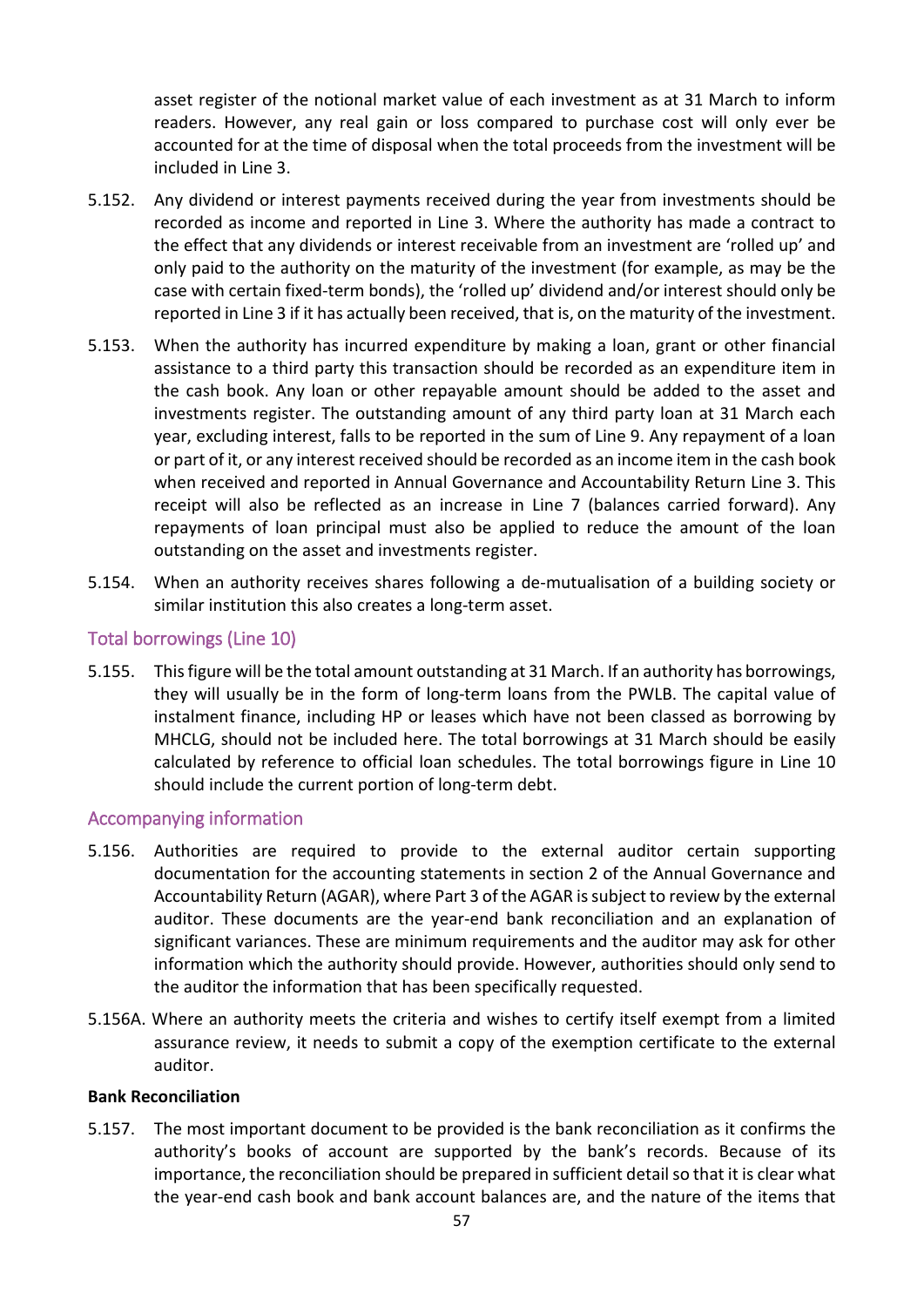asset register of the notional market value of each investment as at 31 March to inform readers. However, any real gain or loss compared to purchase cost will only ever be accounted for at the time of disposal when the total proceeds from the investment will be included in Line 3.

5.152. Any dividend or interest payments received during the year from investments should be recorded as income and reported in Line 3. Where the authority has made a contract to the effect that any dividends or interest receivable from an investment are 'rolled up' and only paid to the authority on the maturity of the investment (for example, as may be the case with certain fixed-term bonds), the 'rolled up' dividend and/or interest should only be reported in Line 3 if it has actually been received, that is, on the maturity of the investment.

5.153. When the authority has incurred expenditure by making a loan, grant or other financial assistance to a third party this transaction should be recorded as an expenditure item in the cash book. Any loan or other repayable amount should be added to the asset and investments register. The outstanding amount of any third party loan at 31 March each year, excluding interest, falls to be reported in the sum of Line 9. Any repayment of a loan or part of it, or any interest received should be recorded as an income item in the cash book when received and reported in Annual Governance and Accountability Return Line 3. This receipt will also be reflected as an increase in Line 7 (balances carried forward). Any repayments of loan principal must also be applied to reduce the amount of the loan outstanding on the asset and investments register.

5.154. When an authority receives shares following a de-mutualisation of a building society or similar institution this also creates a long-term asset.

## Total borrowings (Line 10)

5.155. This figure will be the total amount outstanding at 31 March. If an authority has borrowings, they will usually be in the form of long-term loans from the PWLB. The capital value of instalment finance, including HP or leases which have not been classed as borrowing by MHCLG, should not be included here. The total borrowings at 31 March should be easily calculated by reference to official loan schedules. The total borrowings figure in Line 10 should include the current portion of long-term debt.

## Accompanying information

5.156. Authorities are required to provide to the external auditor certain supporting documentation for the accounting statements in section 2 of the Annual Governance and Accountability Return (AGAR), where Part 3 of the AGAR is subject to review by the external auditor. These documents are the year-end bank reconciliation and an explanation of significant variances. These are minimum requirements and the auditor may ask for other information which the authority should provide. However, authorities should only send to the auditor the information that has been specifically requested.

5.156A. Where an authority meets the criteria and wishes to certify itself exempt from a limited assurance review, it needs to submit a copy of the exemption certificate to the external auditor.

**Bank Reconciliation**

5.157. The most important document to be provided is the bank reconciliation as it confirms the authority's books of account are supported by the bank's records. Because of its importance, the reconciliation should be prepared in sufficient detail so that it is clear what the year-end cash book and bank account balances are, and the nature of the items that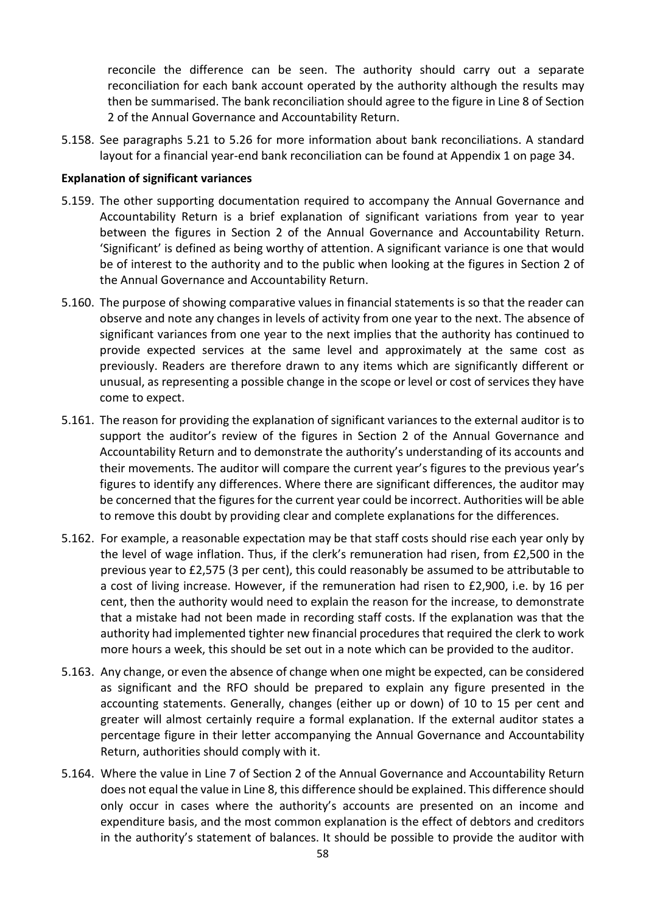reconcile the difference can be seen. The authority should carry out a separate reconciliation for each bank account operated by the authority although the results may then be summarised. The bank reconciliation should agree to the figure in Line 8 of Section 2 of the Annual Governance and Accountability Return.

5.158. See paragraphs 5.21 to 5.26 for more information about bank reconciliations. A standard layout for a financial year-end bank reconciliation can be found at Appendix 1 on page 34.

**Explanation of significant variances**

5.159. The other supporting documentation required to accompany the Annual Governance and Accountability Return is a brief explanation of significant variations from year to year between the figures in Section 2 of the Annual Governance and Accountability Return. 'Significant' is defined as being worthy of attention. A significant variance is one that would be of interest to the authority and to the public when looking at the figures in Section 2 of the Annual Governance and Accountability Return.

5.160. The purpose of showing comparative values in financial statements is so that the reader can observe and note any changes in levels of activity from one year to the next. The absence of significant variances from one year to the next implies that the authority has continued to provide expected services at the same level and approximately at the same cost as previously. Readers are therefore drawn to any items which are significantly different or unusual, as representing a possible change in the scope or level or cost of services they have come to expect.

5.161. The reason for providing the explanation of significant variances to the external auditor is to support the auditor's review of the figures in Section 2 of the Annual Governance and Accountability Return and to demonstrate the authority's understanding of its accounts and their movements. The auditor will compare the current year's figures to the previous year's figures to identify any differences. Where there are significant differences, the auditor may be concerned that the figures for the current year could be incorrect. Authorities will be able to remove this doubt by providing clear and complete explanations for the differences.

5.162. For example, a reasonable expectation may be that staff costs should rise each year only by the level of wage inflation. Thus, if the clerk's remuneration had risen, from £2,500 in the previous year to £2,575 (3 per cent), this could reasonably be assumed to be attributable to a cost of living increase. However, if the remuneration had risen to £2,900, i.e. by 16 per cent, then the authority would need to explain the reason for the increase, to demonstrate that a mistake had not been made in recording staff costs. If the explanation was that the authority had implemented tighter new financial procedures that required the clerk to work more hours a week, this should be set out in a note which can be provided to the auditor.

5.163. Any change, or even the absence of change when one might be expected, can be considered as significant and the RFO should be prepared to explain any figure presented in the accounting statements. Generally, changes (either up or down) of 10 to 15 per cent and greater will almost certainly require a formal explanation. If the external auditor states a percentage figure in their letter accompanying the Annual Governance and Accountability Return, authorities should comply with it.

5.164. Where the value in Line 7 of Section 2 of the Annual Governance and Accountability Return does not equal the value in Line 8, this difference should be explained. This difference should only occur in cases where the authority's accounts are presented on an income and expenditure basis, and the most common explanation is the effect of debtors and creditors in the authority's statement of balances. It should be possible to provide the auditor with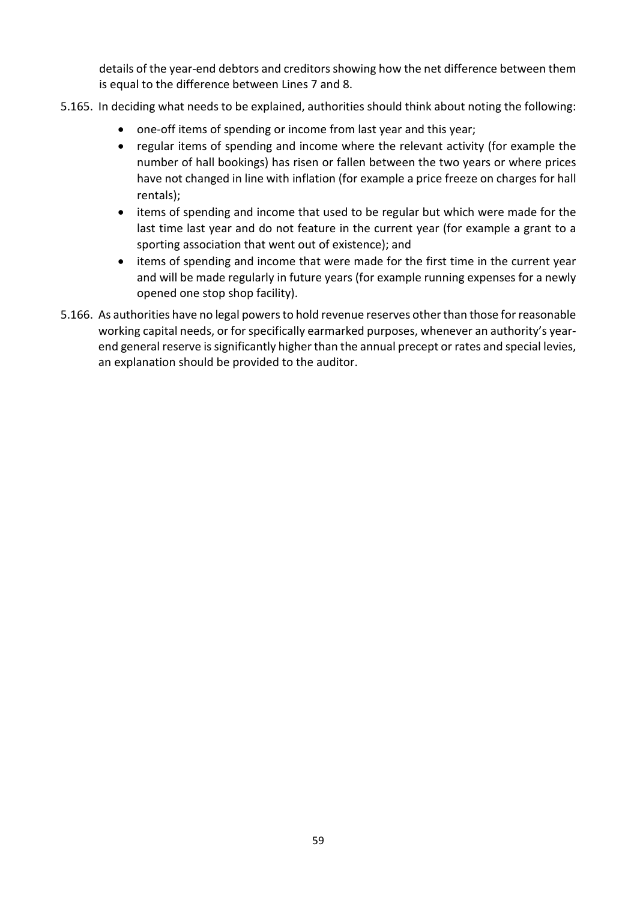details of the year-end debtors and creditors showing how the net difference between them is equal to the difference between Lines 7 and 8.

5.165. In deciding what needs to be explained, authorities should think about noting the following:

- one-off items of spending or income from last year and this year;
- regular items of spending and income where the relevant activity (for example the number of hall bookings) has risen or fallen between the two years or where prices have not changed in line with inflation (for example a price freeze on charges for hall rentals);
- items of spending and income that used to be regular but which were made for the last time last year and do not feature in the current year (for example a grant to a sporting association that went out of existence); and
- items of spending and income that were made for the first time in the current year and will be made regularly in future years (for example running expenses for a newly opened one stop shop facility).

5.166. As authorities have no legal powers to hold revenue reserves other than those for reasonable working capital needs, or for specifically earmarked purposes, whenever an authority's year-end general reserve is significantly higher than the annual precept or rates and special levies, an explanation should be provided to the auditor.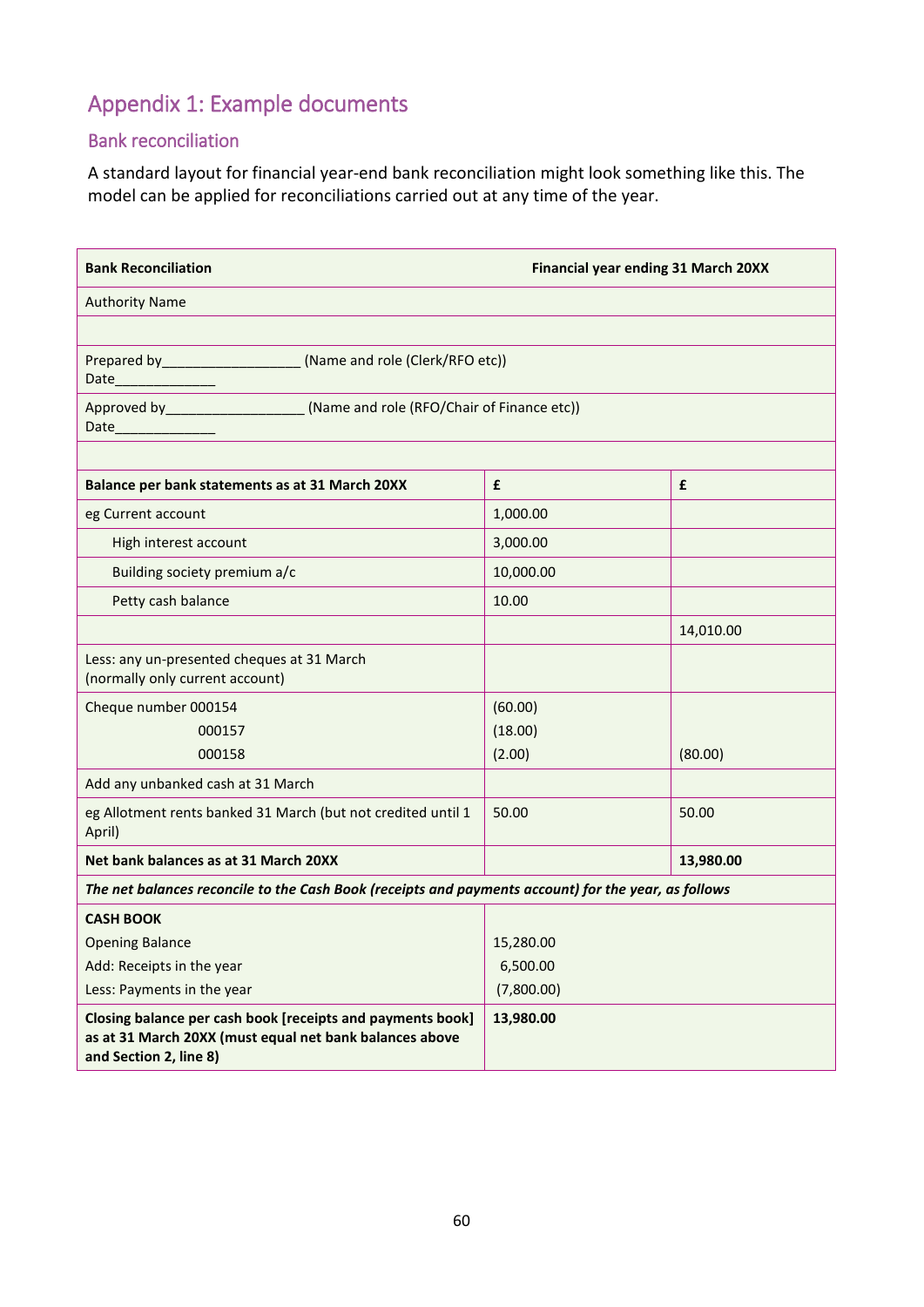# Appendix 1: Example documents

## Bank reconciliation

A standard layout for financial year-end bank reconciliation might look something like this. The model can be applied for reconciliations carried out at any time of the year.

| **Bank Reconciliation** | **Financial year ending 31 March 20XX** | |
|---|---|---|
| Authority Name | | |
| | | |
| Prepared by__________________ (Name and role (Clerk/RFO etc))<br>Date_____________ | | |
| Approved by__________________ (Name and role (RFO/Chair of Finance etc))<br>Date_____________ | | |
| | | |
| **Balance per bank statements as at 31 March 20XX** | **£** | **£** |
| eg Current account | 1,000.00 | |
| High interest account | 3,000.00 | |
| Building society premium a/c | 10,000.00 | |
| Petty cash balance | 10.00 | |
| | | 14,010.00 |
| Less: any un-presented cheques at 31 March (normally only current account) | | |
| Cheque number 000154<br>000157<br>000158 | (60.00)<br>(18.00)<br>(2.00) | (80.00) |
| Add any unbanked cash at 31 March | | |
| eg Allotment rents banked 31 March (but not credited until 1 April) | 50.00 | 50.00 |
| **Net bank balances as at 31 March 20XX** | | **13,980.00** |
| ***The net balances reconcile to the Cash Book (receipts and payments account) for the year, as follows*** | | |
| **CASH BOOK**<br>Opening Balance<br>Add: Receipts in the year<br>Less: Payments in the year | <br>15,280.00<br>6,500.00<br>(7,800.00) | |
| **Closing balance per cash book [receipts and payments book] as at 31 March 20XX (must equal net bank balances above and Section 2, line 8)** | **13,980.00** | |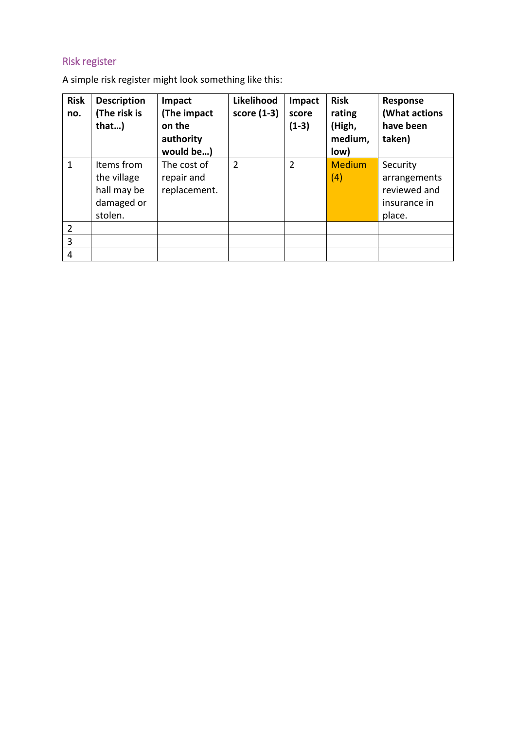## Risk register

A simple risk register might look something like this:

| Risk no. | Description (The risk is that…) | Impact (The impact on the authority would be…) | Likelihood score (1-3) | Impact score (1-3) | Risk rating (High, medium, low) | Response (What actions have been taken) |
|---|---|---|---|---|---|---|
| 1 | Items from the village hall may be damaged or stolen. | The cost of repair and replacement. | 2 | 2 | Medium (4) | Security arrangements reviewed and insurance in place. |
| 2 | | | | | | |
| 3 | | | | | | |
| 4 | | | | | | |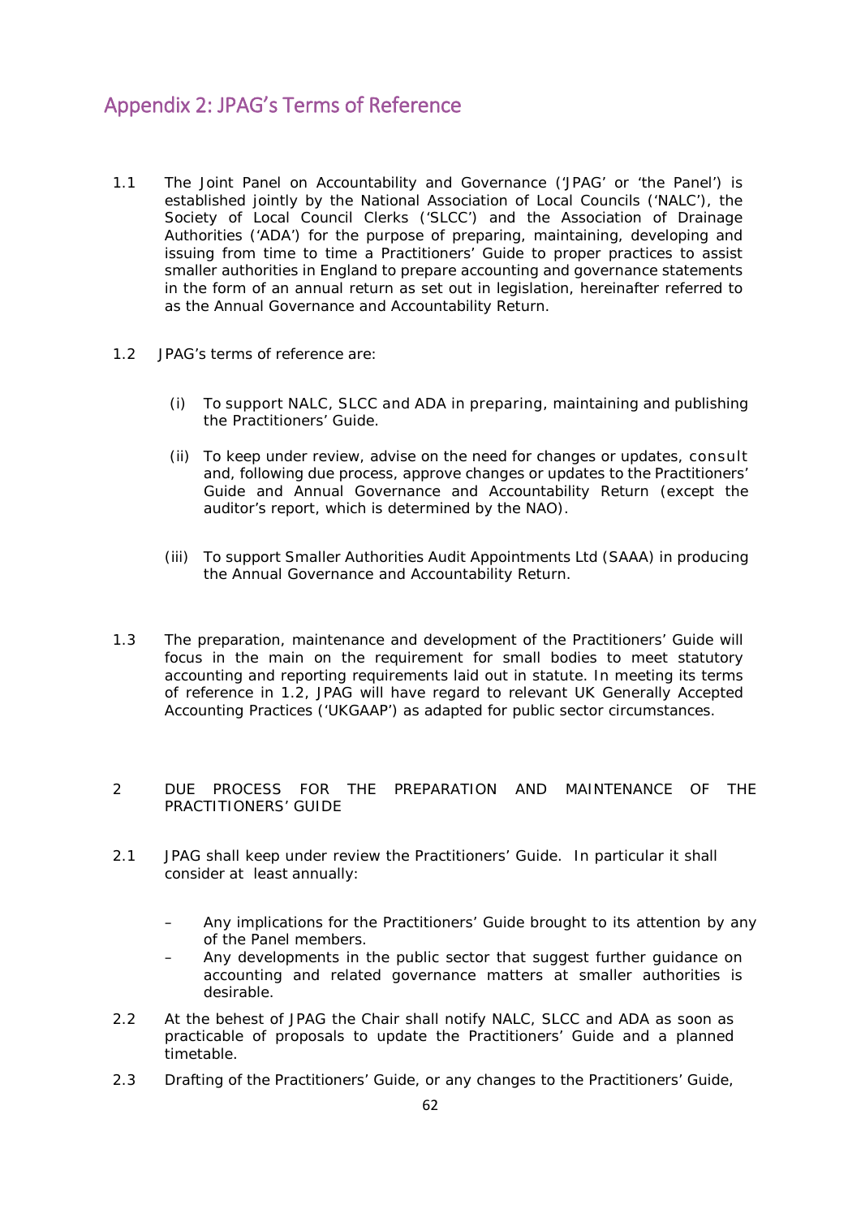## Appendix 2: JPAG's Terms of Reference

1.1 The Joint Panel on Accountability and Governance ('JPAG' or 'the Panel') is established jointly by the National Association of Local Councils ('NALC'), the Society of Local Council Clerks ('SLCC') and the Association of Drainage Authorities ('ADA') for the purpose of preparing, maintaining, developing and issuing from time to time a Practitioners' Guide to proper practices to assist smaller authorities in England to prepare accounting and governance statements in the form of an annual return as set out in legislation, hereinafter referred to as the Annual Governance and Accountability Return.

1.2 JPAG's terms of reference are:

(i) To support NALC, SLCC and ADA in preparing, maintaining and publishing the Practitioners' Guide.

(ii) To keep under review, advise on the need for changes or updates, consult and, following due process, approve changes or updates to the Practitioners' Guide and Annual Governance and Accountability Return (except the auditor's report, which is determined by the NAO).

(iii) To support Smaller Authorities Audit Appointments Ltd (SAAA) in producing the Annual Governance and Accountability Return.

1.3 The preparation, maintenance and development of the Practitioners' Guide will focus in the main on the requirement for small bodies to meet statutory accounting and reporting requirements laid out in statute. In meeting its terms of reference in 1.2, JPAG will have regard to relevant UK Generally Accepted Accounting Practices ('UKGAAP') as adapted for public sector circumstances.

2 DUE PROCESS FOR THE PREPARATION AND MAINTENANCE OF THE PRACTITIONERS' GUIDE

2.1 JPAG shall keep under review the Practitioners' Guide. In particular it shall consider at least annually:

- Any implications for the Practitioners' Guide brought to its attention by any of the Panel members.
- Any developments in the public sector that suggest further guidance on accounting and related governance matters at smaller authorities is desirable.

2.2 At the behest of JPAG the Chair shall notify NALC, SLCC and ADA as soon as practicable of proposals to update the Practitioners' Guide and a planned timetable.

2.3 Drafting of the Practitioners' Guide, or any changes to the Practitioners' Guide,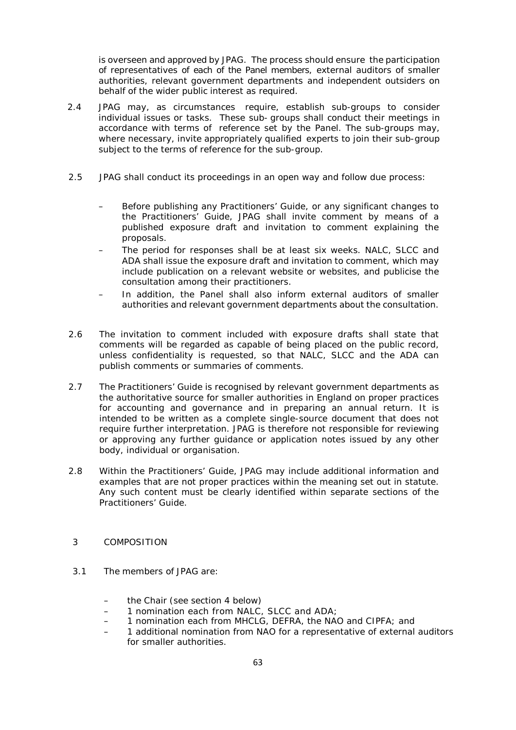is overseen and approved by JPAG. The process should ensure the participation of representatives of each of the Panel members, external auditors of smaller authorities, relevant government departments and independent outsiders on behalf of the wider public interest as required.

2.4 JPAG may, as circumstances require, establish sub-groups to consider individual issues or tasks. These sub- groups shall conduct their meetings in accordance with terms of reference set by the Panel. The sub-groups may, where necessary, invite appropriately qualified experts to join their sub-group subject to the terms of reference for the sub-group.

2.5 JPAG shall conduct its proceedings in an open way and follow due process:

- Before publishing any Practitioners' Guide, or any significant changes to the Practitioners' Guide, JPAG shall invite comment by means of a published exposure draft and invitation to comment explaining the proposals.
- The period for responses shall be at least six weeks. NALC, SLCC and ADA shall issue the exposure draft and invitation to comment, which may include publication on a relevant website or websites, and publicise the consultation among their practitioners.
- In addition, the Panel shall also inform external auditors of smaller authorities and relevant government departments about the consultation.

2.6 The invitation to comment included with exposure drafts shall state that comments will be regarded as capable of being placed on the public record, unless confidentiality is requested, so that NALC, SLCC and the ADA can publish comments or summaries of comments.

2.7 The Practitioners' Guide is recognised by relevant government departments as the authoritative source for smaller authorities in England on proper practices for accounting and governance and in preparing an annual return. It is intended to be written as a complete single-source document that does not require further interpretation. JPAG is therefore not responsible for reviewing or approving any further guidance or application notes issued by any other body, individual or organisation.

2.8 Within the Practitioners' Guide, JPAG may include additional information and examples that are not proper practices within the meaning set out in statute. Any such content must be clearly identified within separate sections of the Practitioners' Guide.

## 3 COMPOSITION

3.1 The members of JPAG are:

- the Chair (see section 4 below)
- 1 nomination each from NALC, SLCC and ADA;
- 1 nomination each from MHCLG, DEFRA, the NAO and CIPFA; and
- 1 additional nomination from NAO for a representative of external auditors for smaller authorities.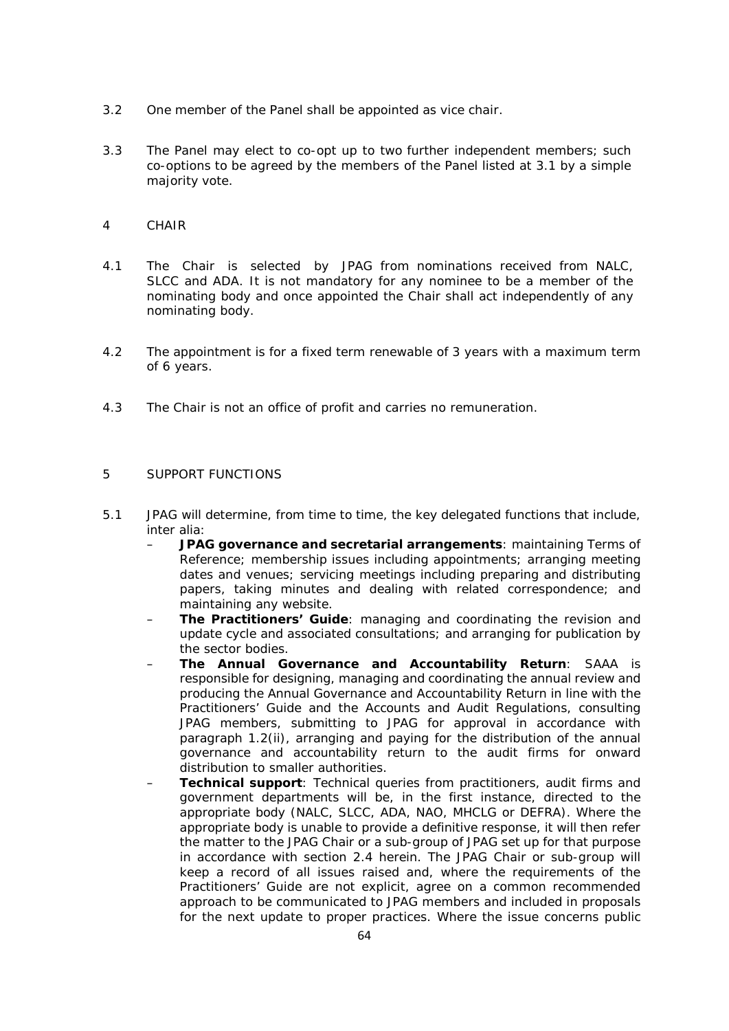3.2 One member of the Panel shall be appointed as vice chair.

3.3 The Panel may elect to co-opt up to two further independent members; such co-options to be agreed by the members of the Panel listed at 3.1 by a simple majority vote.

## 4 CHAIR

4.1 The Chair is selected by JPAG from nominations received from NALC, SLCC and ADA. It is not mandatory for any nominee to be a member of the nominating body and once appointed the Chair shall act independently of any nominating body.

4.2 The appointment is for a fixed term renewable of 3 years with a maximum term of 6 years.

4.3 The Chair is not an office of profit and carries no remuneration.

## 5 SUPPORT FUNCTIONS

5.1 JPAG will determine, from time to time, the key delegated functions that include, inter alia:

- **JPAG governance and secretarial arrangements**: maintaining Terms of Reference; membership issues including appointments; arranging meeting dates and venues; servicing meetings including preparing and distributing papers, taking minutes and dealing with related correspondence; and maintaining any website.
- **The Practitioners' Guide**: managing and coordinating the revision and update cycle and associated consultations; and arranging for publication by the sector bodies.
- **The Annual Governance and Accountability Return**: SAAA is responsible for designing, managing and coordinating the annual review and producing the Annual Governance and Accountability Return in line with the Practitioners' Guide and the Accounts and Audit Regulations, consulting JPAG members, submitting to JPAG for approval in accordance with paragraph 1.2(ii), arranging and paying for the distribution of the annual governance and accountability return to the audit firms for onward distribution to smaller authorities.
- **Technical support**: Technical queries from practitioners, audit firms and government departments will be, in the first instance, directed to the appropriate body (NALC, SLCC, ADA, NAO, MHCLG or DEFRA). Where the appropriate body is unable to provide a definitive response, it will then refer the matter to the JPAG Chair or a sub-group of JPAG set up for that purpose in accordance with section 2.4 herein. The JPAG Chair or sub-group will keep a record of all issues raised and, where the requirements of the Practitioners' Guide are not explicit, agree on a common recommended approach to be communicated to JPAG members and included in proposals for the next update to proper practices. Where the issue concerns public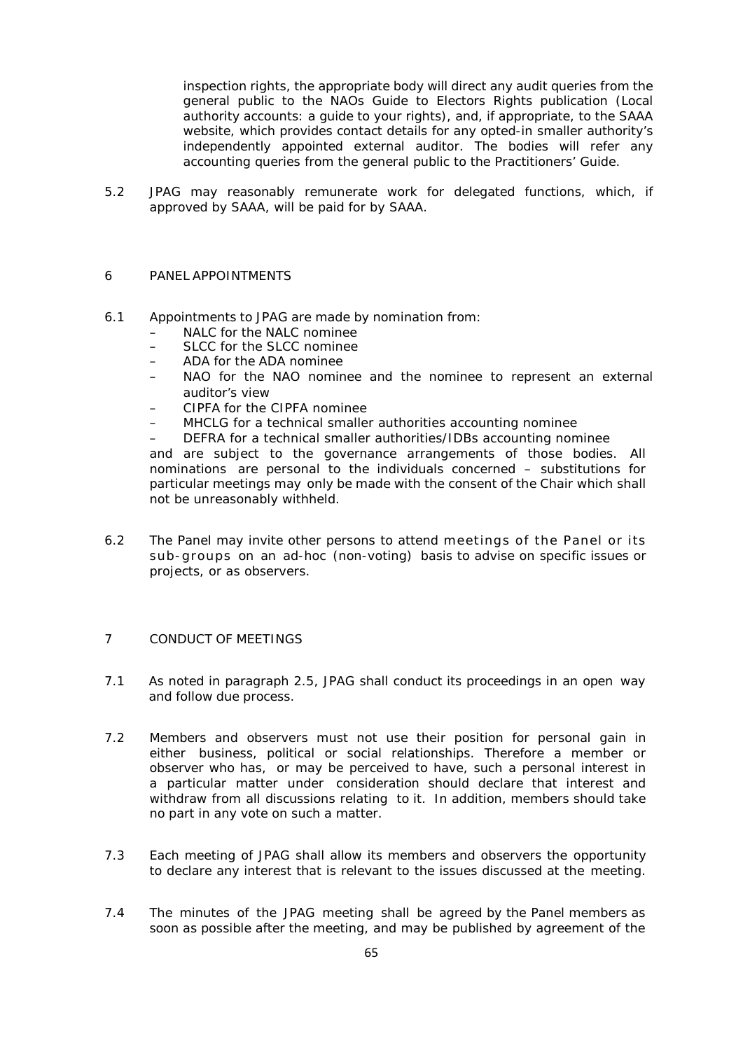inspection rights, the appropriate body will direct any audit queries from the general public to the NAOs Guide to Electors Rights publication (Local authority accounts: a guide to your rights), and, if appropriate, to the SAAA website, which provides contact details for any opted-in smaller authority's independently appointed external auditor. The bodies will refer any accounting queries from the general public to the Practitioners' Guide.

5.2 JPAG may reasonably remunerate work for delegated functions, which, if approved by SAAA, will be paid for by SAAA.

## 6 PANEL APPOINTMENTS

6.1 Appointments to JPAG are made by nomination from:

- NALC for the NALC nominee
- SLCC for the SLCC nominee
- ADA for the ADA nominee
- NAO for the NAO nominee and the nominee to represent an external auditor's view
- CIPFA for the CIPFA nominee
- MHCLG for a technical smaller authorities accounting nominee
- DEFRA for a technical smaller authorities/IDBs accounting nominee

and are subject to the governance arrangements of those bodies. All nominations are personal to the individuals concerned – substitutions for particular meetings may only be made with the consent of the Chair which shall not be unreasonably withheld.

6.2 The Panel may invite other persons to attend meetings of the Panel or its sub-groups on an ad-hoc (non-voting) basis to advise on specific issues or projects, or as observers.

## 7 CONDUCT OF MEETINGS

7.1 As noted in paragraph 2.5, JPAG shall conduct its proceedings in an open way and follow due process.

7.2 Members and observers must not use their position for personal gain in either business, political or social relationships. Therefore a member or observer who has, or may be perceived to have, such a personal interest in a particular matter under consideration should declare that interest and withdraw from all discussions relating to it. In addition, members should take no part in any vote on such a matter.

7.3 Each meeting of JPAG shall allow its members and observers the opportunity to declare any interest that is relevant to the issues discussed at the meeting.

7.4 The minutes of the JPAG meeting shall be agreed by the Panel members as soon as possible after the meeting, and may be published by agreement of the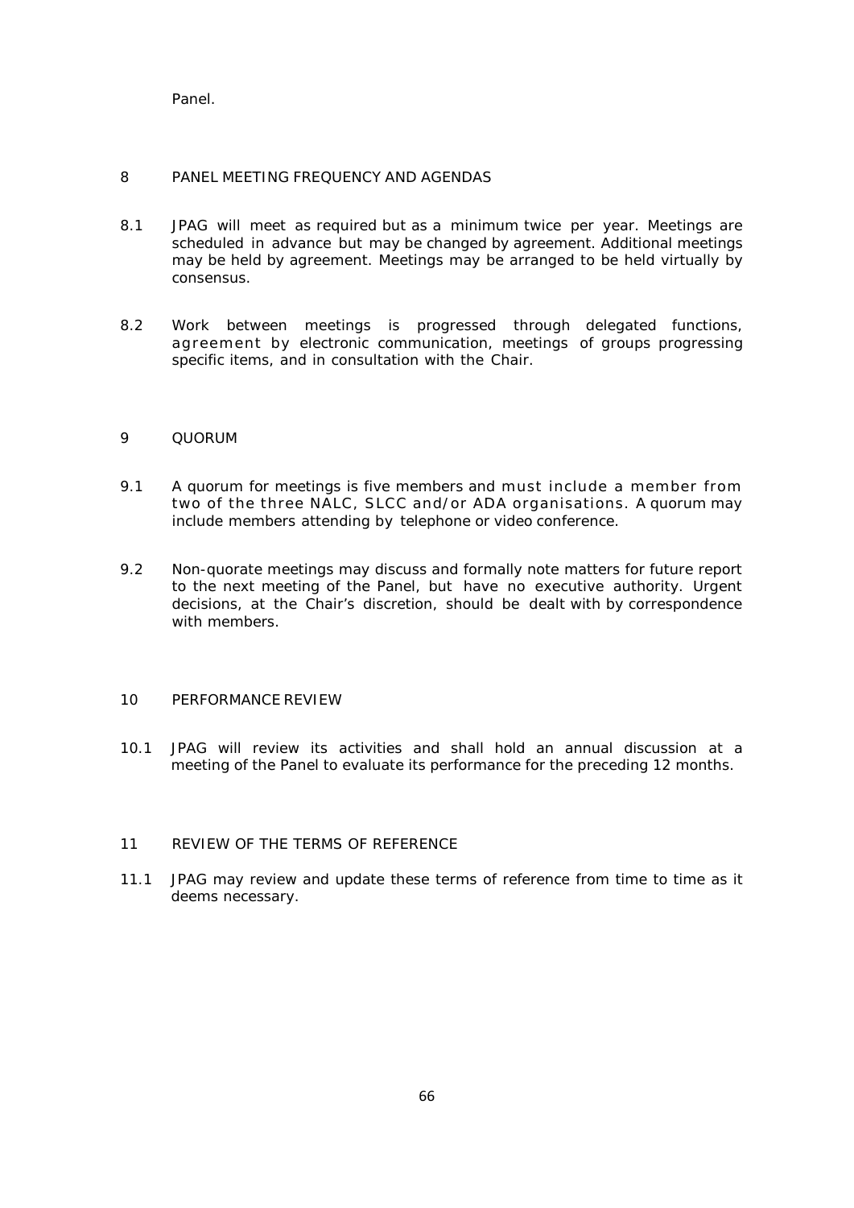Panel.

## 8 PANEL MEETING FREQUENCY AND AGENDAS

8.1 JPAG will meet as required but as a minimum twice per year. Meetings are scheduled in advance but may be changed by agreement. Additional meetings may be held by agreement. Meetings may be arranged to be held virtually by consensus.

8.2 Work between meetings is progressed through delegated functions, agreement by electronic communication, meetings of groups progressing specific items, and in consultation with the Chair.

## 9 QUORUM

9.1 A quorum for meetings is five members and must include a member from two of the three NALC, SLCC and/or ADA organisations. A quorum may include members attending by telephone or video conference.

9.2 Non-quorate meetings may discuss and formally note matters for future report to the next meeting of the Panel, but have no executive authority. Urgent decisions, at the Chair's discretion, should be dealt with by correspondence with members.

## 10 PERFORMANCE REVIEW

10.1 JPAG will review its activities and shall hold an annual discussion at a meeting of the Panel to evaluate its performance for the preceding 12 months.

## 11 REVIEW OF THE TERMS OF REFERENCE

11.1 JPAG may review and update these terms of reference from time to time as it deems necessary.